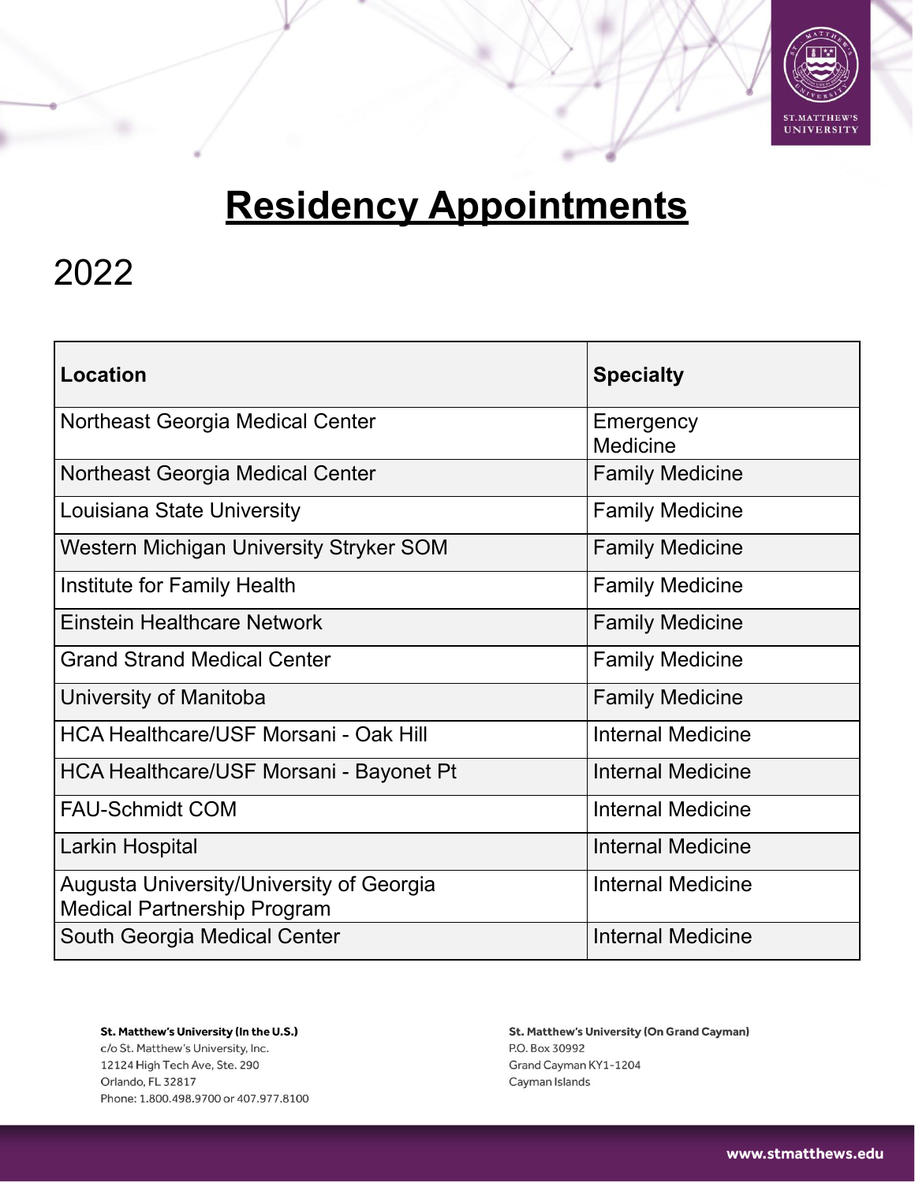# Residency Appointments

## 2022

| Location | Specialty |
|---|---|
| Northeast Georgia Medical Center | Emergency Medicine |
| Northeast Georgia Medical Center | Family Medicine |
| Louisiana State University | Family Medicine |
| Western Michigan University Stryker SOM | Family Medicine |
| Institute for Family Health | Family Medicine |
| Einstein Healthcare Network | Family Medicine |
| Grand Strand Medical Center | Family Medicine |
| University of Manitoba | Family Medicine |
| HCA Healthcare/USF Morsani - Oak Hill | Internal Medicine |
| HCA Healthcare/USF Morsani - Bayonet Pt | Internal Medicine |
| FAU-Schmidt COM | Internal Medicine |
| Larkin Hospital | Internal Medicine |
| Augusta University/University of Georgia Medical Partnership Program | Internal Medicine |
| South Georgia Medical Center | Internal Medicine |

**St. Matthew's University (In the U.S.)**
c/o St. Matthew's University, Inc.
12124 High Tech Ave, Ste. 290
Orlando, FL 32817
Phone: 1.800.498.9700 or 407.977.8100

**St. Matthew's University (On Grand Cayman)**
P.O. Box 30992
Grand Cayman KY1-1204
Cayman Islands

www.stmatthews.edu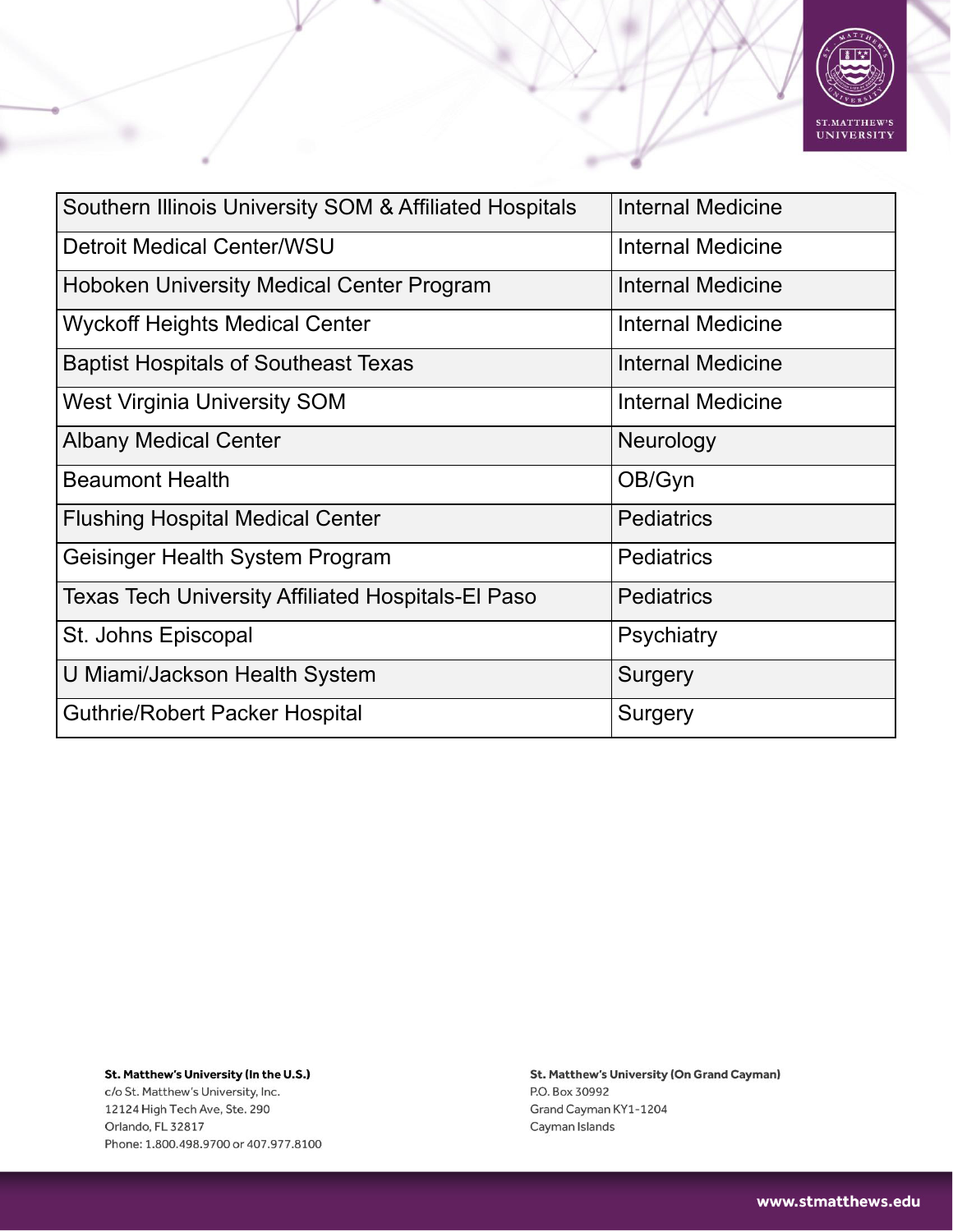| Southern Illinois University SOM & Affiliated Hospitals | Internal Medicine |
| --- | --- |
| Detroit Medical Center/WSU | Internal Medicine |
| Hoboken University Medical Center Program | Internal Medicine |
| Wyckoff Heights Medical Center | Internal Medicine |
| Baptist Hospitals of Southeast Texas | Internal Medicine |
| West Virginia University SOM | Internal Medicine |
| Albany Medical Center | Neurology |
| Beaumont Health | OB/Gyn |
| Flushing Hospital Medical Center | Pediatrics |
| Geisinger Health System Program | Pediatrics |
| Texas Tech University Affiliated Hospitals-El Paso | Pediatrics |
| St. Johns Episcopal | Psychiatry |
| U Miami/Jackson Health System | Surgery |
| Guthrie/Robert Packer Hospital | Surgery |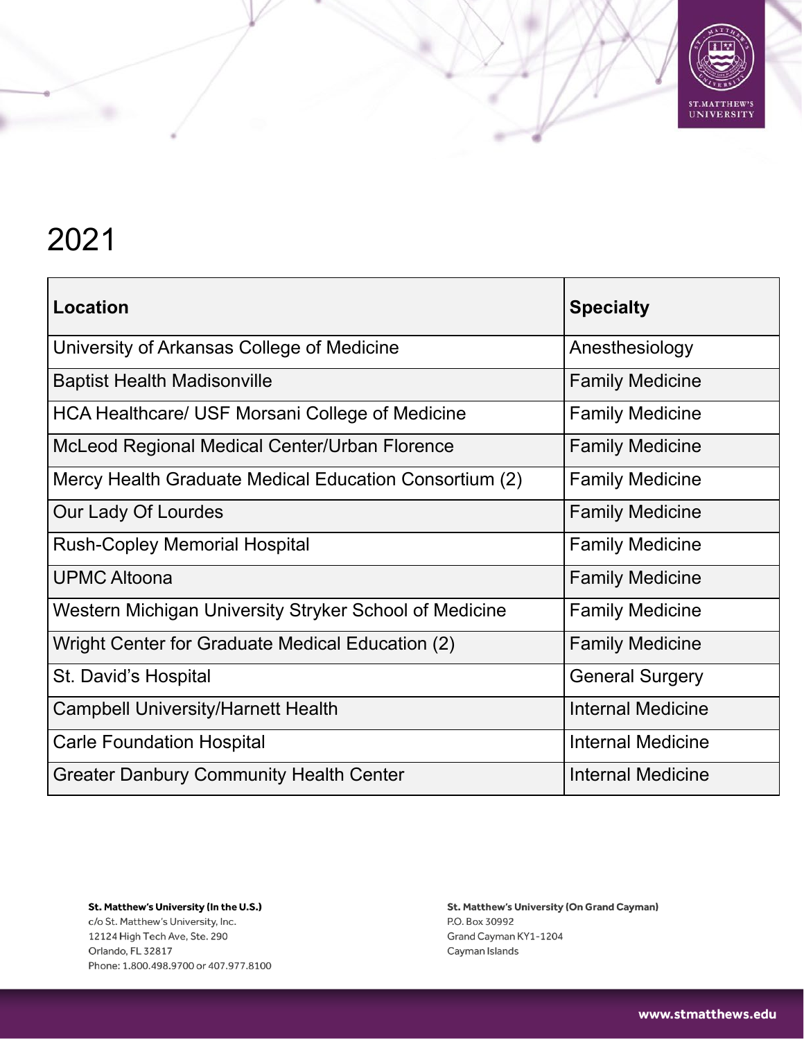# 2021

| Location | Specialty |
| --- | --- |
| University of Arkansas College of Medicine | Anesthesiology |
| Baptist Health Madisonville | Family Medicine |
| HCA Healthcare/ USF Morsani College of Medicine | Family Medicine |
| McLeod Regional Medical Center/Urban Florence | Family Medicine |
| Mercy Health Graduate Medical Education Consortium (2) | Family Medicine |
| Our Lady Of Lourdes | Family Medicine |
| Rush-Copley Memorial Hospital | Family Medicine |
| UPMC Altoona | Family Medicine |
| Western Michigan University Stryker School of Medicine | Family Medicine |
| Wright Center for Graduate Medical Education (2) | Family Medicine |
| St. David's Hospital | General Surgery |
| Campbell University/Harnett Health | Internal Medicine |
| Carle Foundation Hospital | Internal Medicine |
| Greater Danbury Community Health Center | Internal Medicine |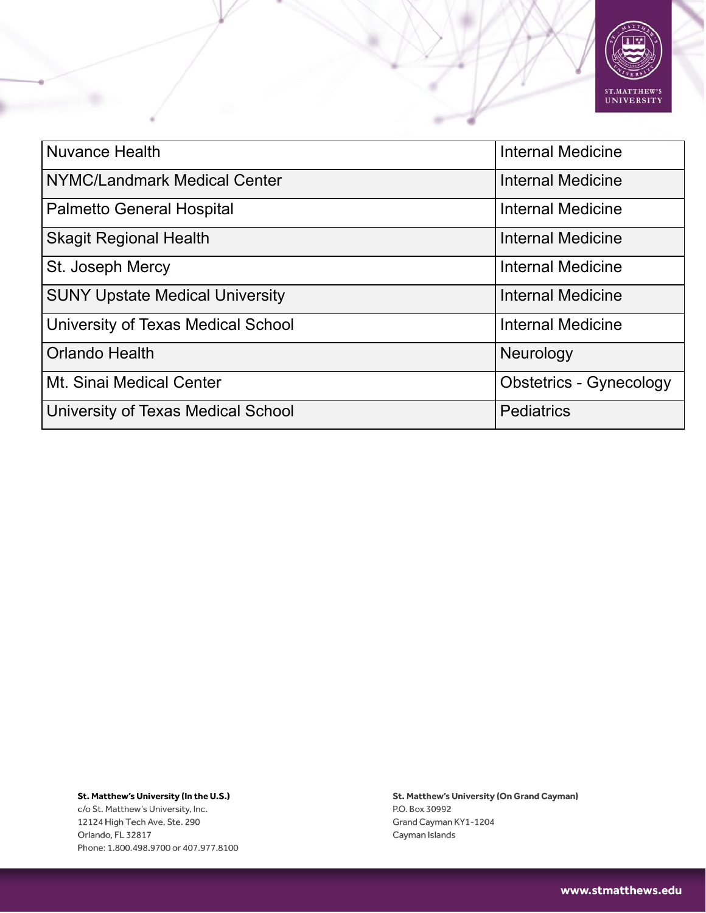| Nuvance Health | Internal Medicine |
| --- | --- |
| NYMC/Landmark Medical Center | Internal Medicine |
| Palmetto General Hospital | Internal Medicine |
| Skagit Regional Health | Internal Medicine |
| St. Joseph Mercy | Internal Medicine |
| SUNY Upstate Medical University | Internal Medicine |
| University of Texas Medical School | Internal Medicine |
| Orlando Health | Neurology |
| Mt. Sinai Medical Center | Obstetrics - Gynecology |
| University of Texas Medical School | Pediatrics |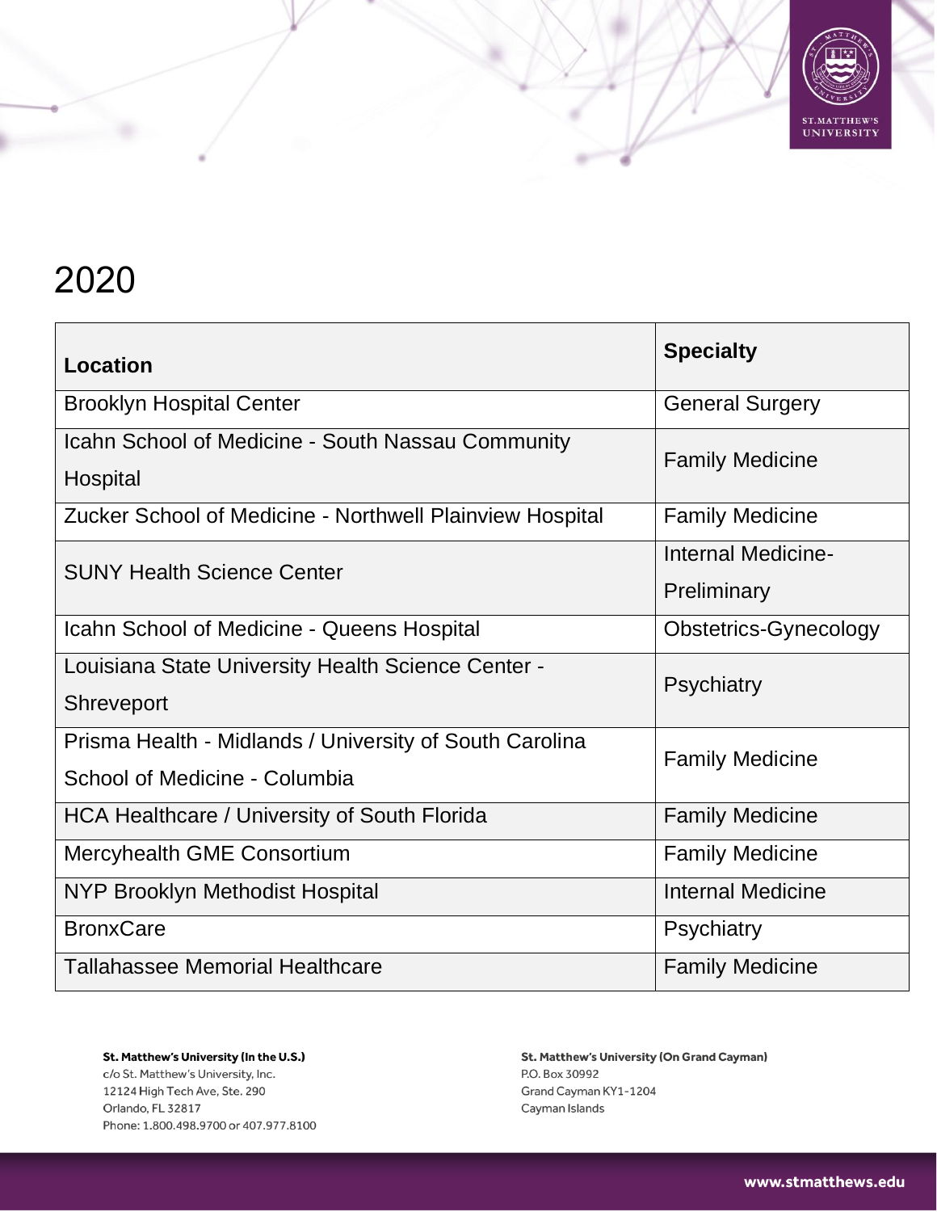# 2020

| Location | Specialty |
|---|---|
| Brooklyn Hospital Center | General Surgery |
| Icahn School of Medicine - South Nassau Community Hospital | Family Medicine |
| Zucker School of Medicine - Northwell Plainview Hospital | Family Medicine |
| SUNY Health Science Center | Internal Medicine-Preliminary |
| Icahn School of Medicine - Queens Hospital | Obstetrics-Gynecology |
| Louisiana State University Health Science Center - Shreveport | Psychiatry |
| Prisma Health - Midlands / University of South Carolina School of Medicine - Columbia | Family Medicine |
| HCA Healthcare / University of South Florida | Family Medicine |
| Mercyhealth GME Consortium | Family Medicine |
| NYP Brooklyn Methodist Hospital | Internal Medicine |
| BronxCare | Psychiatry |
| Tallahassee Memorial Healthcare | Family Medicine |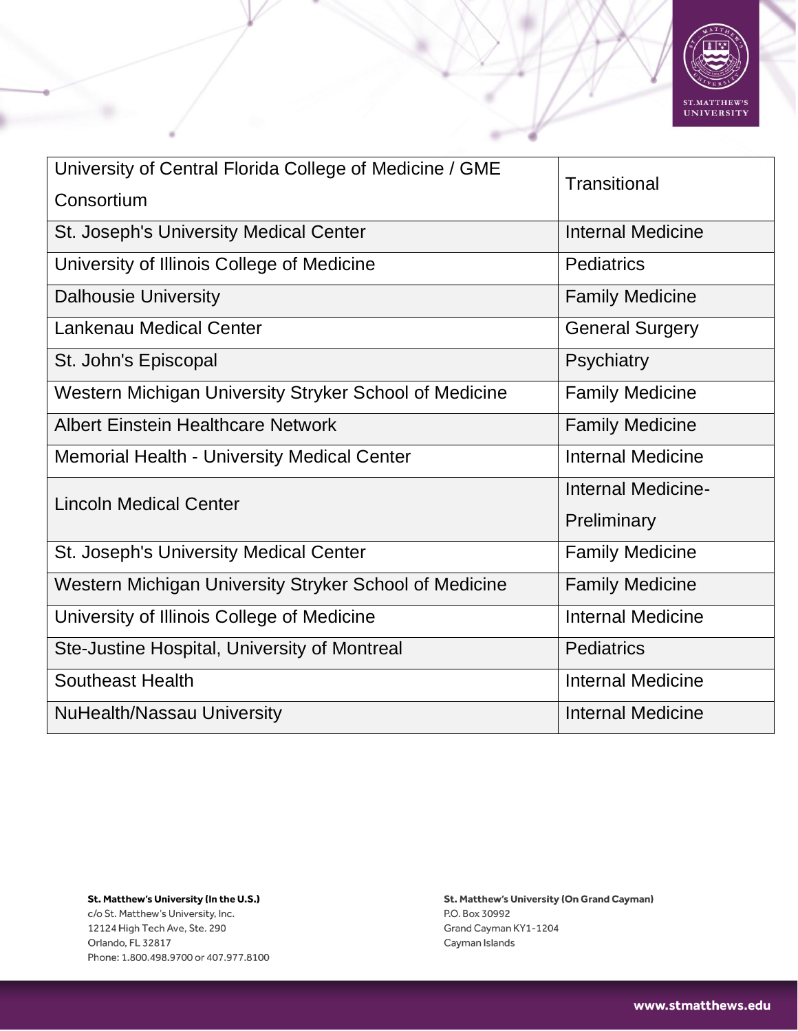| | |
|---|---|
| University of Central Florida College of Medicine / GME Consortium | Transitional |
| St. Joseph's University Medical Center | Internal Medicine |
| University of Illinois College of Medicine | Pediatrics |
| Dalhousie University | Family Medicine |
| Lankenau Medical Center | General Surgery |
| St. John's Episcopal | Psychiatry |
| Western Michigan University Stryker School of Medicine | Family Medicine |
| Albert Einstein Healthcare Network | Family Medicine |
| Memorial Health - University Medical Center | Internal Medicine |
| Lincoln Medical Center | Internal Medicine-Preliminary |
| St. Joseph's University Medical Center | Family Medicine |
| Western Michigan University Stryker School of Medicine | Family Medicine |
| University of Illinois College of Medicine | Internal Medicine |
| Ste-Justine Hospital, University of Montreal | Pediatrics |
| Southeast Health | Internal Medicine |
| NuHealth/Nassau University | Internal Medicine |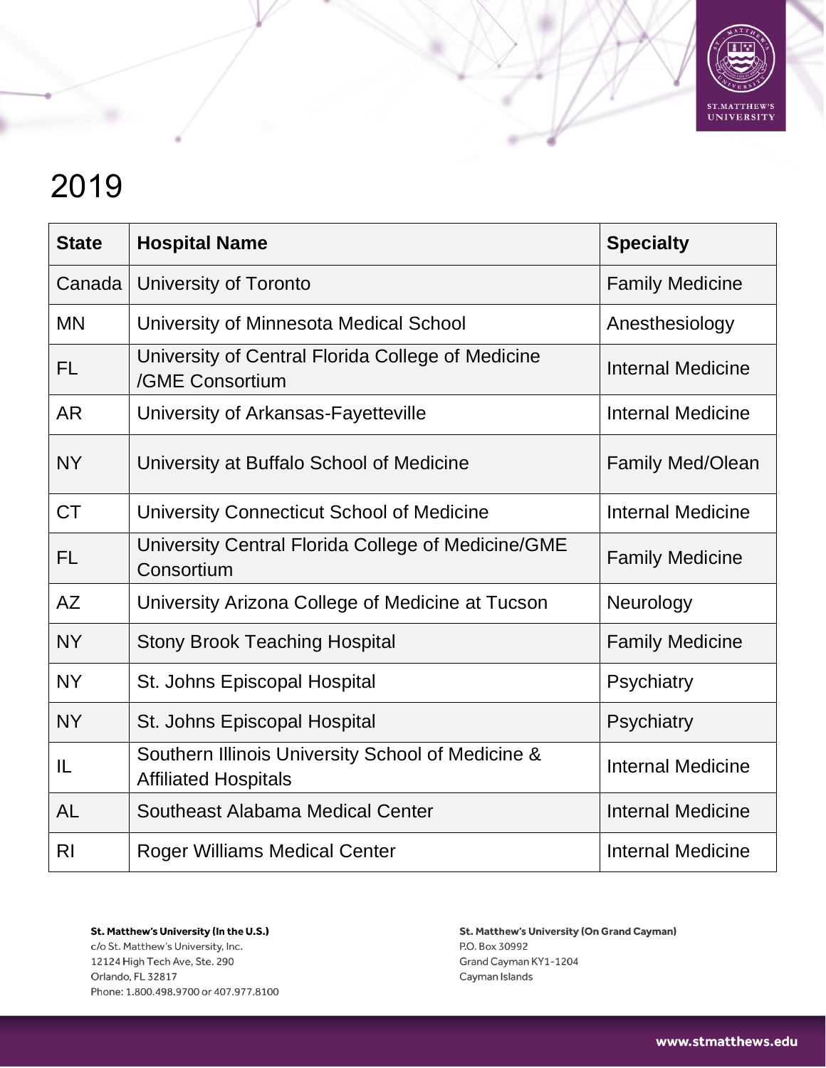# 2019

| State | Hospital Name | Specialty |
|---|---|---|
| Canada | University of Toronto | Family Medicine |
| MN | University of Minnesota Medical School | Anesthesiology |
| FL | University of Central Florida College of Medicine /GME Consortium | Internal Medicine |
| AR | University of Arkansas-Fayetteville | Internal Medicine |
| NY | University at Buffalo School of Medicine | Family Med/Olean |
| CT | University Connecticut School of Medicine | Internal Medicine |
| FL | University Central Florida College of Medicine/GME Consortium | Family Medicine |
| AZ | University Arizona College of Medicine at Tucson | Neurology |
| NY | Stony Brook Teaching Hospital | Family Medicine |
| NY | St. Johns Episcopal Hospital | Psychiatry |
| NY | St. Johns Episcopal Hospital | Psychiatry |
| IL | Southern Illinois University School of Medicine & Affiliated Hospitals | Internal Medicine |
| AL | Southeast Alabama Medical Center | Internal Medicine |
| RI | Roger Williams Medical Center | Internal Medicine |

**St. Matthew's University (In the U.S.)**
c/o St. Matthew's University, Inc.
12124 High Tech Ave, Ste. 290
Orlando, FL 32817
Phone: 1.800.498.9700 or 407.977.8100

**St. Matthew's University (On Grand Cayman)**
P.O. Box 30992
Grand Cayman KY1-1204
Cayman Islands

www.stmatthews.edu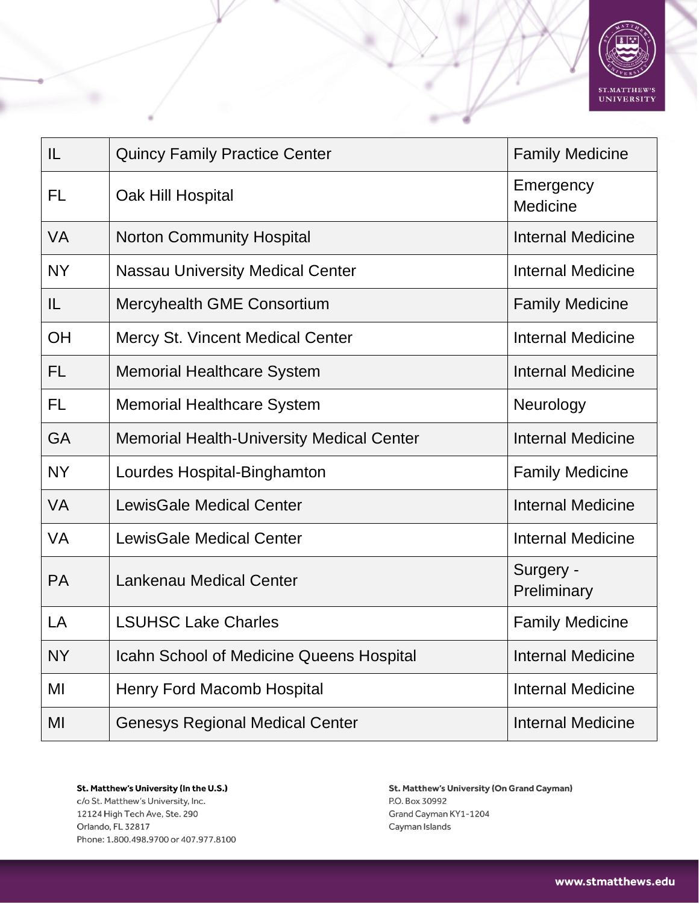| IL | Quincy Family Practice Center | Family Medicine |
|---|---|---|
| FL | Oak Hill Hospital | Emergency Medicine |
| VA | Norton Community Hospital | Internal Medicine |
| NY | Nassau University Medical Center | Internal Medicine |
| IL | Mercyhealth GME Consortium | Family Medicine |
| OH | Mercy St. Vincent Medical Center | Internal Medicine |
| FL | Memorial Healthcare System | Internal Medicine |
| FL | Memorial Healthcare System | Neurology |
| GA | Memorial Health-University Medical Center | Internal Medicine |
| NY | Lourdes Hospital-Binghamton | Family Medicine |
| VA | LewisGale Medical Center | Internal Medicine |
| VA | LewisGale Medical Center | Internal Medicine |
| PA | Lankenau Medical Center | Surgery - Preliminary |
| LA | LSUHSC Lake Charles | Family Medicine |
| NY | Icahn School of Medicine Queens Hospital | Internal Medicine |
| MI | Henry Ford Macomb Hospital | Internal Medicine |
| MI | Genesys Regional Medical Center | Internal Medicine |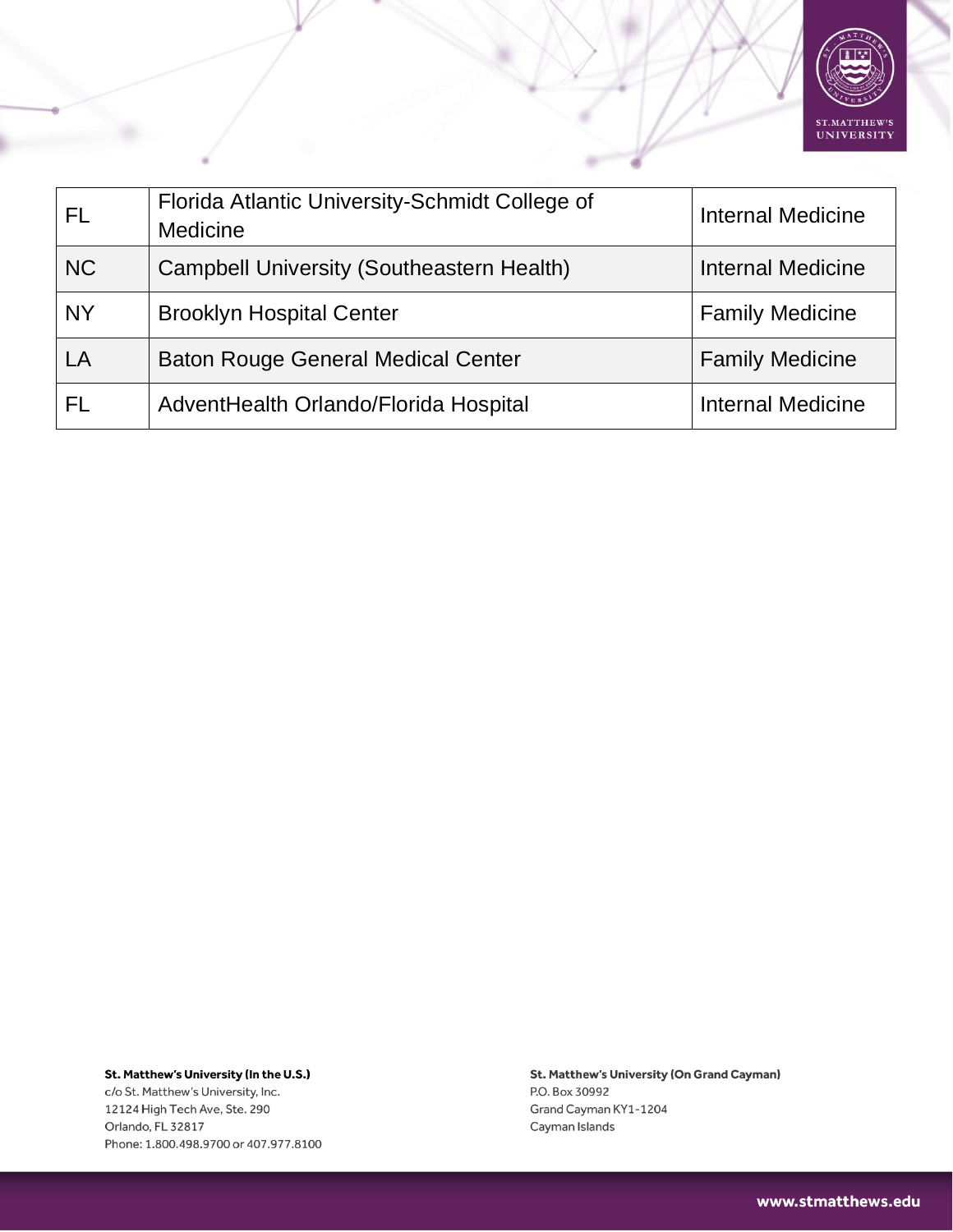| FL | Florida Atlantic University-Schmidt College of Medicine | Internal Medicine |
|---|---|---|
| NC | Campbell University (Southeastern Health) | Internal Medicine |
| NY | Brooklyn Hospital Center | Family Medicine |
| LA | Baton Rouge General Medical Center | Family Medicine |
| FL | AdventHealth Orlando/Florida Hospital | Internal Medicine |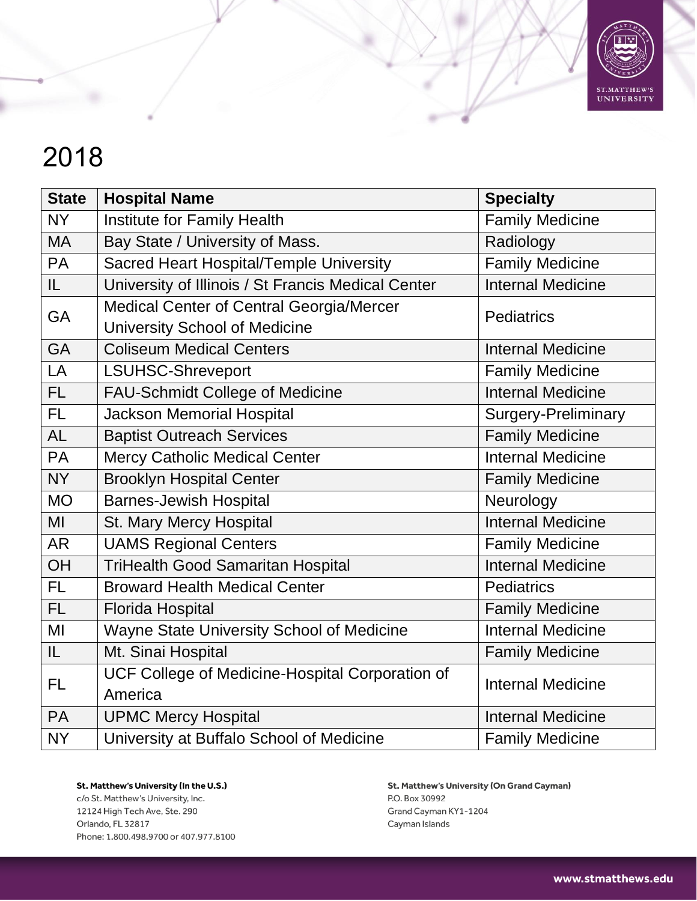# 2018

| State | Hospital Name | Specialty |
|---|---|---|
| NY | Institute for Family Health | Family Medicine |
| MA | Bay State / University of Mass. | Radiology |
| PA | Sacred Heart Hospital/Temple University | Family Medicine |
| IL | University of Illinois / St Francis Medical Center | Internal Medicine |
| GA | Medical Center of Central Georgia/Mercer University School of Medicine | Pediatrics |
| GA | Coliseum Medical Centers | Internal Medicine |
| LA | LSUHSC-Shreveport | Family Medicine |
| FL | FAU-Schmidt College of Medicine | Internal Medicine |
| FL | Jackson Memorial Hospital | Surgery-Preliminary |
| AL | Baptist Outreach Services | Family Medicine |
| PA | Mercy Catholic Medical Center | Internal Medicine |
| NY | Brooklyn Hospital Center | Family Medicine |
| MO | Barnes-Jewish Hospital | Neurology |
| MI | St. Mary Mercy Hospital | Internal Medicine |
| AR | UAMS Regional Centers | Family Medicine |
| OH | TriHealth Good Samaritan Hospital | Internal Medicine |
| FL | Broward Health Medical Center | Pediatrics |
| FL | Florida Hospital | Family Medicine |
| MI | Wayne State University School of Medicine | Internal Medicine |
| IL | Mt. Sinai Hospital | Family Medicine |
| FL | UCF College of Medicine-Hospital Corporation of America | Internal Medicine |
| PA | UPMC Mercy Hospital | Internal Medicine |
| NY | University at Buffalo School of Medicine | Family Medicine |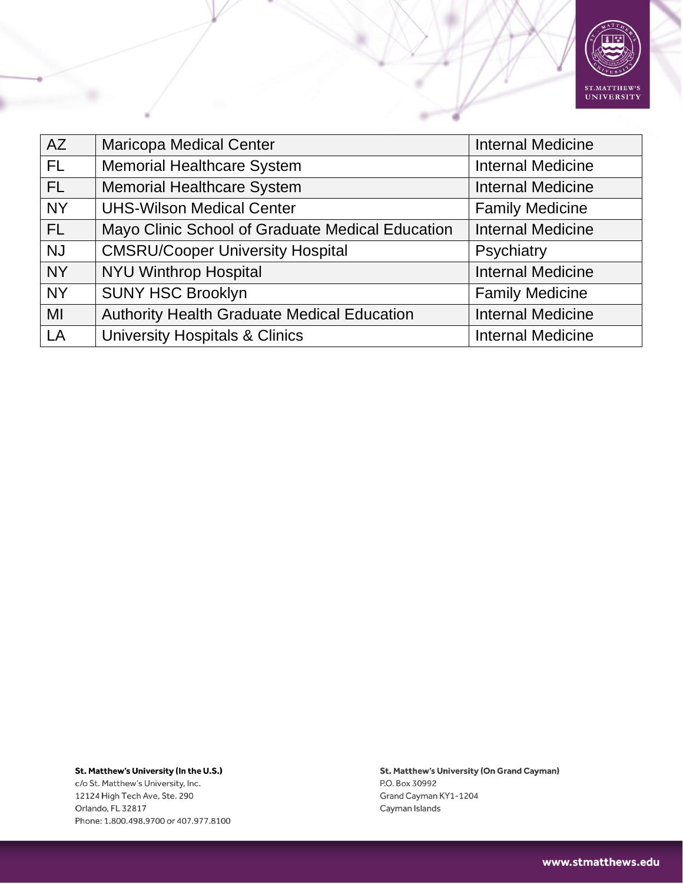| | | |
|---|---|---|
| AZ | Maricopa Medical Center | Internal Medicine |
| FL | Memorial Healthcare System | Internal Medicine |
| FL | Memorial Healthcare System | Internal Medicine |
| NY | UHS-Wilson Medical Center | Family Medicine |
| FL | Mayo Clinic School of Graduate Medical Education | Internal Medicine |
| NJ | CMSRU/Cooper University Hospital | Psychiatry |
| NY | NYU Winthrop Hospital | Internal Medicine |
| NY | SUNY HSC Brooklyn | Family Medicine |
| MI | Authority Health Graduate Medical Education | Internal Medicine |
| LA | University Hospitals & Clinics | Internal Medicine |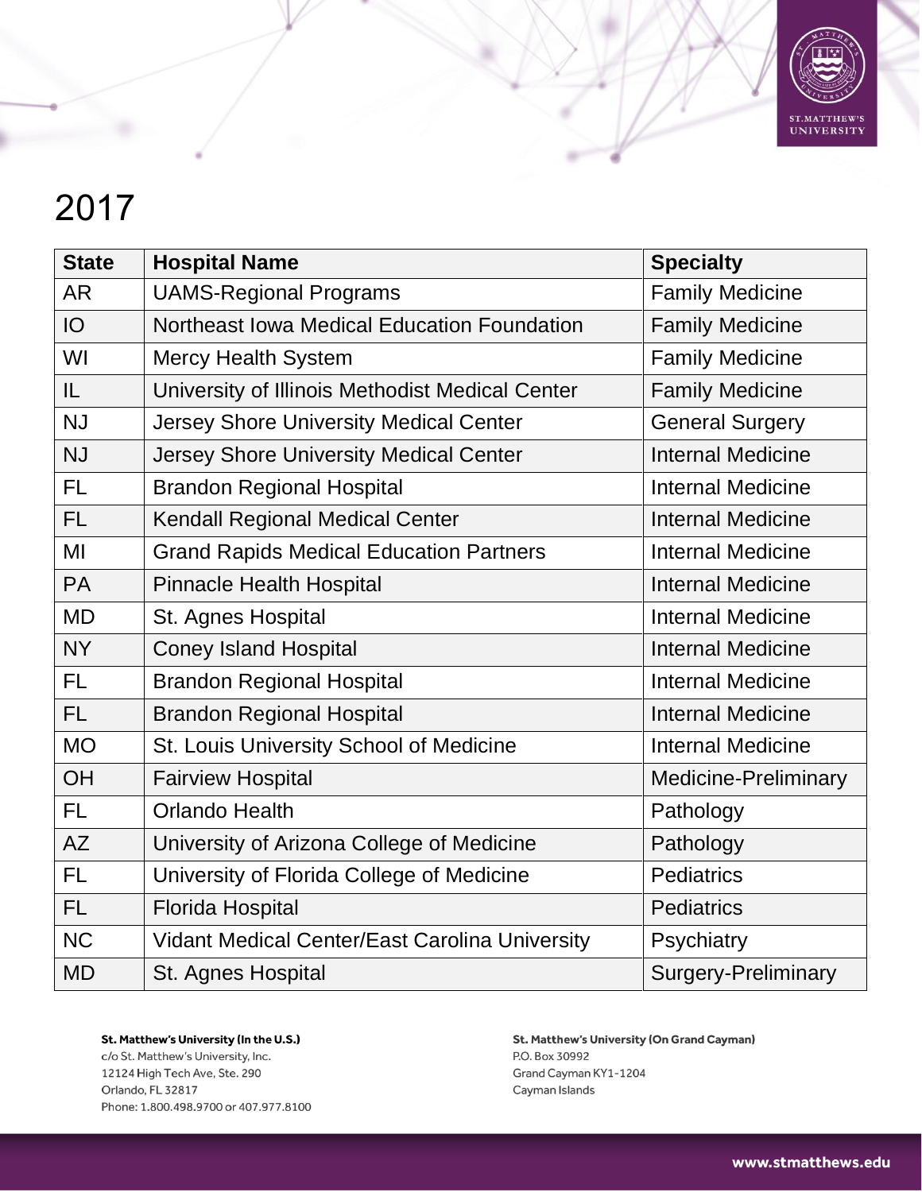# 2017

| State | Hospital Name | Specialty |
|---|---|---|
| AR | UAMS-Regional Programs | Family Medicine |
| IO | Northeast Iowa Medical Education Foundation | Family Medicine |
| WI | Mercy Health System | Family Medicine |
| IL | University of Illinois Methodist Medical Center | Family Medicine |
| NJ | Jersey Shore University Medical Center | General Surgery |
| NJ | Jersey Shore University Medical Center | Internal Medicine |
| FL | Brandon Regional Hospital | Internal Medicine |
| FL | Kendall Regional Medical Center | Internal Medicine |
| MI | Grand Rapids Medical Education Partners | Internal Medicine |
| PA | Pinnacle Health Hospital | Internal Medicine |
| MD | St. Agnes Hospital | Internal Medicine |
| NY | Coney Island Hospital | Internal Medicine |
| FL | Brandon Regional Hospital | Internal Medicine |
| FL | Brandon Regional Hospital | Internal Medicine |
| MO | St. Louis University School of Medicine | Internal Medicine |
| OH | Fairview Hospital | Medicine-Preliminary |
| FL | Orlando Health | Pathology |
| AZ | University of Arizona College of Medicine | Pathology |
| FL | University of Florida College of Medicine | Pediatrics |
| FL | Florida Hospital | Pediatrics |
| NC | Vidant Medical Center/East Carolina University | Psychiatry |
| MD | St. Agnes Hospital | Surgery-Preliminary |

**St. Matthew's University (In the U.S.)**
c/o St. Matthew's University, Inc.
12124 High Tech Ave, Ste. 290
Orlando, FL 32817
Phone: 1.800.498.9700 or 407.977.8100

**St. Matthew's University (On Grand Cayman)**
P.O. Box 30992
Grand Cayman KY1-1204
Cayman Islands

www.stmatthews.edu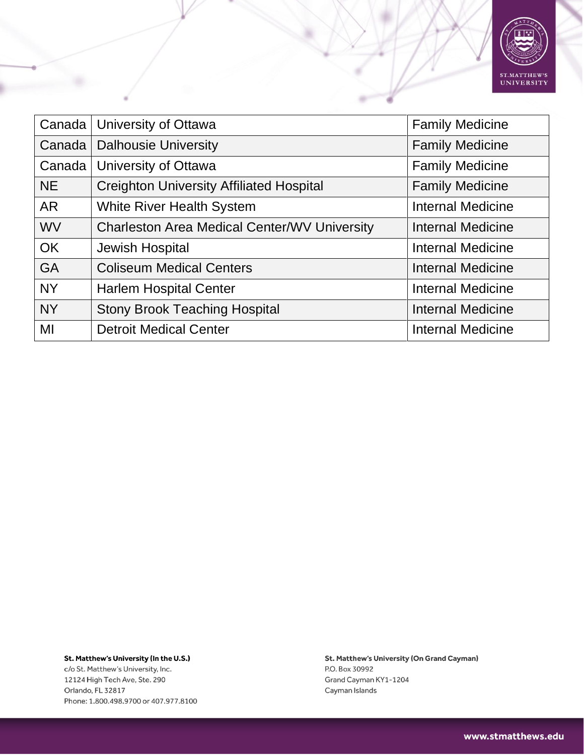| Canada | University of Ottawa | Family Medicine |
| --- | --- | --- |
| Canada | Dalhousie University | Family Medicine |
| Canada | University of Ottawa | Family Medicine |
| NE | Creighton University Affiliated Hospital | Family Medicine |
| AR | White River Health System | Internal Medicine |
| WV | Charleston Area Medical Center/WV University | Internal Medicine |
| OK | Jewish Hospital | Internal Medicine |
| GA | Coliseum Medical Centers | Internal Medicine |
| NY | Harlem Hospital Center | Internal Medicine |
| NY | Stony Brook Teaching Hospital | Internal Medicine |
| MI | Detroit Medical Center | Internal Medicine |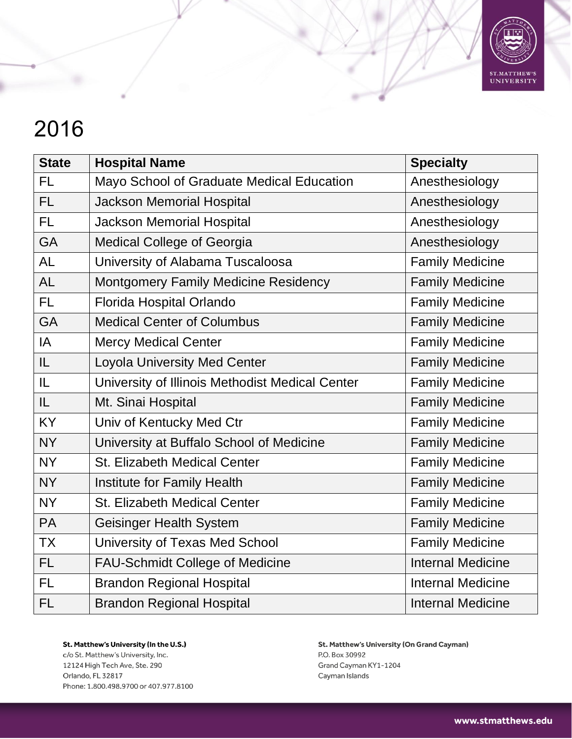# 2016

| State | Hospital Name | Specialty |
|---|---|---|
| FL | Mayo School of Graduate Medical Education | Anesthesiology |
| FL | Jackson Memorial Hospital | Anesthesiology |
| FL | Jackson Memorial Hospital | Anesthesiology |
| GA | Medical College of Georgia | Anesthesiology |
| AL | University of Alabama Tuscaloosa | Family Medicine |
| AL | Montgomery Family Medicine Residency | Family Medicine |
| FL | Florida Hospital Orlando | Family Medicine |
| GA | Medical Center of Columbus | Family Medicine |
| IA | Mercy Medical Center | Family Medicine |
| IL | Loyola University Med Center | Family Medicine |
| IL | University of Illinois Methodist Medical Center | Family Medicine |
| IL | Mt. Sinai Hospital | Family Medicine |
| KY | Univ of Kentucky Med Ctr | Family Medicine |
| NY | University at Buffalo School of Medicine | Family Medicine |
| NY | St. Elizabeth Medical Center | Family Medicine |
| NY | Institute for Family Health | Family Medicine |
| NY | St. Elizabeth Medical Center | Family Medicine |
| PA | Geisinger Health System | Family Medicine |
| TX | University of Texas Med School | Family Medicine |
| FL | FAU-Schmidt College of Medicine | Internal Medicine |
| FL | Brandon Regional Hospital | Internal Medicine |
| FL | Brandon Regional Hospital | Internal Medicine |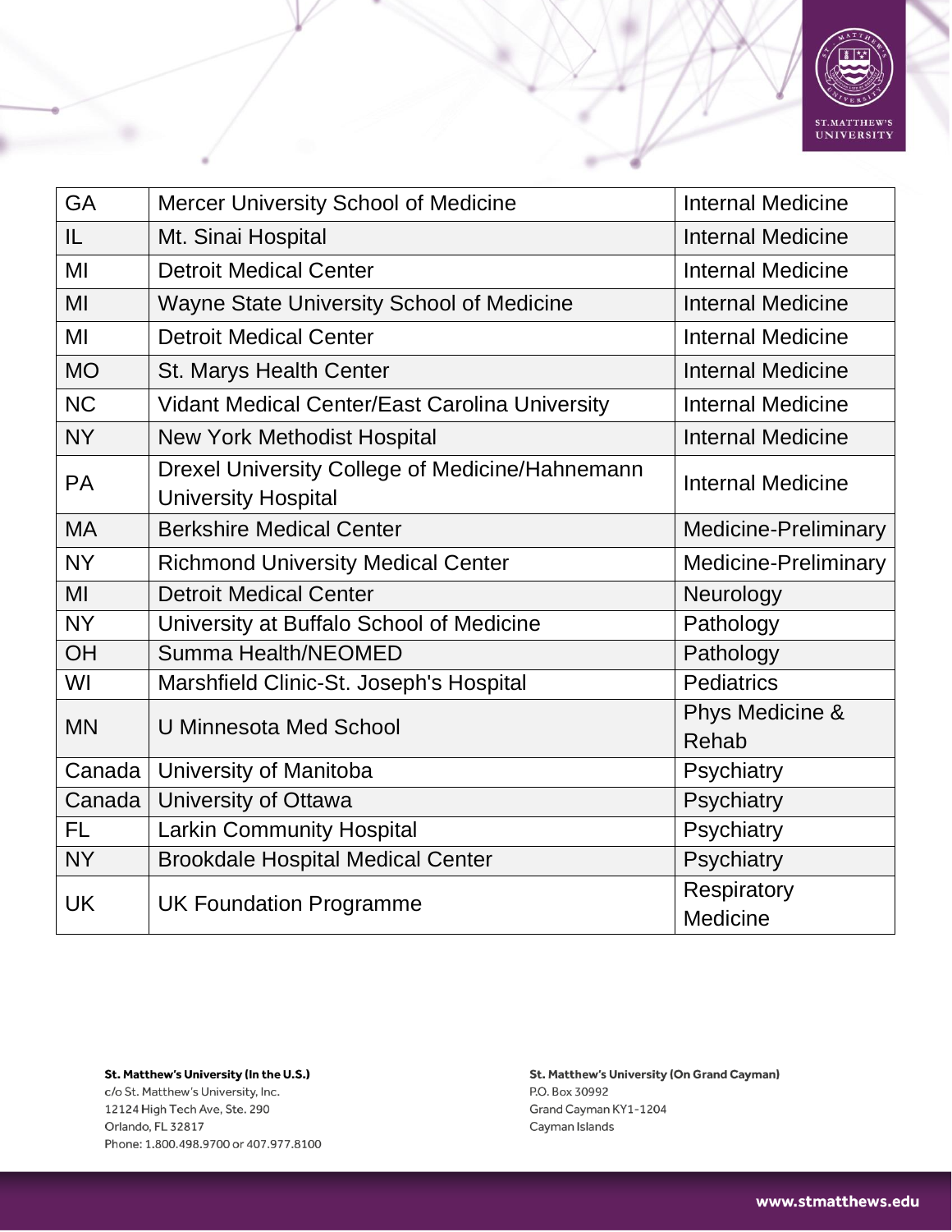| | | |
|---|---|---|
| GA | Mercer University School of Medicine | Internal Medicine |
| IL | Mt. Sinai Hospital | Internal Medicine |
| MI | Detroit Medical Center | Internal Medicine |
| MI | Wayne State University School of Medicine | Internal Medicine |
| MI | Detroit Medical Center | Internal Medicine |
| MO | St. Marys Health Center | Internal Medicine |
| NC | Vidant Medical Center/East Carolina University | Internal Medicine |
| NY | New York Methodist Hospital | Internal Medicine |
| PA | Drexel University College of Medicine/Hahnemann University Hospital | Internal Medicine |
| MA | Berkshire Medical Center | Medicine-Preliminary |
| NY | Richmond University Medical Center | Medicine-Preliminary |
| MI | Detroit Medical Center | Neurology |
| NY | University at Buffalo School of Medicine | Pathology |
| OH | Summa Health/NEOMED | Pathology |
| WI | Marshfield Clinic-St. Joseph's Hospital | Pediatrics |
| MN | U Minnesota Med School | Phys Medicine & Rehab |
| Canada | University of Manitoba | Psychiatry |
| Canada | University of Ottawa | Psychiatry |
| FL | Larkin Community Hospital | Psychiatry |
| NY | Brookdale Hospital Medical Center | Psychiatry |
| UK | UK Foundation Programme | Respiratory Medicine |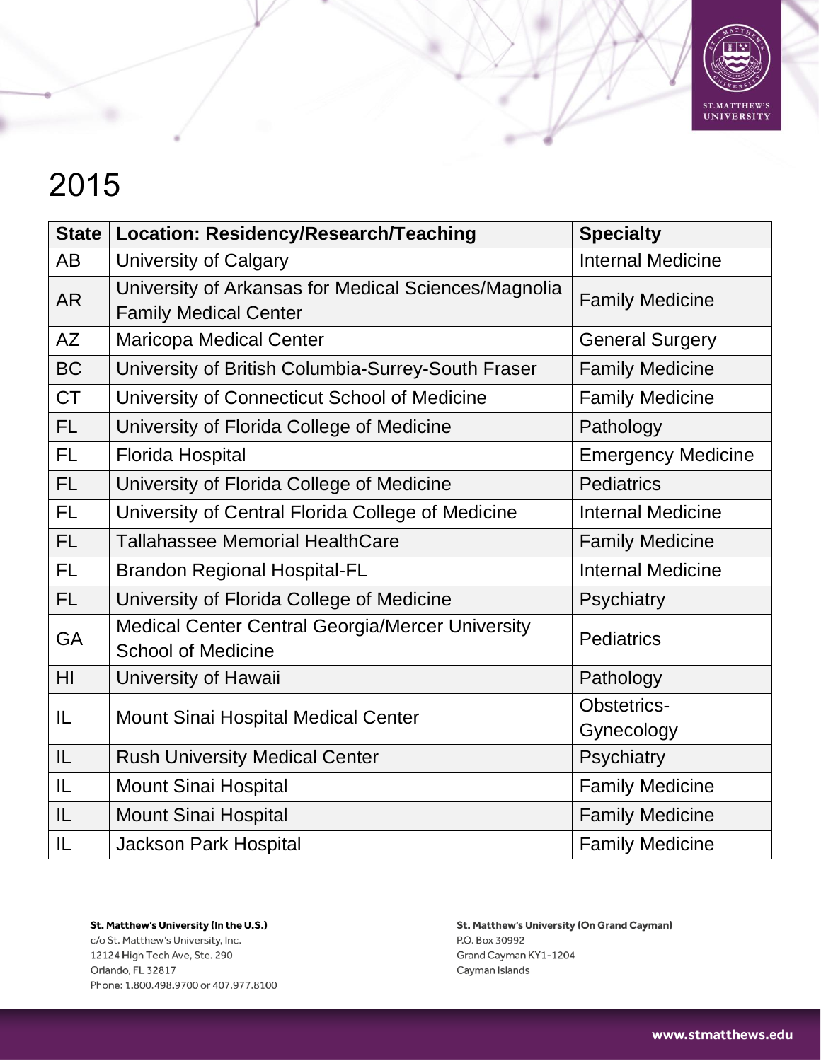# 2015

| State | Location: Residency/Research/Teaching | Specialty |
|---|---|---|
| AB | University of Calgary | Internal Medicine |
| AR | University of Arkansas for Medical Sciences/Magnolia Family Medical Center | Family Medicine |
| AZ | Maricopa Medical Center | General Surgery |
| BC | University of British Columbia-Surrey-South Fraser | Family Medicine |
| CT | University of Connecticut School of Medicine | Family Medicine |
| FL | University of Florida College of Medicine | Pathology |
| FL | Florida Hospital | Emergency Medicine |
| FL | University of Florida College of Medicine | Pediatrics |
| FL | University of Central Florida College of Medicine | Internal Medicine |
| FL | Tallahassee Memorial HealthCare | Family Medicine |
| FL | Brandon Regional Hospital-FL | Internal Medicine |
| FL | University of Florida College of Medicine | Psychiatry |
| GA | Medical Center Central Georgia/Mercer University School of Medicine | Pediatrics |
| HI | University of Hawaii | Pathology |
| IL | Mount Sinai Hospital Medical Center | Obstetrics-Gynecology |
| IL | Rush University Medical Center | Psychiatry |
| IL | Mount Sinai Hospital | Family Medicine |
| IL | Mount Sinai Hospital | Family Medicine |
| IL | Jackson Park Hospital | Family Medicine |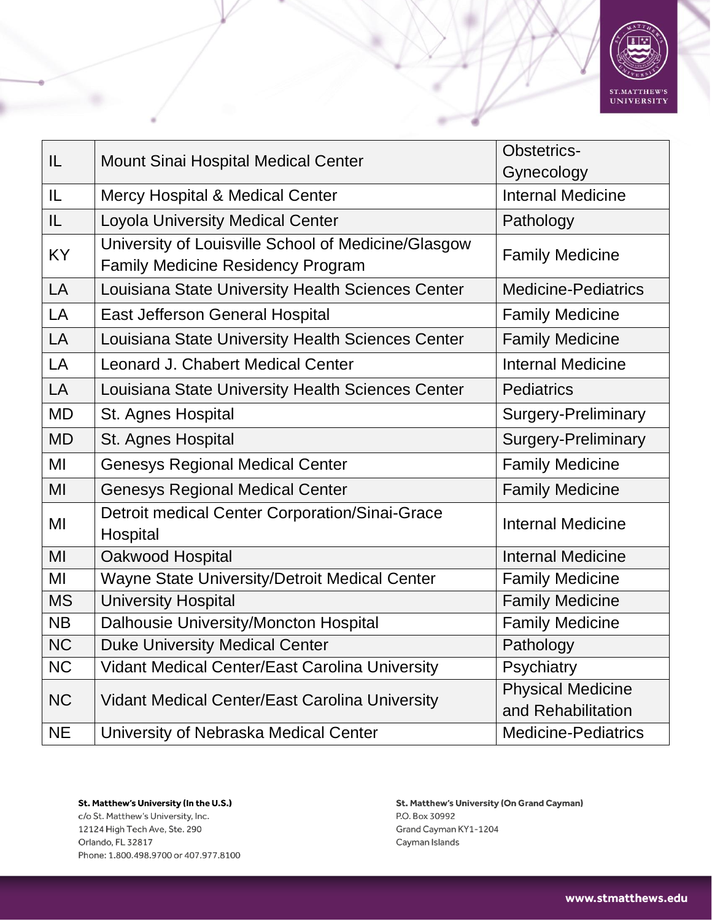| IL | Mount Sinai Hospital Medical Center | Obstetrics-Gynecology |
|---|---|---|
| IL | Mercy Hospital & Medical Center | Internal Medicine |
| IL | Loyola University Medical Center | Pathology |
| KY | University of Louisville School of Medicine/Glasgow Family Medicine Residency Program | Family Medicine |
| LA | Louisiana State University Health Sciences Center | Medicine-Pediatrics |
| LA | East Jefferson General Hospital | Family Medicine |
| LA | Louisiana State University Health Sciences Center | Family Medicine |
| LA | Leonard J. Chabert Medical Center | Internal Medicine |
| LA | Louisiana State University Health Sciences Center | Pediatrics |
| MD | St. Agnes Hospital | Surgery-Preliminary |
| MD | St. Agnes Hospital | Surgery-Preliminary |
| MI | Genesys Regional Medical Center | Family Medicine |
| MI | Genesys Regional Medical Center | Family Medicine |
| MI | Detroit medical Center Corporation/Sinai-Grace Hospital | Internal Medicine |
| MI | Oakwood Hospital | Internal Medicine |
| MI | Wayne State University/Detroit Medical Center | Family Medicine |
| MS | University Hospital | Family Medicine |
| NB | Dalhousie University/Moncton Hospital | Family Medicine |
| NC | Duke University Medical Center | Pathology |
| NC | Vidant Medical Center/East Carolina University | Psychiatry |
| NC | Vidant Medical Center/East Carolina University | Physical Medicine and Rehabilitation |
| NE | University of Nebraska Medical Center | Medicine-Pediatrics |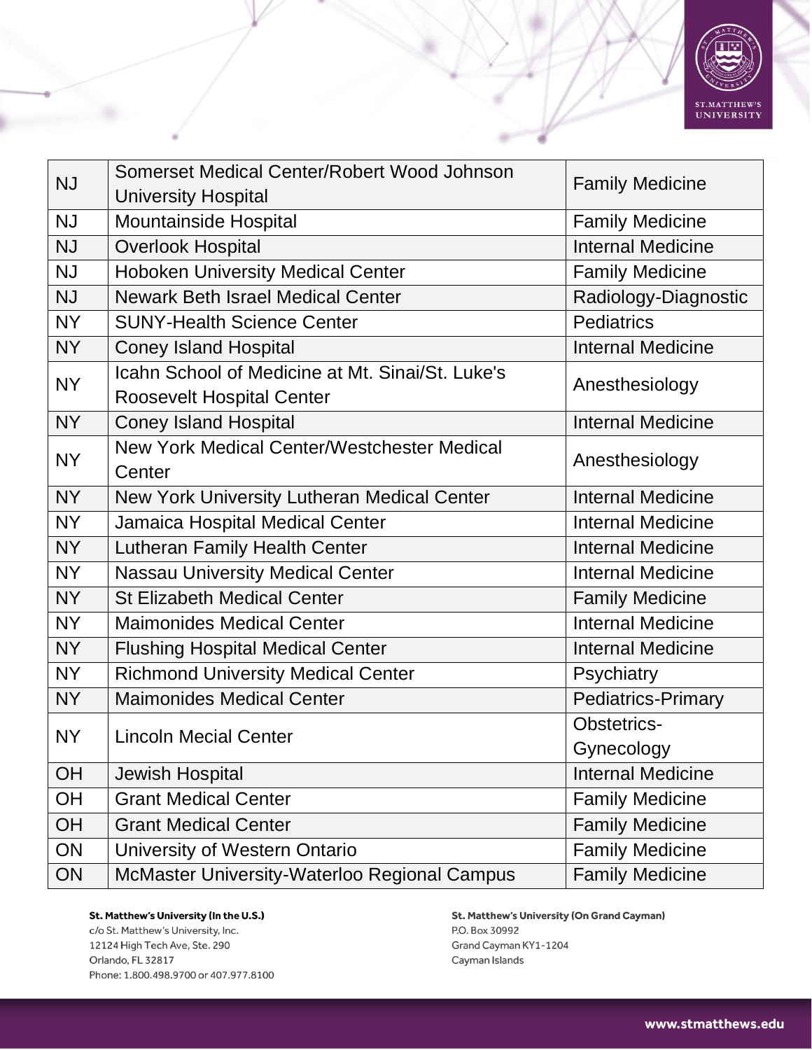| | | |
|---|---|---|
| NJ | Somerset Medical Center/Robert Wood Johnson University Hospital | Family Medicine |
| NJ | Mountainside Hospital | Family Medicine |
| NJ | Overlook Hospital | Internal Medicine |
| NJ | Hoboken University Medical Center | Family Medicine |
| NJ | Newark Beth Israel Medical Center | Radiology-Diagnostic |
| NY | SUNY-Health Science Center | Pediatrics |
| NY | Coney Island Hospital | Internal Medicine |
| NY | Icahn School of Medicine at Mt. Sinai/St. Luke's Roosevelt Hospital Center | Anesthesiology |
| NY | Coney Island Hospital | Internal Medicine |
| NY | New York Medical Center/Westchester Medical Center | Anesthesiology |
| NY | New York University Lutheran Medical Center | Internal Medicine |
| NY | Jamaica Hospital Medical Center | Internal Medicine |
| NY | Lutheran Family Health Center | Internal Medicine |
| NY | Nassau University Medical Center | Internal Medicine |
| NY | St Elizabeth Medical Center | Family Medicine |
| NY | Maimonides Medical Center | Internal Medicine |
| NY | Flushing Hospital Medical Center | Internal Medicine |
| NY | Richmond University Medical Center | Psychiatry |
| NY | Maimonides Medical Center | Pediatrics-Primary |
| NY | Lincoln Mecial Center | Obstetrics-Gynecology |
| OH | Jewish Hospital | Internal Medicine |
| OH | Grant Medical Center | Family Medicine |
| OH | Grant Medical Center | Family Medicine |
| ON | University of Western Ontario | Family Medicine |
| ON | McMaster University-Waterloo Regional Campus | Family Medicine |

**St. Matthew's University (In the U.S.)**
c/o St. Matthew's University, Inc.
12124 High Tech Ave, Ste. 290
Orlando, FL 32817
Phone: 1.800.498.9700 or 407.977.8100

**St. Matthew's University (On Grand Cayman)**
P.O. Box 30992
Grand Cayman KY1-1204
Cayman Islands

www.stmatthews.edu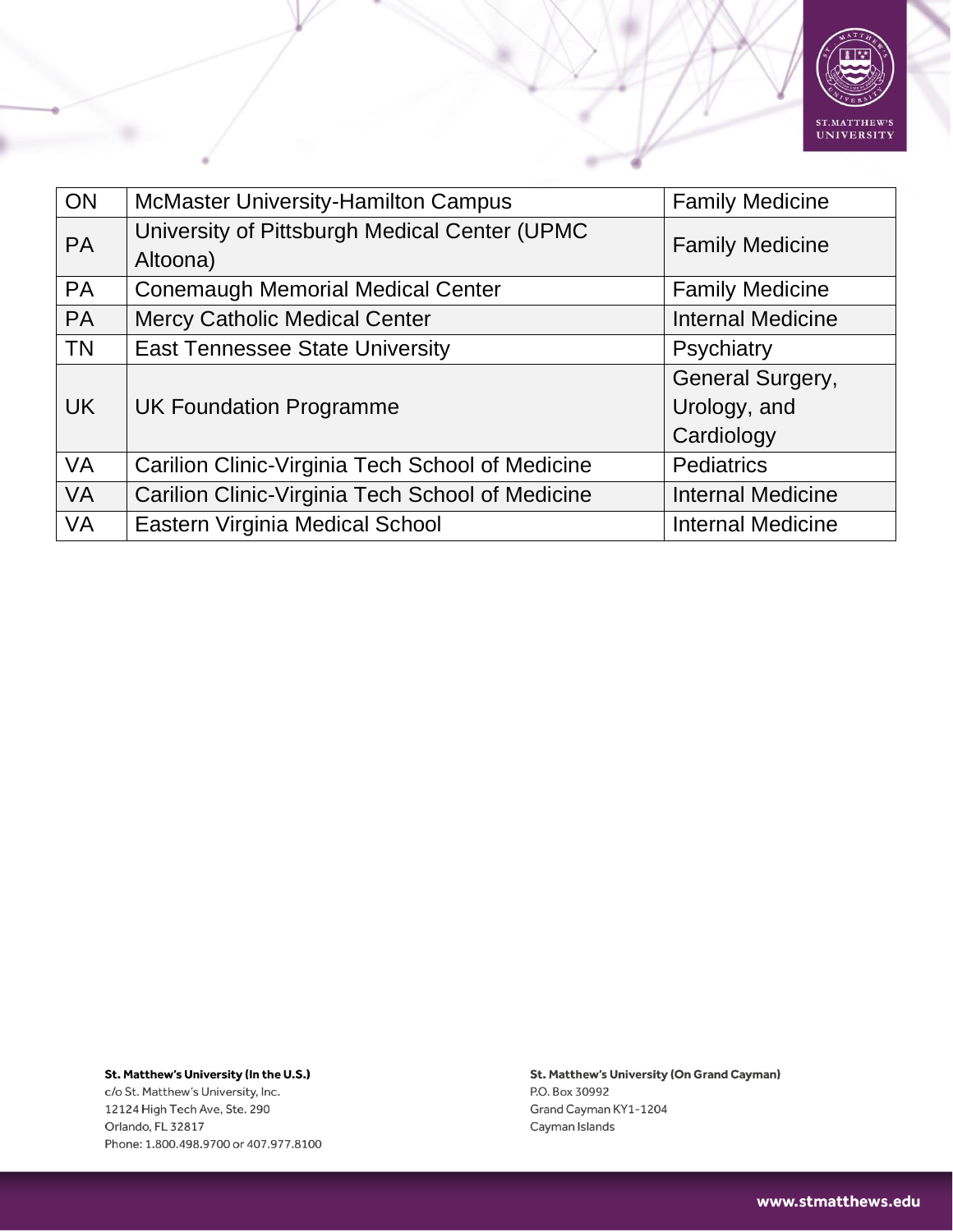| ON | McMaster University-Hamilton Campus | Family Medicine |
|---|---|---|
| PA | University of Pittsburgh Medical Center (UPMC Altoona) | Family Medicine |
| PA | Conemaugh Memorial Medical Center | Family Medicine |
| PA | Mercy Catholic Medical Center | Internal Medicine |
| TN | East Tennessee State University | Psychiatry |
| UK | UK Foundation Programme | General Surgery, Urology, and Cardiology |
| VA | Carilion Clinic-Virginia Tech School of Medicine | Pediatrics |
| VA | Carilion Clinic-Virginia Tech School of Medicine | Internal Medicine |
| VA | Eastern Virginia Medical School | Internal Medicine |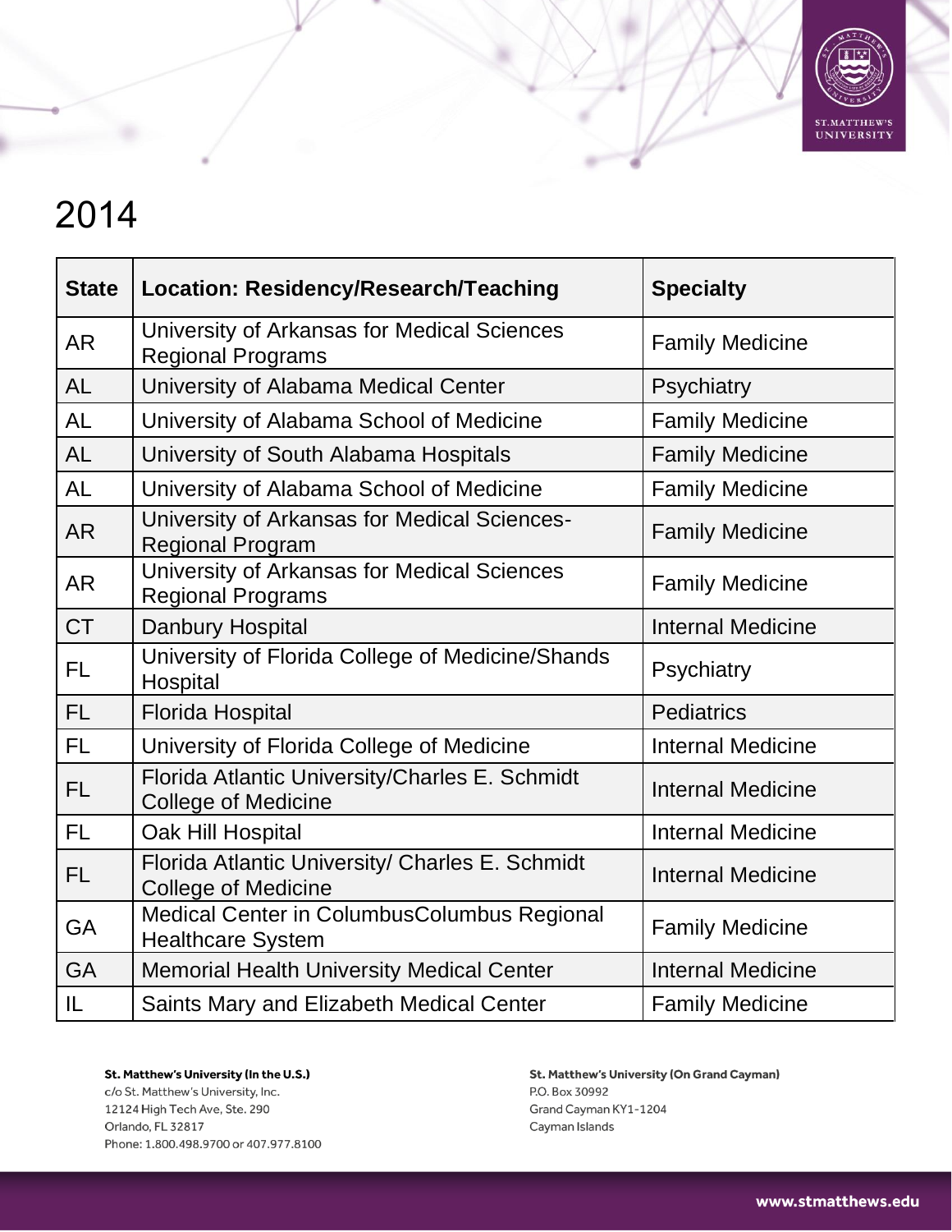# 2014

| State | Location: Residency/Research/Teaching | Specialty |
|---|---|---|
| AR | University of Arkansas for Medical Sciences Regional Programs | Family Medicine |
| AL | University of Alabama Medical Center | Psychiatry |
| AL | University of Alabama School of Medicine | Family Medicine |
| AL | University of South Alabama Hospitals | Family Medicine |
| AL | University of Alabama School of Medicine | Family Medicine |
| AR | University of Arkansas for Medical Sciences-Regional Program | Family Medicine |
| AR | University of Arkansas for Medical Sciences Regional Programs | Family Medicine |
| CT | Danbury Hospital | Internal Medicine |
| FL | University of Florida College of Medicine/Shands Hospital | Psychiatry |
| FL | Florida Hospital | Pediatrics |
| FL | University of Florida College of Medicine | Internal Medicine |
| FL | Florida Atlantic University/Charles E. Schmidt College of Medicine | Internal Medicine |
| FL | Oak Hill Hospital | Internal Medicine |
| FL | Florida Atlantic University/ Charles E. Schmidt College of Medicine | Internal Medicine |
| GA | Medical Center in ColumbusColumbus Regional Healthcare System | Family Medicine |
| GA | Memorial Health University Medical Center | Internal Medicine |
| IL | Saints Mary and Elizabeth Medical Center | Family Medicine |

**St. Matthew's University (In the U.S.)**
c/o St. Matthew's University, Inc.
12124 High Tech Ave, Ste. 290
Orlando, FL 32817
Phone: 1.800.498.9700 or 407.977.8100

**St. Matthew's University (On Grand Cayman)**
P.O. Box 30992
Grand Cayman KY1-1204
Cayman Islands

www.stmatthews.edu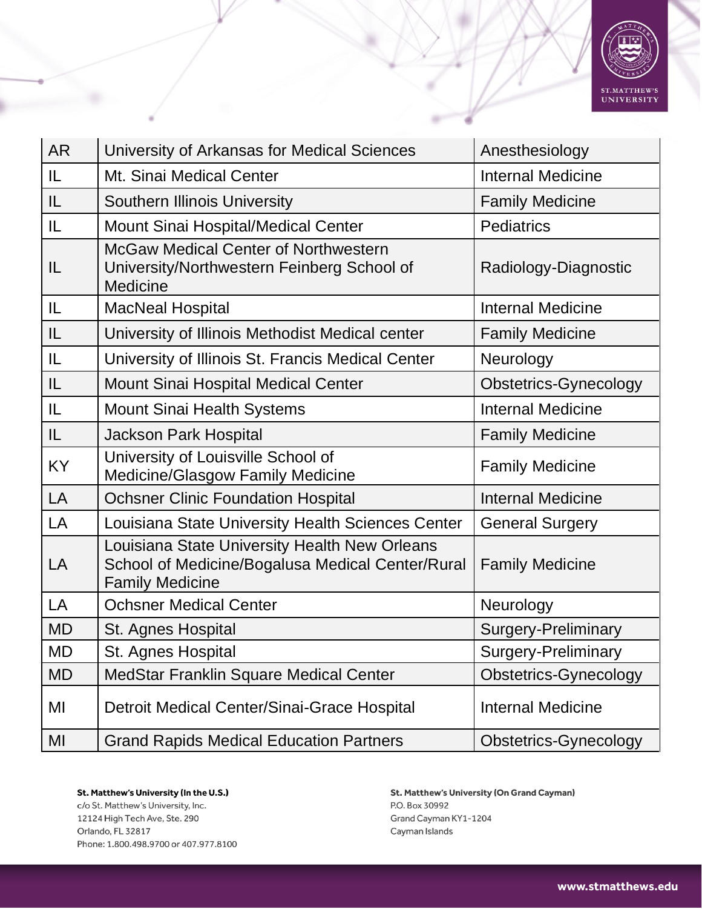| | | |
|---|---|---|
| AR | University of Arkansas for Medical Sciences | Anesthesiology |
| IL | Mt. Sinai Medical Center | Internal Medicine |
| IL | Southern Illinois University | Family Medicine |
| IL | Mount Sinai Hospital/Medical Center | Pediatrics |
| IL | McGaw Medical Center of Northwestern University/Northwestern Feinberg School of Medicine | Radiology-Diagnostic |
| IL | MacNeal Hospital | Internal Medicine |
| IL | University of Illinois Methodist Medical center | Family Medicine |
| IL | University of Illinois St. Francis Medical Center | Neurology |
| IL | Mount Sinai Hospital Medical Center | Obstetrics-Gynecology |
| IL | Mount Sinai Health Systems | Internal Medicine |
| IL | Jackson Park Hospital | Family Medicine |
| KY | University of Louisville School of Medicine/Glasgow Family Medicine | Family Medicine |
| LA | Ochsner Clinic Foundation Hospital | Internal Medicine |
| LA | Louisiana State University Health Sciences Center | General Surgery |
| LA | Louisiana State University Health New Orleans School of Medicine/Bogalusa Medical Center/Rural Family Medicine | Family Medicine |
| LA | Ochsner Medical Center | Neurology |
| MD | St. Agnes Hospital | Surgery-Preliminary |
| MD | St. Agnes Hospital | Surgery-Preliminary |
| MD | MedStar Franklin Square Medical Center | Obstetrics-Gynecology |
| MI | Detroit Medical Center/Sinai-Grace Hospital | Internal Medicine |
| MI | Grand Rapids Medical Education Partners | Obstetrics-Gynecology |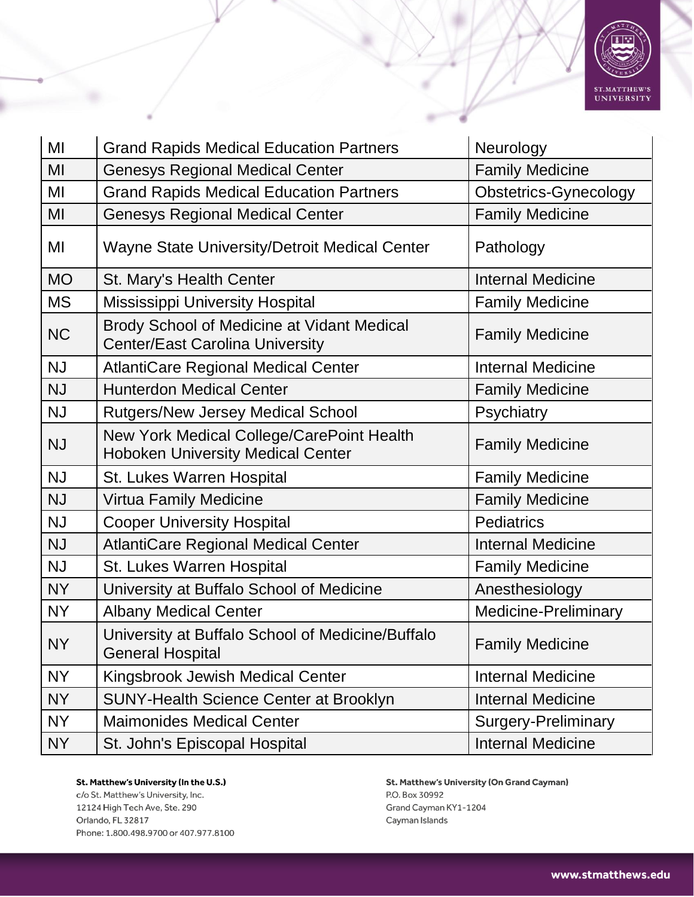| MI | Grand Rapids Medical Education Partners | Neurology |
|---|---|---|
| MI | Genesys Regional Medical Center | Family Medicine |
| MI | Grand Rapids Medical Education Partners | Obstetrics-Gynecology |
| MI | Genesys Regional Medical Center | Family Medicine |
| MI | Wayne State University/Detroit Medical Center | Pathology |
| MO | St. Mary's Health Center | Internal Medicine |
| MS | Mississippi University Hospital | Family Medicine |
| NC | Brody School of Medicine at Vidant Medical Center/East Carolina University | Family Medicine |
| NJ | AtlantiCare Regional Medical Center | Internal Medicine |
| NJ | Hunterdon Medical Center | Family Medicine |
| NJ | Rutgers/New Jersey Medical School | Psychiatry |
| NJ | New York Medical College/CarePoint Health Hoboken University Medical Center | Family Medicine |
| NJ | St. Lukes Warren Hospital | Family Medicine |
| NJ | Virtua Family Medicine | Family Medicine |
| NJ | Cooper University Hospital | Pediatrics |
| NJ | AtlantiCare Regional Medical Center | Internal Medicine |
| NJ | St. Lukes Warren Hospital | Family Medicine |
| NY | University at Buffalo School of Medicine | Anesthesiology |
| NY | Albany Medical Center | Medicine-Preliminary |
| NY | University at Buffalo School of Medicine/Buffalo General Hospital | Family Medicine |
| NY | Kingsbrook Jewish Medical Center | Internal Medicine |
| NY | SUNY-Health Science Center at Brooklyn | Internal Medicine |
| NY | Maimonides Medical Center | Surgery-Preliminary |
| NY | St. John's Episcopal Hospital | Internal Medicine |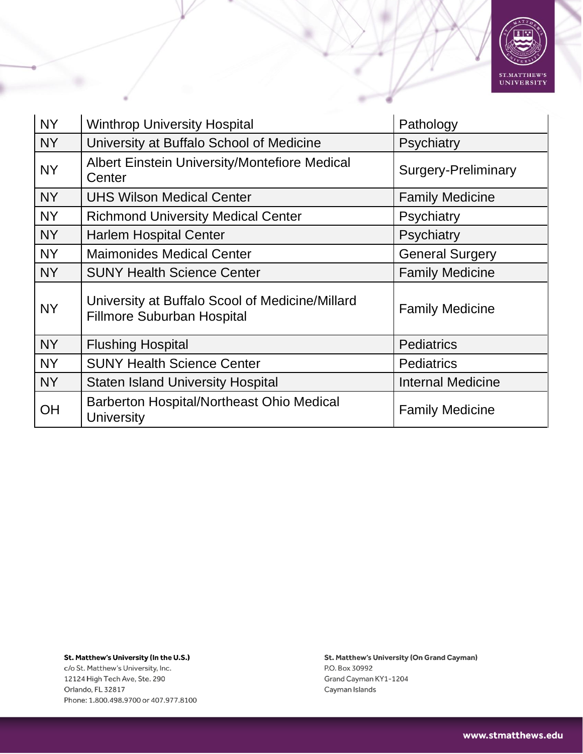| | | |
|---|---|---|
| NY | Winthrop University Hospital | Pathology |
| NY | University at Buffalo School of Medicine | Psychiatry |
| NY | Albert Einstein University/Montefiore Medical Center | Surgery-Preliminary |
| NY | UHS Wilson Medical Center | Family Medicine |
| NY | Richmond University Medical Center | Psychiatry |
| NY | Harlem Hospital Center | Psychiatry |
| NY | Maimonides Medical Center | General Surgery |
| NY | SUNY Health Science Center | Family Medicine |
| NY | University at Buffalo Scool of Medicine/Millard Fillmore Suburban Hospital | Family Medicine |
| NY | Flushing Hospital | Pediatrics |
| NY | SUNY Health Science Center | Pediatrics |
| NY | Staten Island University Hospital | Internal Medicine |
| OH | Barberton Hospital/Northeast Ohio Medical University | Family Medicine |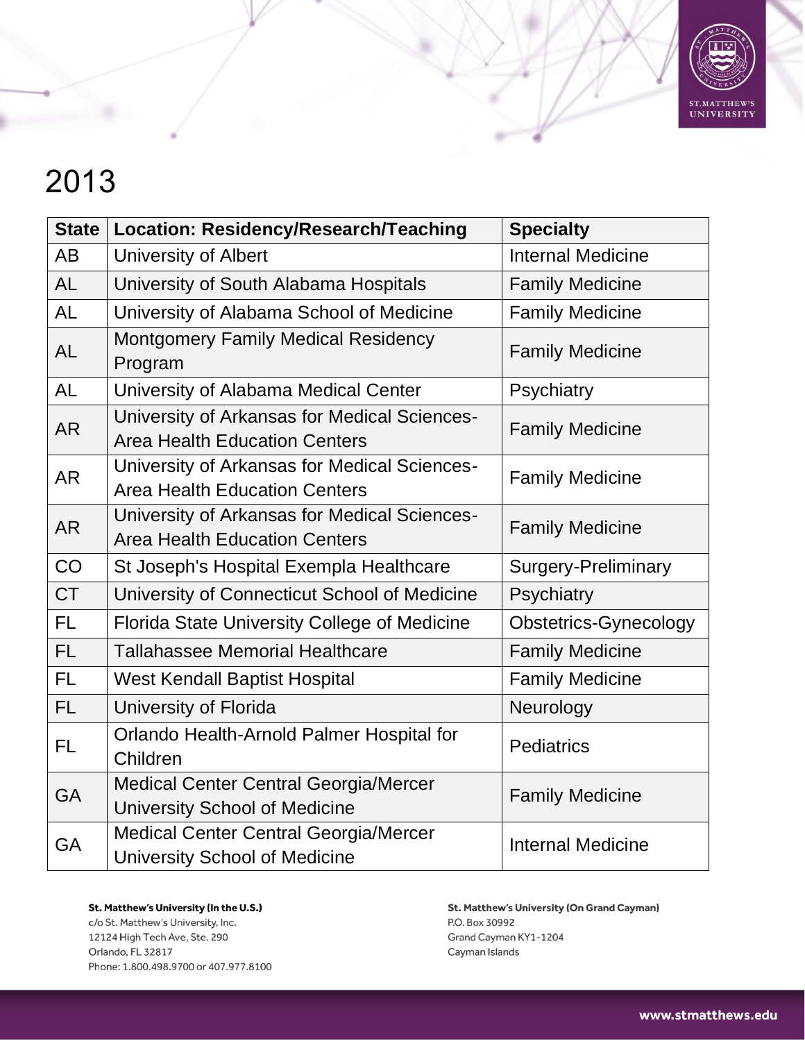# 2013

| State | Location: Residency/Research/Teaching | Specialty |
|---|---|---|
| AB | University of Albert | Internal Medicine |
| AL | University of South Alabama Hospitals | Family Medicine |
| AL | University of Alabama School of Medicine | Family Medicine |
| AL | Montgomery Family Medical Residency Program | Family Medicine |
| AL | University of Alabama Medical Center | Psychiatry |
| AR | University of Arkansas for Medical Sciences-Area Health Education Centers | Family Medicine |
| AR | University of Arkansas for Medical Sciences-Area Health Education Centers | Family Medicine |
| AR | University of Arkansas for Medical Sciences-Area Health Education Centers | Family Medicine |
| CO | St Joseph's Hospital Exempla Healthcare | Surgery-Preliminary |
| CT | University of Connecticut School of Medicine | Psychiatry |
| FL | Florida State University College of Medicine | Obstetrics-Gynecology |
| FL | Tallahassee Memorial Healthcare | Family Medicine |
| FL | West Kendall Baptist Hospital | Family Medicine |
| FL | University of Florida | Neurology |
| FL | Orlando Health-Arnold Palmer Hospital for Children | Pediatrics |
| GA | Medical Center Central Georgia/Mercer University School of Medicine | Family Medicine |
| GA | Medical Center Central Georgia/Mercer University School of Medicine | Internal Medicine |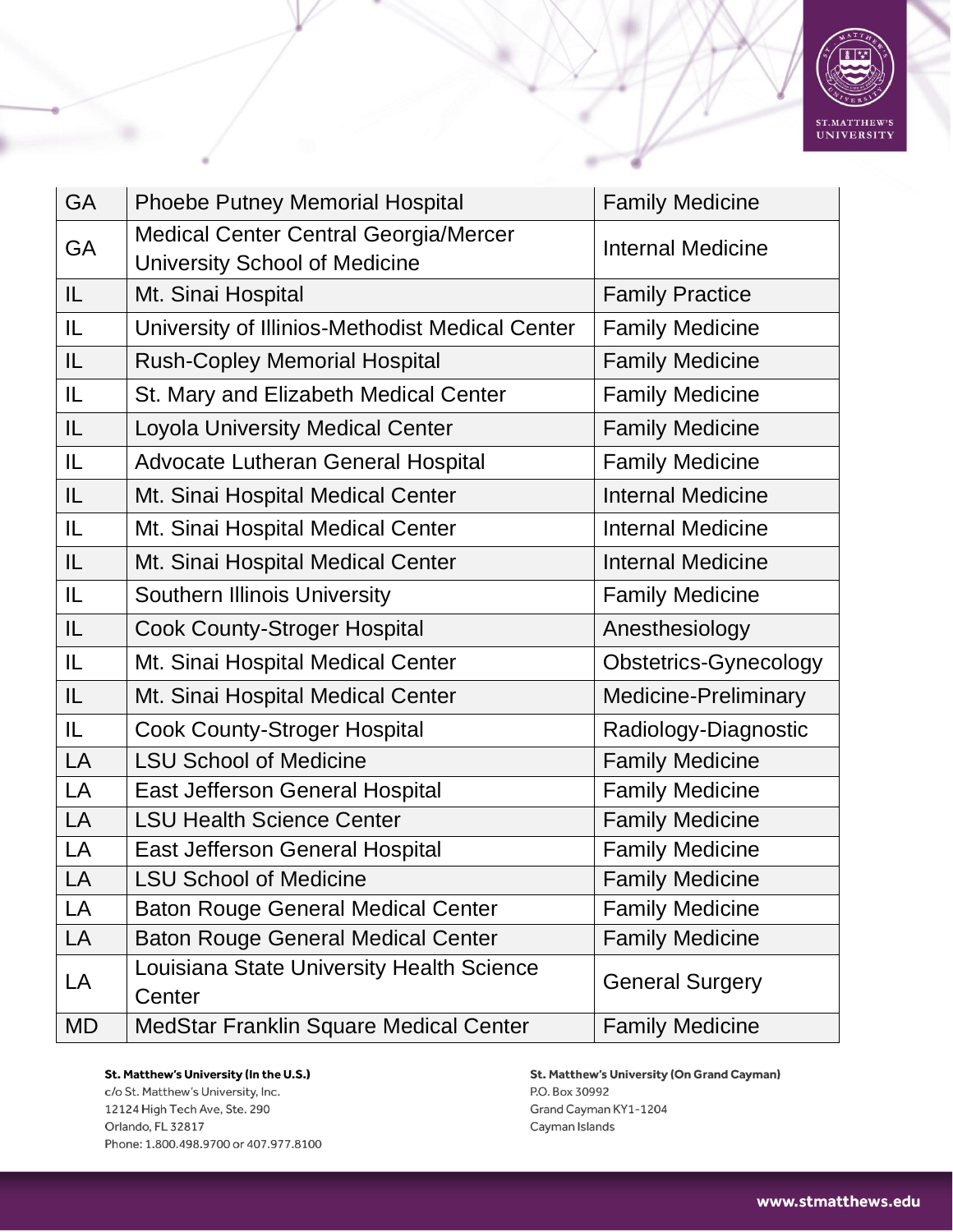| GA | Phoebe Putney Memorial Hospital | Family Medicine |
|---|---|---|
| GA | Medical Center Central Georgia/Mercer University School of Medicine | Internal Medicine |
| IL | Mt. Sinai Hospital | Family Practice |
| IL | University of Illinios-Methodist Medical Center | Family Medicine |
| IL | Rush-Copley Memorial Hospital | Family Medicine |
| IL | St. Mary and Elizabeth Medical Center | Family Medicine |
| IL | Loyola University Medical Center | Family Medicine |
| IL | Advocate Lutheran General Hospital | Family Medicine |
| IL | Mt. Sinai Hospital Medical Center | Internal Medicine |
| IL | Mt. Sinai Hospital Medical Center | Internal Medicine |
| IL | Mt. Sinai Hospital Medical Center | Internal Medicine |
| IL | Southern Illinois University | Family Medicine |
| IL | Cook County-Stroger Hospital | Anesthesiology |
| IL | Mt. Sinai Hospital Medical Center | Obstetrics-Gynecology |
| IL | Mt. Sinai Hospital Medical Center | Medicine-Preliminary |
| IL | Cook County-Stroger Hospital | Radiology-Diagnostic |
| LA | LSU School of Medicine | Family Medicine |
| LA | East Jefferson General Hospital | Family Medicine |
| LA | LSU Health Science Center | Family Medicine |
| LA | East Jefferson General Hospital | Family Medicine |
| LA | LSU School of Medicine | Family Medicine |
| LA | Baton Rouge General Medical Center | Family Medicine |
| LA | Baton Rouge General Medical Center | Family Medicine |
| LA | Louisiana State University Health Science Center | General Surgery |
| MD | MedStar Franklin Square Medical Center | Family Medicine |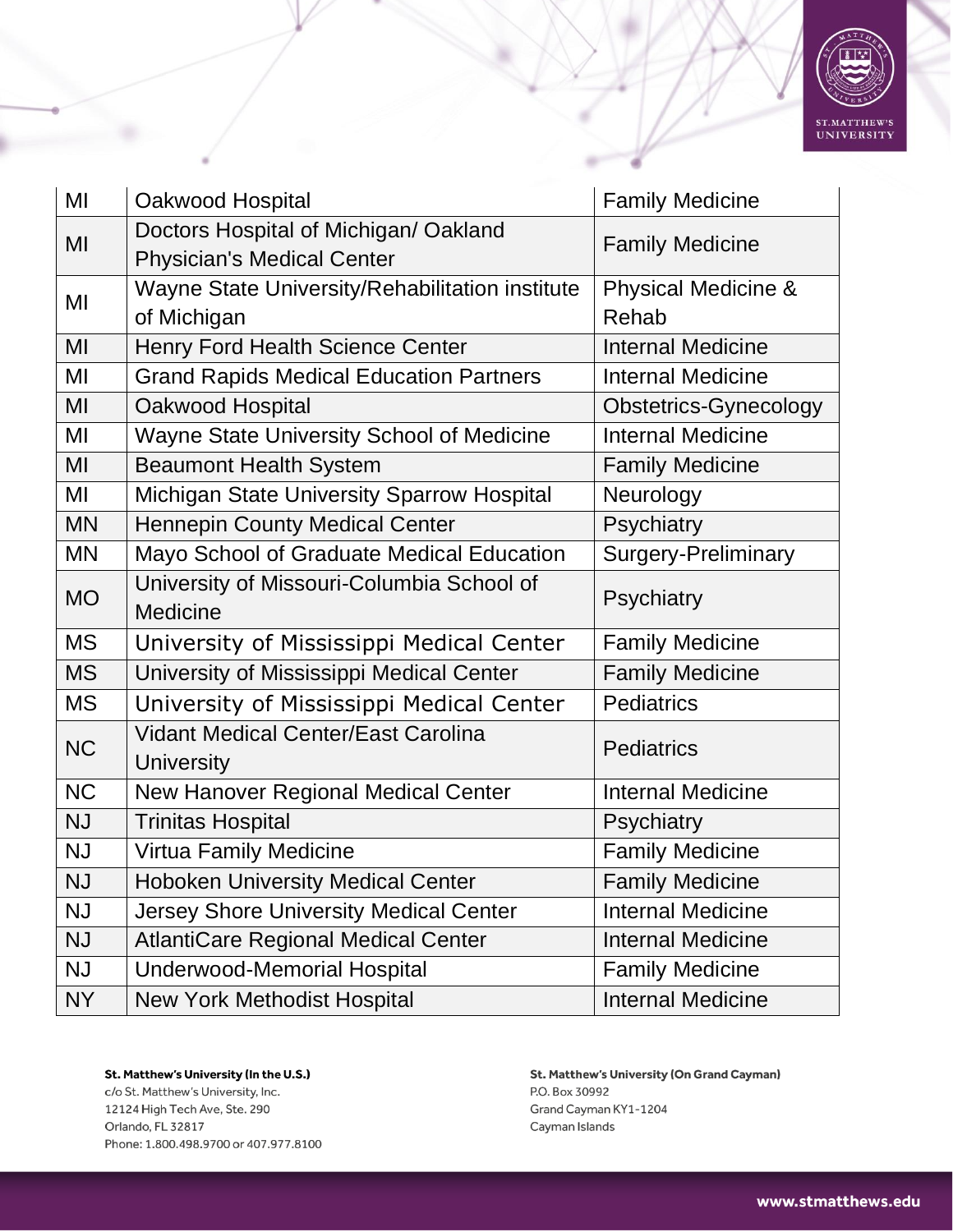| MI | Oakwood Hospital | Family Medicine |
|---|---|---|
| MI | Doctors Hospital of Michigan/ Oakland Physician's Medical Center | Family Medicine |
| MI | Wayne State University/Rehabilitation institute of Michigan | Physical Medicine & Rehab |
| MI | Henry Ford Health Science Center | Internal Medicine |
| MI | Grand Rapids Medical Education Partners | Internal Medicine |
| MI | Oakwood Hospital | Obstetrics-Gynecology |
| MI | Wayne State University School of Medicine | Internal Medicine |
| MI | Beaumont Health System | Family Medicine |
| MI | Michigan State University Sparrow Hospital | Neurology |
| MN | Hennepin County Medical Center | Psychiatry |
| MN | Mayo School of Graduate Medical Education | Surgery-Preliminary |
| MO | University of Missouri-Columbia School of Medicine | Psychiatry |
| MS | University of Mississippi Medical Center | Family Medicine |
| MS | University of Mississippi Medical Center | Family Medicine |
| MS | University of Mississippi Medical Center | Pediatrics |
| NC | Vidant Medical Center/East Carolina University | Pediatrics |
| NC | New Hanover Regional Medical Center | Internal Medicine |
| NJ | Trinitas Hospital | Psychiatry |
| NJ | Virtua Family Medicine | Family Medicine |
| NJ | Hoboken University Medical Center | Family Medicine |
| NJ | Jersey Shore University Medical Center | Internal Medicine |
| NJ | AtlantiCare Regional Medical Center | Internal Medicine |
| NJ | Underwood-Memorial Hospital | Family Medicine |
| NY | New York Methodist Hospital | Internal Medicine |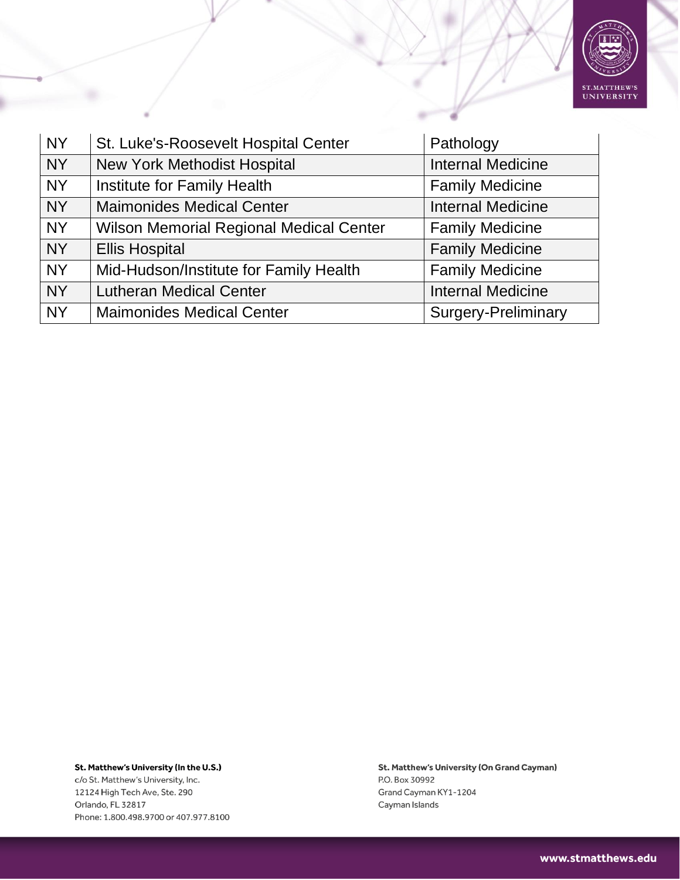| NY | St. Luke's-Roosevelt Hospital Center | Pathology |
|---|---|---|
| NY | New York Methodist Hospital | Internal Medicine |
| NY | Institute for Family Health | Family Medicine |
| NY | Maimonides Medical Center | Internal Medicine |
| NY | Wilson Memorial Regional Medical Center | Family Medicine |
| NY | Ellis Hospital | Family Medicine |
| NY | Mid-Hudson/Institute for Family Health | Family Medicine |
| NY | Lutheran Medical Center | Internal Medicine |
| NY | Maimonides Medical Center | Surgery-Preliminary |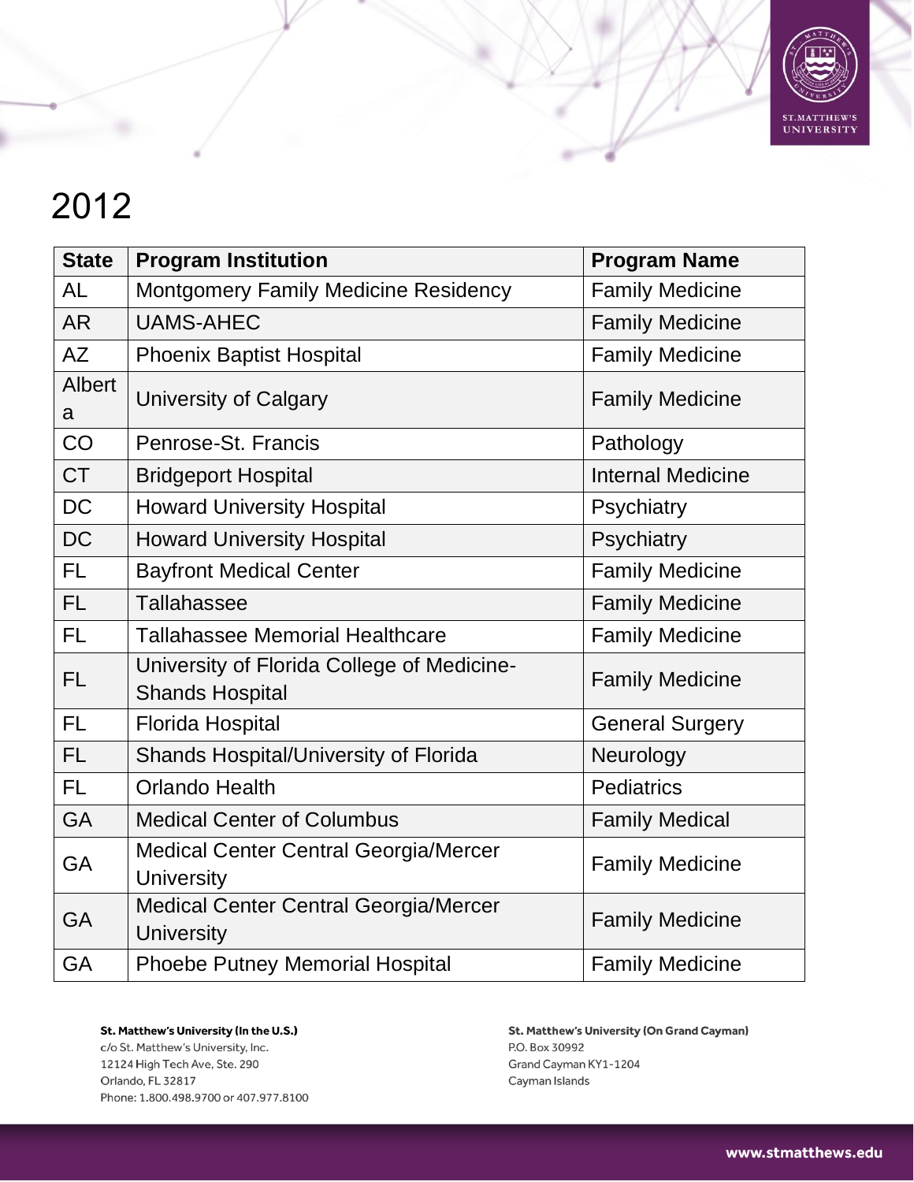# 2012

| State | Program Institution | Program Name |
| --- | --- | --- |
| AL | Montgomery Family Medicine Residency | Family Medicine |
| AR | UAMS-AHEC | Family Medicine |
| AZ | Phoenix Baptist Hospital | Family Medicine |
| Alberta | University of Calgary | Family Medicine |
| CO | Penrose-St. Francis | Pathology |
| CT | Bridgeport Hospital | Internal Medicine |
| DC | Howard University Hospital | Psychiatry |
| DC | Howard University Hospital | Psychiatry |
| FL | Bayfront Medical Center | Family Medicine |
| FL | Tallahassee | Family Medicine |
| FL | Tallahassee Memorial Healthcare | Family Medicine |
| FL | University of Florida College of Medicine-Shands Hospital | Family Medicine |
| FL | Florida Hospital | General Surgery |
| FL | Shands Hospital/University of Florida | Neurology |
| FL | Orlando Health | Pediatrics |
| GA | Medical Center of Columbus | Family Medical |
| GA | Medical Center Central Georgia/Mercer University | Family Medicine |
| GA | Medical Center Central Georgia/Mercer University | Family Medicine |
| GA | Phoebe Putney Memorial Hospital | Family Medicine |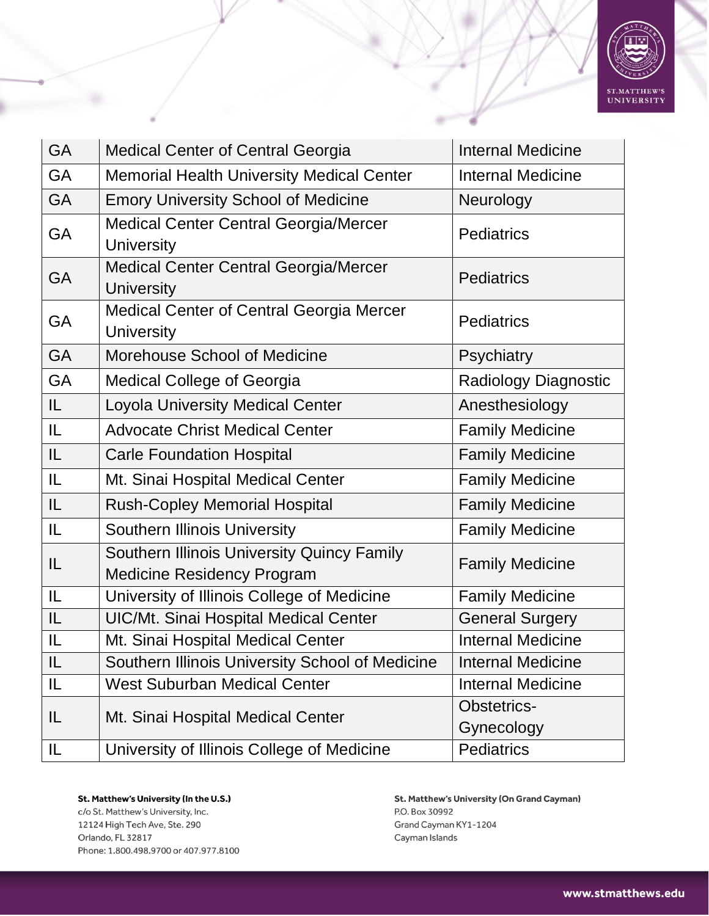| GA | Medical Center of Central Georgia | Internal Medicine |
|---|---|---|
| GA | Memorial Health University Medical Center | Internal Medicine |
| GA | Emory University School of Medicine | Neurology |
| GA | Medical Center Central Georgia/Mercer University | Pediatrics |
| GA | Medical Center Central Georgia/Mercer University | Pediatrics |
| GA | Medical Center of Central Georgia Mercer University | Pediatrics |
| GA | Morehouse School of Medicine | Psychiatry |
| GA | Medical College of Georgia | Radiology Diagnostic |
| IL | Loyola University Medical Center | Anesthesiology |
| IL | Advocate Christ Medical Center | Family Medicine |
| IL | Carle Foundation Hospital | Family Medicine |
| IL | Mt. Sinai Hospital Medical Center | Family Medicine |
| IL | Rush-Copley Memorial Hospital | Family Medicine |
| IL | Southern Illinois University | Family Medicine |
| IL | Southern Illinois University Quincy Family Medicine Residency Program | Family Medicine |
| IL | University of Illinois College of Medicine | Family Medicine |
| IL | UIC/Mt. Sinai Hospital Medical Center | General Surgery |
| IL | Mt. Sinai Hospital Medical Center | Internal Medicine |
| IL | Southern Illinois University School of Medicine | Internal Medicine |
| IL | West Suburban Medical Center | Internal Medicine |
| IL | Mt. Sinai Hospital Medical Center | Obstetrics-Gynecology |
| IL | University of Illinois College of Medicine | Pediatrics |

**St. Matthew's University (In the U.S.)**
c/o St. Matthew's University, Inc.
12124 High Tech Ave, Ste. 290
Orlando, FL 32817
Phone: 1.800.498.9700 or 407.977.8100

**St. Matthew's University (On Grand Cayman)**
P.O. Box 30992
Grand Cayman KY1-1204
Cayman Islands

www.stmatthews.edu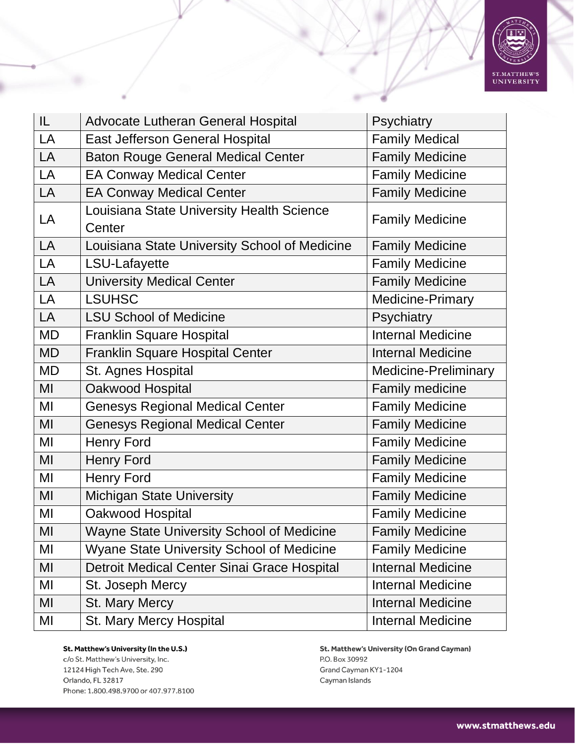| IL | Advocate Lutheran General Hospital | Psychiatry |
|---|---|---|
| LA | East Jefferson General Hospital | Family Medical |
| LA | Baton Rouge General Medical Center | Family Medicine |
| LA | EA Conway Medical Center | Family Medicine |
| LA | EA Conway Medical Center | Family Medicine |
| LA | Louisiana State University Health Science Center | Family Medicine |
| LA | Louisiana State University School of Medicine | Family Medicine |
| LA | LSU-Lafayette | Family Medicine |
| LA | University Medical Center | Family Medicine |
| LA | LSUHSC | Medicine-Primary |
| LA | LSU School of Medicine | Psychiatry |
| MD | Franklin Square Hospital | Internal Medicine |
| MD | Franklin Square Hospital Center | Internal Medicine |
| MD | St. Agnes Hospital | Medicine-Preliminary |
| MI | Oakwood Hospital | Family medicine |
| MI | Genesys Regional Medical Center | Family Medicine |
| MI | Genesys Regional Medical Center | Family Medicine |
| MI | Henry Ford | Family Medicine |
| MI | Henry Ford | Family Medicine |
| MI | Henry Ford | Family Medicine |
| MI | Michigan State University | Family Medicine |
| MI | Oakwood Hospital | Family Medicine |
| MI | Wayne State University School of Medicine | Family Medicine |
| MI | Wyane State University School of Medicine | Family Medicine |
| MI | Detroit Medical Center Sinai Grace Hospital | Internal Medicine |
| MI | St. Joseph Mercy | Internal Medicine |
| MI | St. Mary Mercy | Internal Medicine |
| MI | St. Mary Mercy Hospital | Internal Medicine |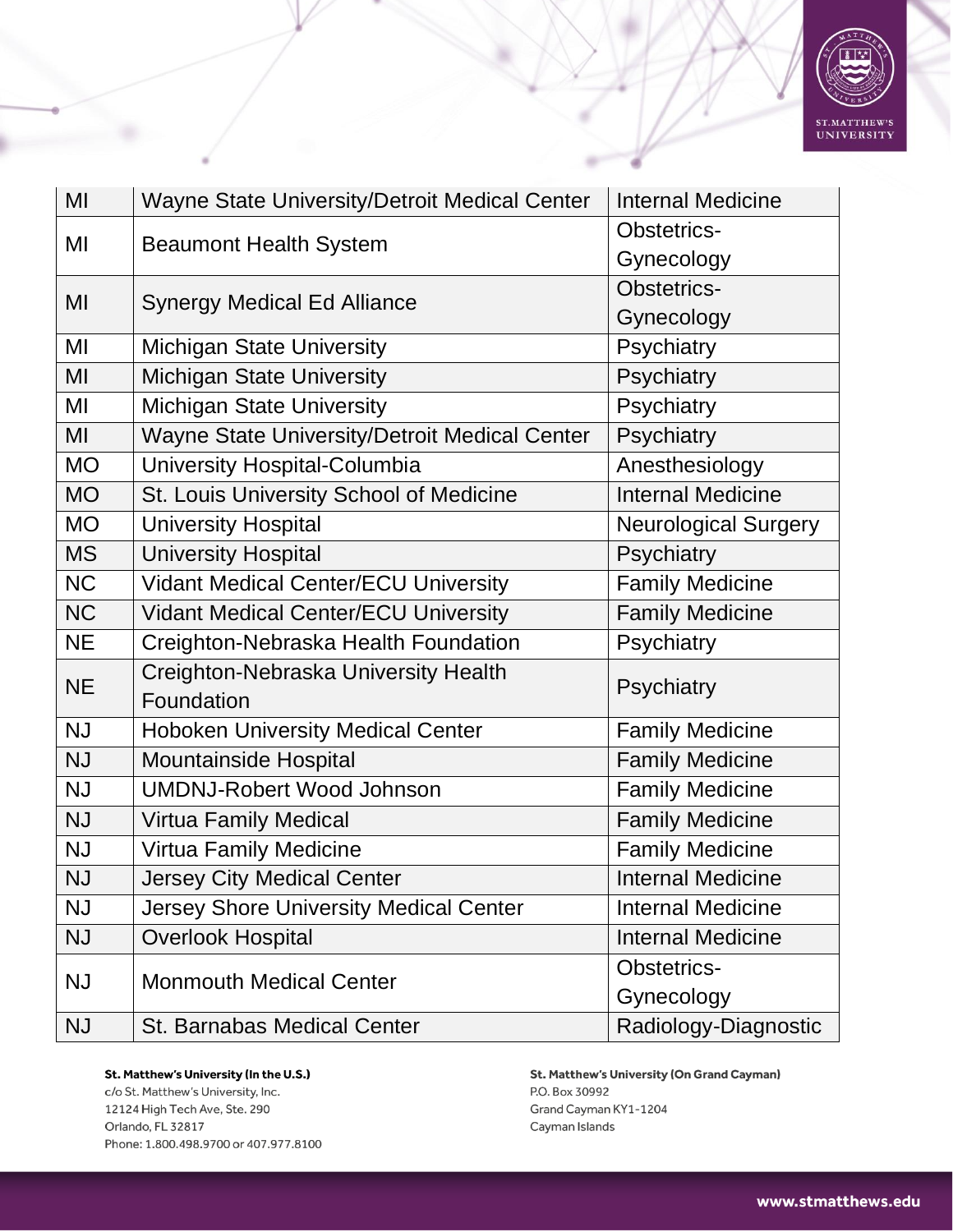| MI | Wayne State University/Detroit Medical Center | Internal Medicine |
|---|---|---|
| MI | Beaumont Health System | Obstetrics-Gynecology |
| MI | Synergy Medical Ed Alliance | Obstetrics-Gynecology |
| MI | Michigan State University | Psychiatry |
| MI | Michigan State University | Psychiatry |
| MI | Michigan State University | Psychiatry |
| MI | Wayne State University/Detroit Medical Center | Psychiatry |
| MO | University Hospital-Columbia | Anesthesiology |
| MO | St. Louis University School of Medicine | Internal Medicine |
| MO | University Hospital | Neurological Surgery |
| MS | University Hospital | Psychiatry |
| NC | Vidant Medical Center/ECU University | Family Medicine |
| NC | Vidant Medical Center/ECU University | Family Medicine |
| NE | Creighton-Nebraska Health Foundation | Psychiatry |
| NE | Creighton-Nebraska University Health Foundation | Psychiatry |
| NJ | Hoboken University Medical Center | Family Medicine |
| NJ | Mountainside Hospital | Family Medicine |
| NJ | UMDNJ-Robert Wood Johnson | Family Medicine |
| NJ | Virtua Family Medical | Family Medicine |
| NJ | Virtua Family Medicine | Family Medicine |
| NJ | Jersey City Medical Center | Internal Medicine |
| NJ | Jersey Shore University Medical Center | Internal Medicine |
| NJ | Overlook Hospital | Internal Medicine |
| NJ | Monmouth Medical Center | Obstetrics-Gynecology |
| NJ | St. Barnabas Medical Center | Radiology-Diagnostic |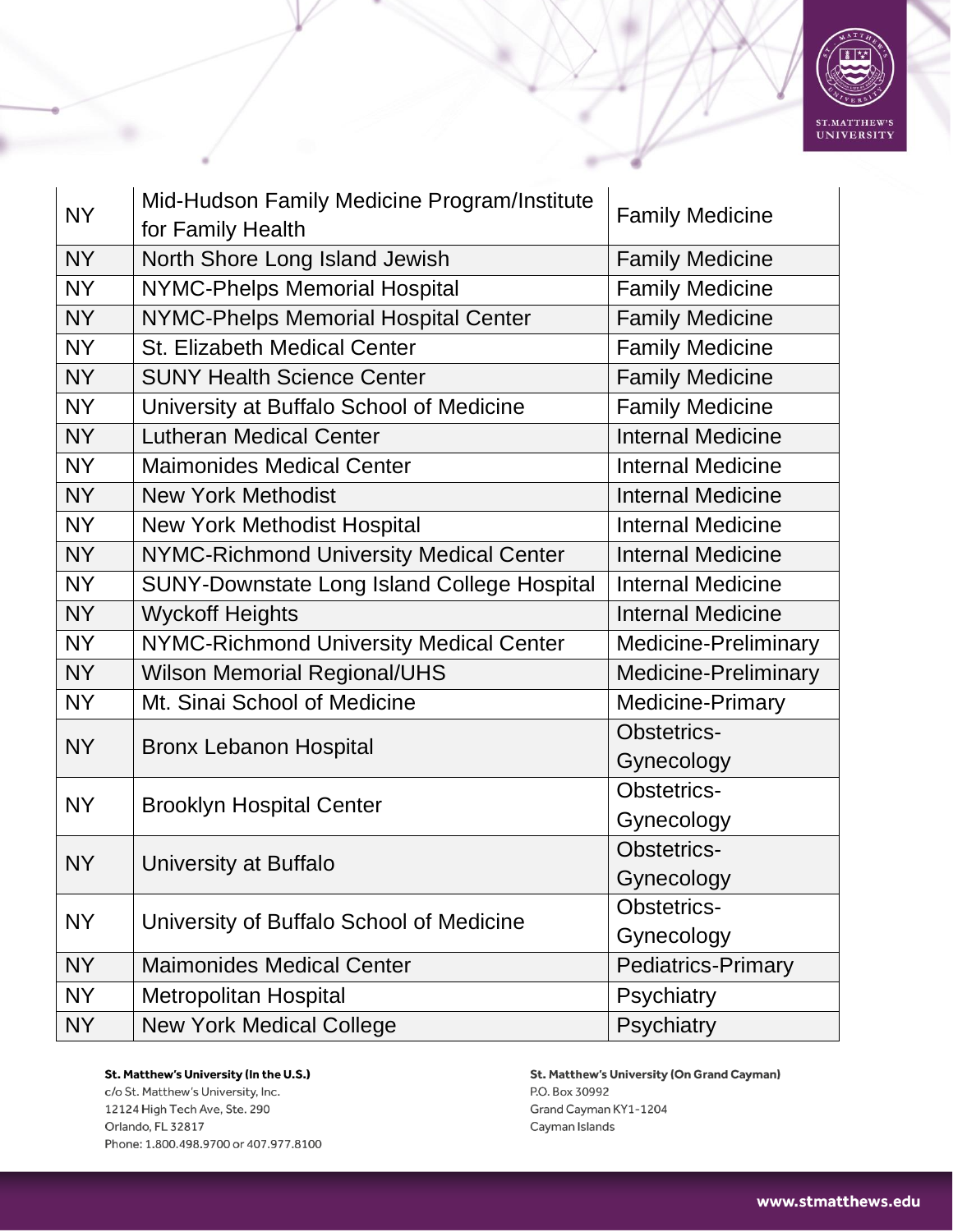| | | |
|---|---|---|
| NY | Mid-Hudson Family Medicine Program/Institute for Family Health | Family Medicine |
| NY | North Shore Long Island Jewish | Family Medicine |
| NY | NYMC-Phelps Memorial Hospital | Family Medicine |
| NY | NYMC-Phelps Memorial Hospital Center | Family Medicine |
| NY | St. Elizabeth Medical Center | Family Medicine |
| NY | SUNY Health Science Center | Family Medicine |
| NY | University at Buffalo School of Medicine | Family Medicine |
| NY | Lutheran Medical Center | Internal Medicine |
| NY | Maimonides Medical Center | Internal Medicine |
| NY | New York Methodist | Internal Medicine |
| NY | New York Methodist Hospital | Internal Medicine |
| NY | NYMC-Richmond University Medical Center | Internal Medicine |
| NY | SUNY-Downstate Long Island College Hospital | Internal Medicine |
| NY | Wyckoff Heights | Internal Medicine |
| NY | NYMC-Richmond University Medical Center | Medicine-Preliminary |
| NY | Wilson Memorial Regional/UHS | Medicine-Preliminary |
| NY | Mt. Sinai School of Medicine | Medicine-Primary |
| NY | Bronx Lebanon Hospital | Obstetrics-Gynecology |
| NY | Brooklyn Hospital Center | Obstetrics-Gynecology |
| NY | University at Buffalo | Obstetrics-Gynecology |
| NY | University of Buffalo School of Medicine | Obstetrics-Gynecology |
| NY | Maimonides Medical Center | Pediatrics-Primary |
| NY | Metropolitan Hospital | Psychiatry |
| NY | New York Medical College | Psychiatry |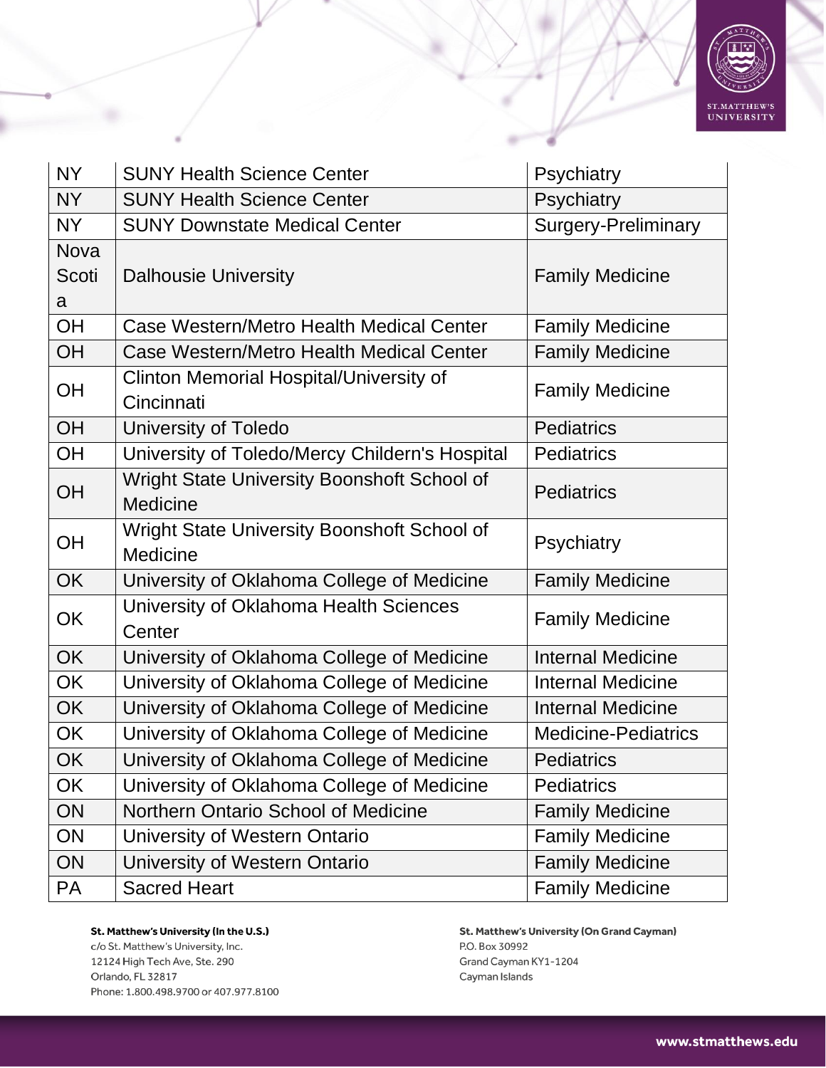| | | |
|---|---|---|
| NY | SUNY Health Science Center | Psychiatry |
| NY | SUNY Health Science Center | Psychiatry |
| NY | SUNY Downstate Medical Center | Surgery-Preliminary |
| Nova Scotia | Dalhousie University | Family Medicine |
| OH | Case Western/Metro Health Medical Center | Family Medicine |
| OH | Case Western/Metro Health Medical Center | Family Medicine |
| OH | Clinton Memorial Hospital/University of Cincinnati | Family Medicine |
| OH | University of Toledo | Pediatrics |
| OH | University of Toledo/Mercy Childern's Hospital | Pediatrics |
| OH | Wright State University Boonshoft School of Medicine | Pediatrics |
| OH | Wright State University Boonshoft School of Medicine | Psychiatry |
| OK | University of Oklahoma College of Medicine | Family Medicine |
| OK | University of Oklahoma Health Sciences Center | Family Medicine |
| OK | University of Oklahoma College of Medicine | Internal Medicine |
| OK | University of Oklahoma College of Medicine | Internal Medicine |
| OK | University of Oklahoma College of Medicine | Internal Medicine |
| OK | University of Oklahoma College of Medicine | Medicine-Pediatrics |
| OK | University of Oklahoma College of Medicine | Pediatrics |
| OK | University of Oklahoma College of Medicine | Pediatrics |
| ON | Northern Ontario School of Medicine | Family Medicine |
| ON | University of Western Ontario | Family Medicine |
| ON | University of Western Ontario | Family Medicine |
| PA | Sacred Heart | Family Medicine |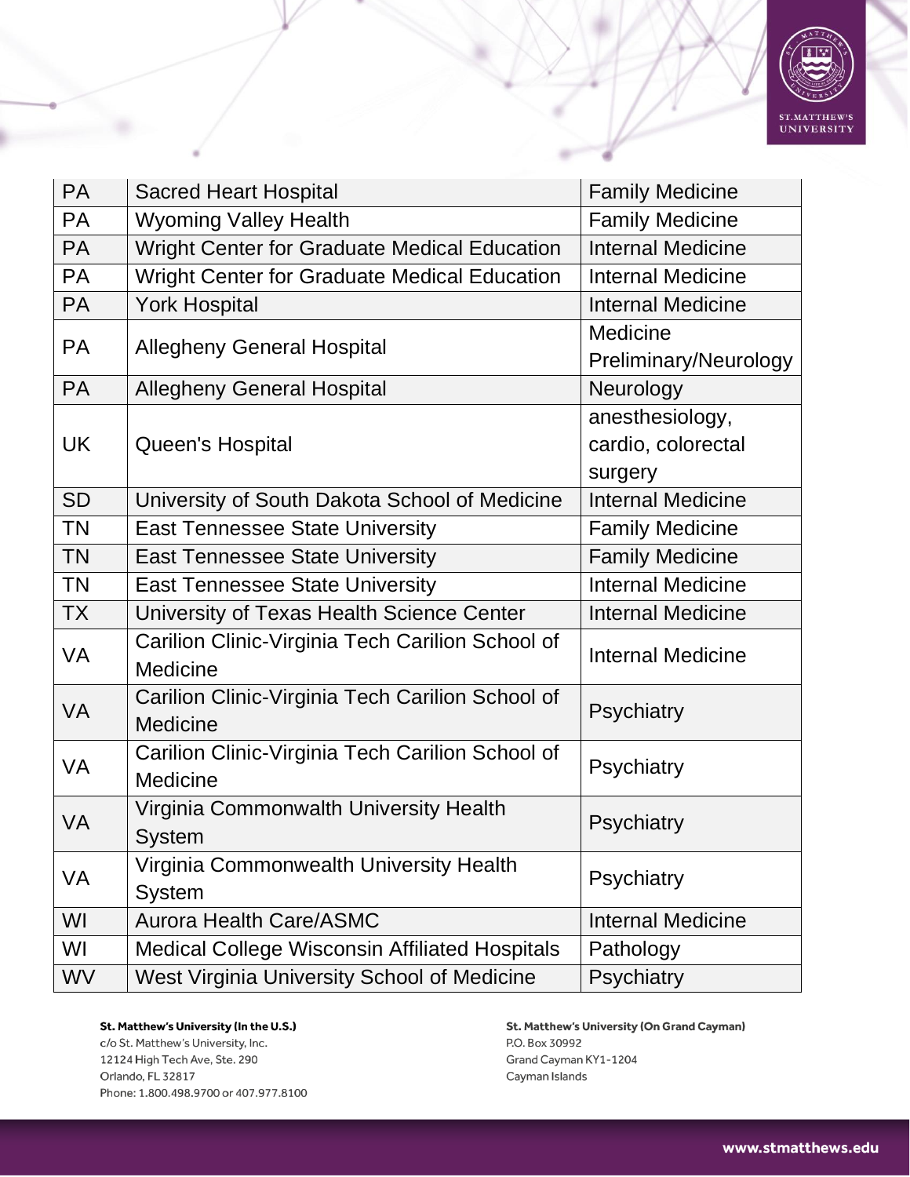| PA | Sacred Heart Hospital | Family Medicine |
|---|---|---|
| PA | Wyoming Valley Health | Family Medicine |
| PA | Wright Center for Graduate Medical Education | Internal Medicine |
| PA | Wright Center for Graduate Medical Education | Internal Medicine |
| PA | York Hospital | Internal Medicine |
| PA | Allegheny General Hospital | Medicine Preliminary/Neurology |
| PA | Allegheny General Hospital | Neurology |
| UK | Queen's Hospital | anesthesiology, cardio, colorectal surgery |
| SD | University of South Dakota School of Medicine | Internal Medicine |
| TN | East Tennessee State University | Family Medicine |
| TN | East Tennessee State University | Family Medicine |
| TN | East Tennessee State University | Internal Medicine |
| TX | University of Texas Health Science Center | Internal Medicine |
| VA | Carilion Clinic-Virginia Tech Carilion School of Medicine | Internal Medicine |
| VA | Carilion Clinic-Virginia Tech Carilion School of Medicine | Psychiatry |
| VA | Carilion Clinic-Virginia Tech Carilion School of Medicine | Psychiatry |
| VA | Virginia Commonwalth University Health System | Psychiatry |
| VA | Virginia Commonwealth University Health System | Psychiatry |
| WI | Aurora Health Care/ASMC | Internal Medicine |
| WI | Medical College Wisconsin Affiliated Hospitals | Pathology |
| WV | West Virginia University School of Medicine | Psychiatry |

**St. Matthew's University (In the U.S.)**
c/o St. Matthew's University, Inc.
12124 High Tech Ave, Ste. 290
Orlando, FL 32817
Phone: 1.800.498.9700 or 407.977.8100

**St. Matthew's University (On Grand Cayman)**
P.O. Box 30992
Grand Cayman KY1-1204
Cayman Islands

www.stmatthews.edu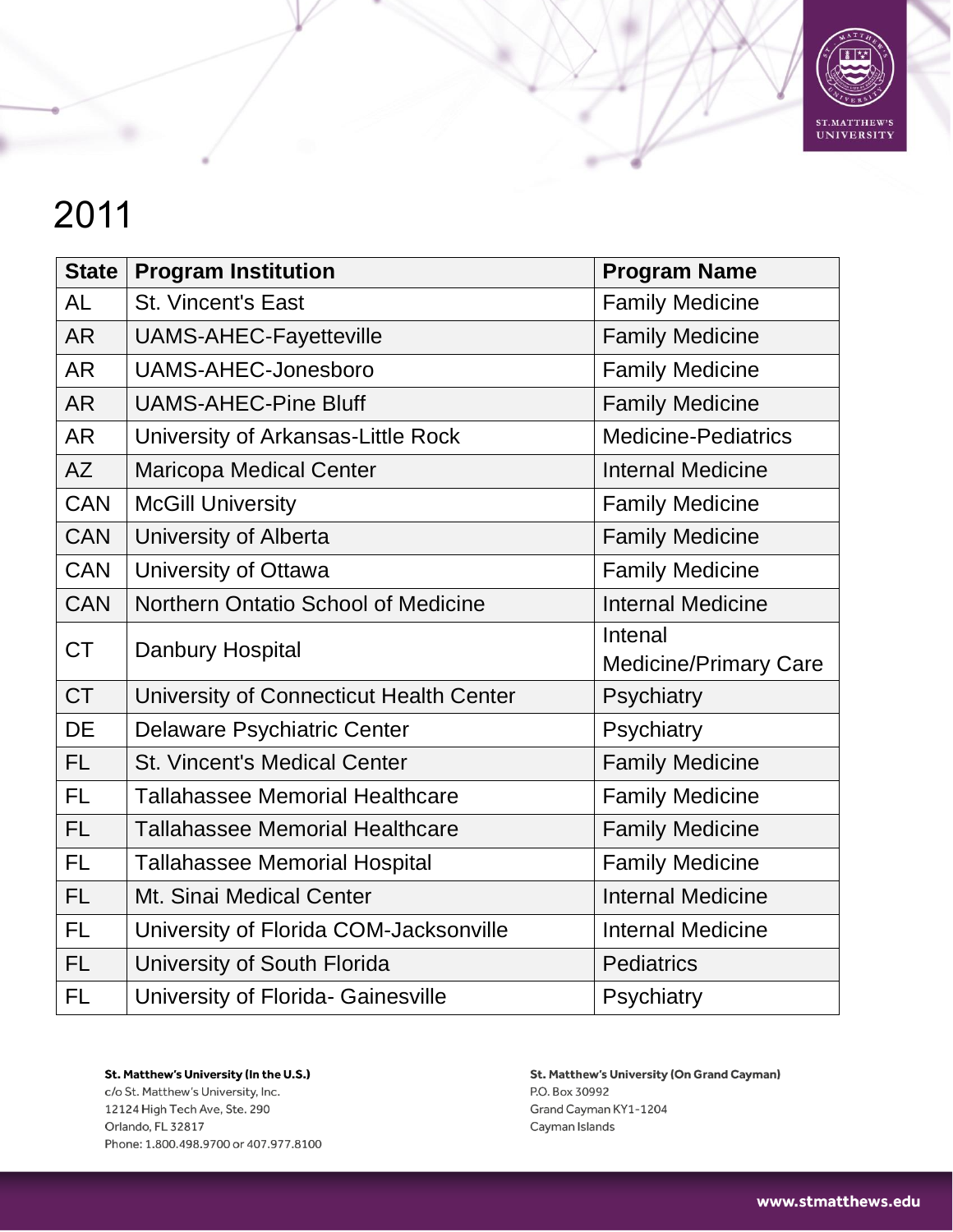# 2011

| State | Program Institution | Program Name |
|---|---|---|
| AL | St. Vincent's East | Family Medicine |
| AR | UAMS-AHEC-Fayetteville | Family Medicine |
| AR | UAMS-AHEC-Jonesboro | Family Medicine |
| AR | UAMS-AHEC-Pine Bluff | Family Medicine |
| AR | University of Arkansas-Little Rock | Medicine-Pediatrics |
| AZ | Maricopa Medical Center | Internal Medicine |
| CAN | McGill University | Family Medicine |
| CAN | University of Alberta | Family Medicine |
| CAN | University of Ottawa | Family Medicine |
| CAN | Northern Ontatio School of Medicine | Internal Medicine |
| CT | Danbury Hospital | Intenal Medicine/Primary Care |
| CT | University of Connecticut Health Center | Psychiatry |
| DE | Delaware Psychiatric Center | Psychiatry |
| FL | St. Vincent's Medical Center | Family Medicine |
| FL | Tallahassee Memorial Healthcare | Family Medicine |
| FL | Tallahassee Memorial Healthcare | Family Medicine |
| FL | Tallahassee Memorial Hospital | Family Medicine |
| FL | Mt. Sinai Medical Center | Internal Medicine |
| FL | University of Florida COM-Jacksonville | Internal Medicine |
| FL | University of South Florida | Pediatrics |
| FL | University of Florida- Gainesville | Psychiatry |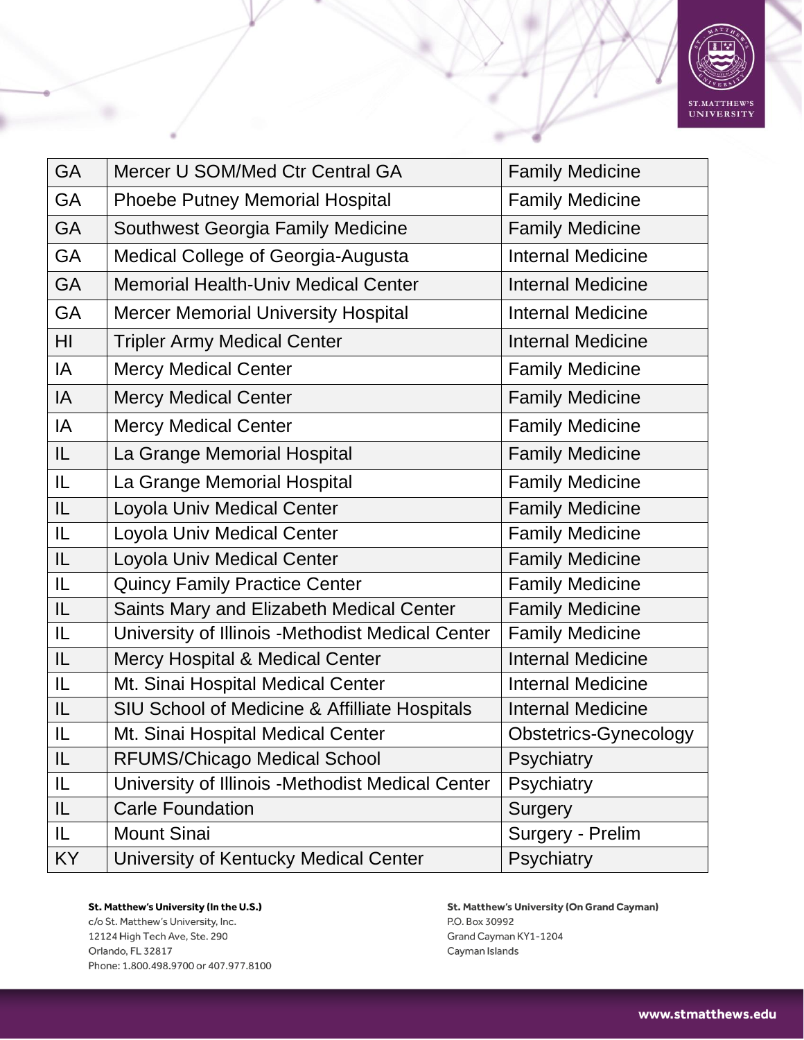| GA | Mercer U SOM/Med Ctr Central GA | Family Medicine |
|---|---|---|
| GA | Phoebe Putney Memorial Hospital | Family Medicine |
| GA | Southwest Georgia Family Medicine | Family Medicine |
| GA | Medical College of Georgia-Augusta | Internal Medicine |
| GA | Memorial Health-Univ Medical Center | Internal Medicine |
| GA | Mercer Memorial University Hospital | Internal Medicine |
| HI | Tripler Army Medical Center | Internal Medicine |
| IA | Mercy Medical Center | Family Medicine |
| IA | Mercy Medical Center | Family Medicine |
| IA | Mercy Medical Center | Family Medicine |
| IL | La Grange Memorial Hospital | Family Medicine |
| IL | La Grange Memorial Hospital | Family Medicine |
| IL | Loyola Univ Medical Center | Family Medicine |
| IL | Loyola Univ Medical Center | Family Medicine |
| IL | Loyola Univ Medical Center | Family Medicine |
| IL | Quincy Family Practice Center | Family Medicine |
| IL | Saints Mary and Elizabeth Medical Center | Family Medicine |
| IL | University of Illinois -Methodist Medical Center | Family Medicine |
| IL | Mercy Hospital & Medical Center | Internal Medicine |
| IL | Mt. Sinai Hospital Medical Center | Internal Medicine |
| IL | SIU School of Medicine & Affilliate Hospitals | Internal Medicine |
| IL | Mt. Sinai Hospital Medical Center | Obstetrics-Gynecology |
| IL | RFUMS/Chicago Medical School | Psychiatry |
| IL | University of Illinois -Methodist Medical Center | Psychiatry |
| IL | Carle Foundation | Surgery |
| IL | Mount Sinai | Surgery - Prelim |
| KY | University of Kentucky Medical Center | Psychiatry |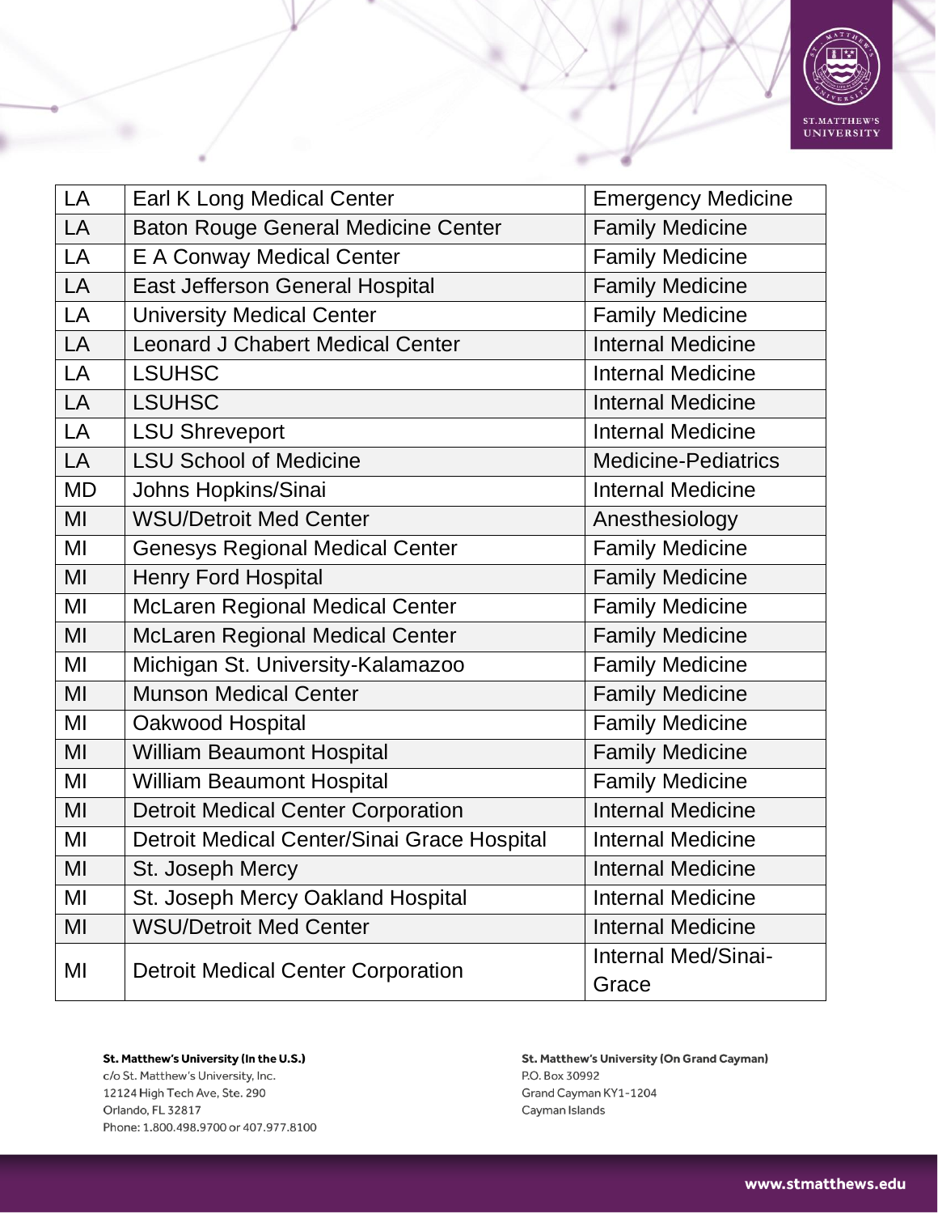| LA | Earl K Long Medical Center | Emergency Medicine |
|---|---|---|
| LA | Baton Rouge General Medicine Center | Family Medicine |
| LA | E A Conway Medical Center | Family Medicine |
| LA | East Jefferson General Hospital | Family Medicine |
| LA | University Medical Center | Family Medicine |
| LA | Leonard J Chabert Medical Center | Internal Medicine |
| LA | LSUHSC | Internal Medicine |
| LA | LSUHSC | Internal Medicine |
| LA | LSU Shreveport | Internal Medicine |
| LA | LSU School of Medicine | Medicine-Pediatrics |
| MD | Johns Hopkins/Sinai | Internal Medicine |
| MI | WSU/Detroit Med Center | Anesthesiology |
| MI | Genesys Regional Medical Center | Family Medicine |
| MI | Henry Ford Hospital | Family Medicine |
| MI | McLaren Regional Medical Center | Family Medicine |
| MI | McLaren Regional Medical Center | Family Medicine |
| MI | Michigan St. University-Kalamazoo | Family Medicine |
| MI | Munson Medical Center | Family Medicine |
| MI | Oakwood Hospital | Family Medicine |
| MI | William Beaumont Hospital | Family Medicine |
| MI | William Beaumont Hospital | Family Medicine |
| MI | Detroit Medical Center Corporation | Internal Medicine |
| MI | Detroit Medical Center/Sinai Grace Hospital | Internal Medicine |
| MI | St. Joseph Mercy | Internal Medicine |
| MI | St. Joseph Mercy Oakland Hospital | Internal Medicine |
| MI | WSU/Detroit Med Center | Internal Medicine |
| MI | Detroit Medical Center Corporation | Internal Med/Sinai-Grace |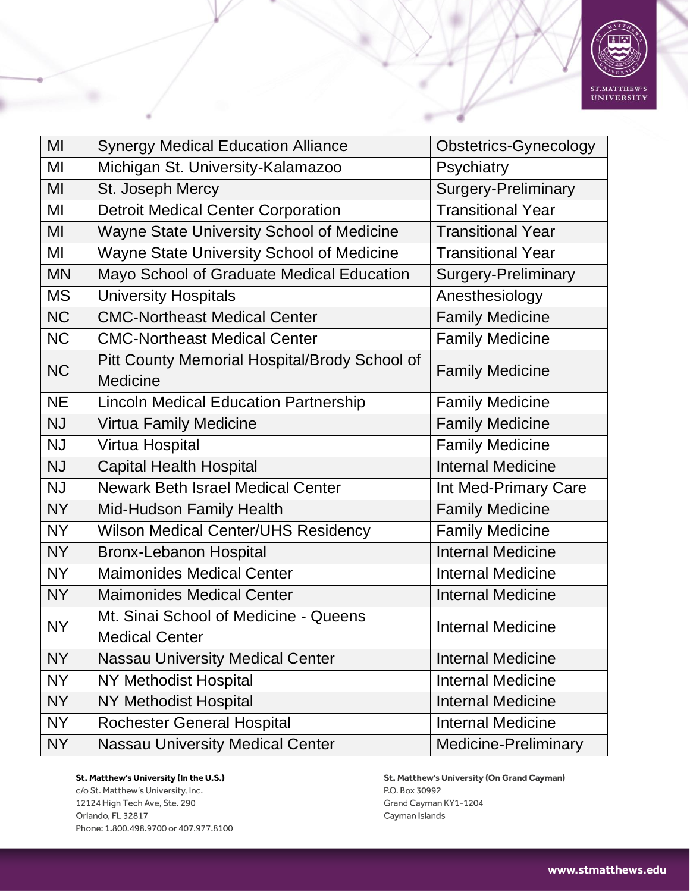| MI | Synergy Medical Education Alliance | Obstetrics-Gynecology |
|---|---|---|
| MI | Michigan St. University-Kalamazoo | Psychiatry |
| MI | St. Joseph Mercy | Surgery-Preliminary |
| MI | Detroit Medical Center Corporation | Transitional Year |
| MI | Wayne State University School of Medicine | Transitional Year |
| MI | Wayne State University School of Medicine | Transitional Year |
| MN | Mayo School of Graduate Medical Education | Surgery-Preliminary |
| MS | University Hospitals | Anesthesiology |
| NC | CMC-Northeast Medical Center | Family Medicine |
| NC | CMC-Northeast Medical Center | Family Medicine |
| NC | Pitt County Memorial Hospital/Brody School of Medicine | Family Medicine |
| NE | Lincoln Medical Education Partnership | Family Medicine |
| NJ | Virtua Family Medicine | Family Medicine |
| NJ | Virtua Hospital | Family Medicine |
| NJ | Capital Health Hospital | Internal Medicine |
| NJ | Newark Beth Israel Medical Center | Int Med-Primary Care |
| NY | Mid-Hudson Family Health | Family Medicine |
| NY | Wilson Medical Center/UHS Residency | Family Medicine |
| NY | Bronx-Lebanon Hospital | Internal Medicine |
| NY | Maimonides Medical Center | Internal Medicine |
| NY | Maimonides Medical Center | Internal Medicine |
| NY | Mt. Sinai School of Medicine - Queens Medical Center | Internal Medicine |
| NY | Nassau University Medical Center | Internal Medicine |
| NY | NY Methodist Hospital | Internal Medicine |
| NY | NY Methodist Hospital | Internal Medicine |
| NY | Rochester General Hospital | Internal Medicine |
| NY | Nassau University Medical Center | Medicine-Preliminary |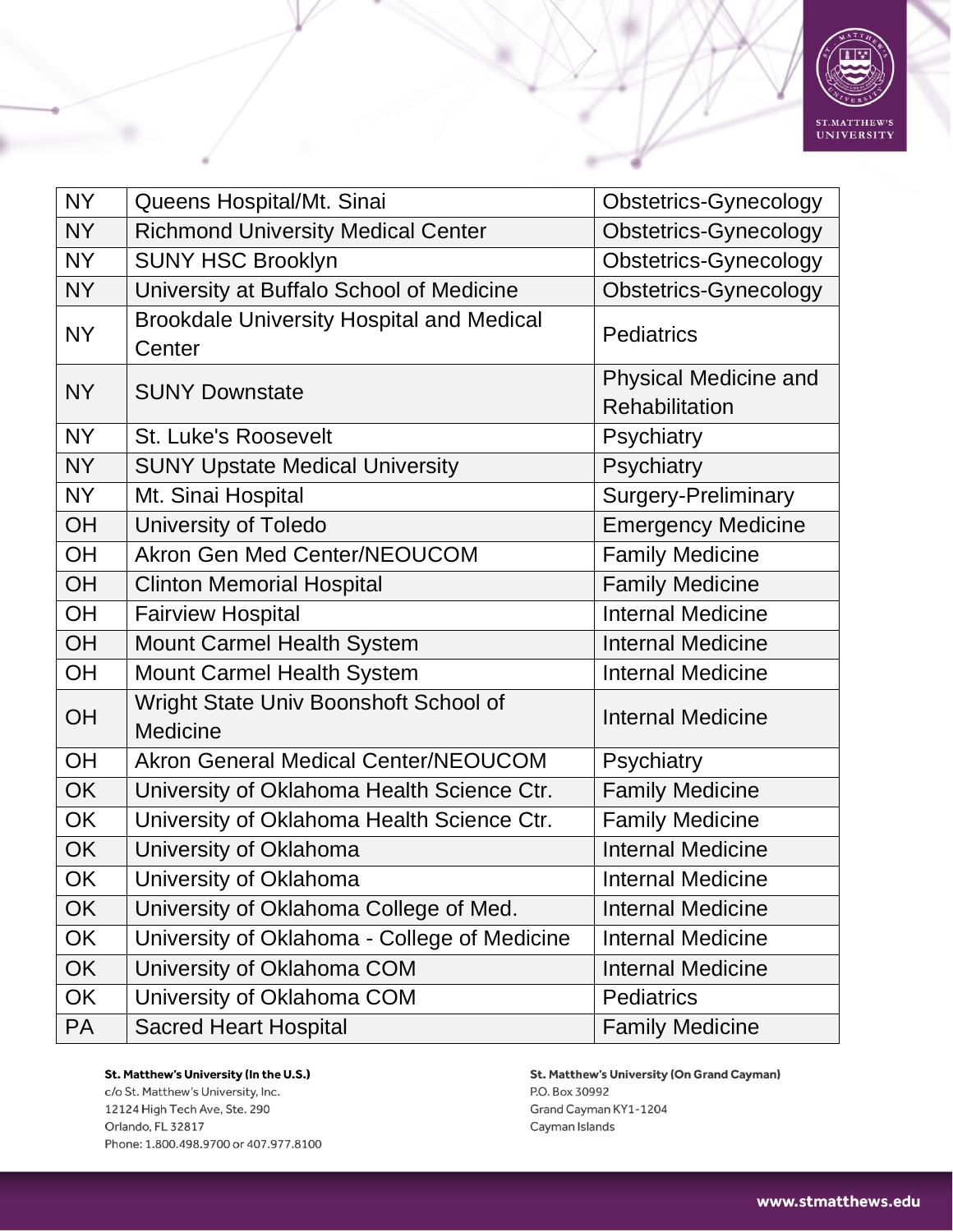| NY | Queens Hospital/Mt. Sinai | Obstetrics-Gynecology |
|---|---|---|
| NY | Richmond University Medical Center | Obstetrics-Gynecology |
| NY | SUNY HSC Brooklyn | Obstetrics-Gynecology |
| NY | University at Buffalo School of Medicine | Obstetrics-Gynecology |
| NY | Brookdale University Hospital and Medical Center | Pediatrics |
| NY | SUNY Downstate | Physical Medicine and Rehabilitation |
| NY | St. Luke's Roosevelt | Psychiatry |
| NY | SUNY Upstate Medical University | Psychiatry |
| NY | Mt. Sinai Hospital | Surgery-Preliminary |
| OH | University of Toledo | Emergency Medicine |
| OH | Akron Gen Med Center/NEOUCOM | Family Medicine |
| OH | Clinton Memorial Hospital | Family Medicine |
| OH | Fairview Hospital | Internal Medicine |
| OH | Mount Carmel Health System | Internal Medicine |
| OH | Mount Carmel Health System | Internal Medicine |
| OH | Wright State Univ Boonshoft School of Medicine | Internal Medicine |
| OH | Akron General Medical Center/NEOUCOM | Psychiatry |
| OK | University of Oklahoma Health Science Ctr. | Family Medicine |
| OK | University of Oklahoma Health Science Ctr. | Family Medicine |
| OK | University of Oklahoma | Internal Medicine |
| OK | University of Oklahoma | Internal Medicine |
| OK | University of Oklahoma College of Med. | Internal Medicine |
| OK | University of Oklahoma - College of Medicine | Internal Medicine |
| OK | University of Oklahoma COM | Internal Medicine |
| OK | University of Oklahoma COM | Pediatrics |
| PA | Sacred Heart Hospital | Family Medicine |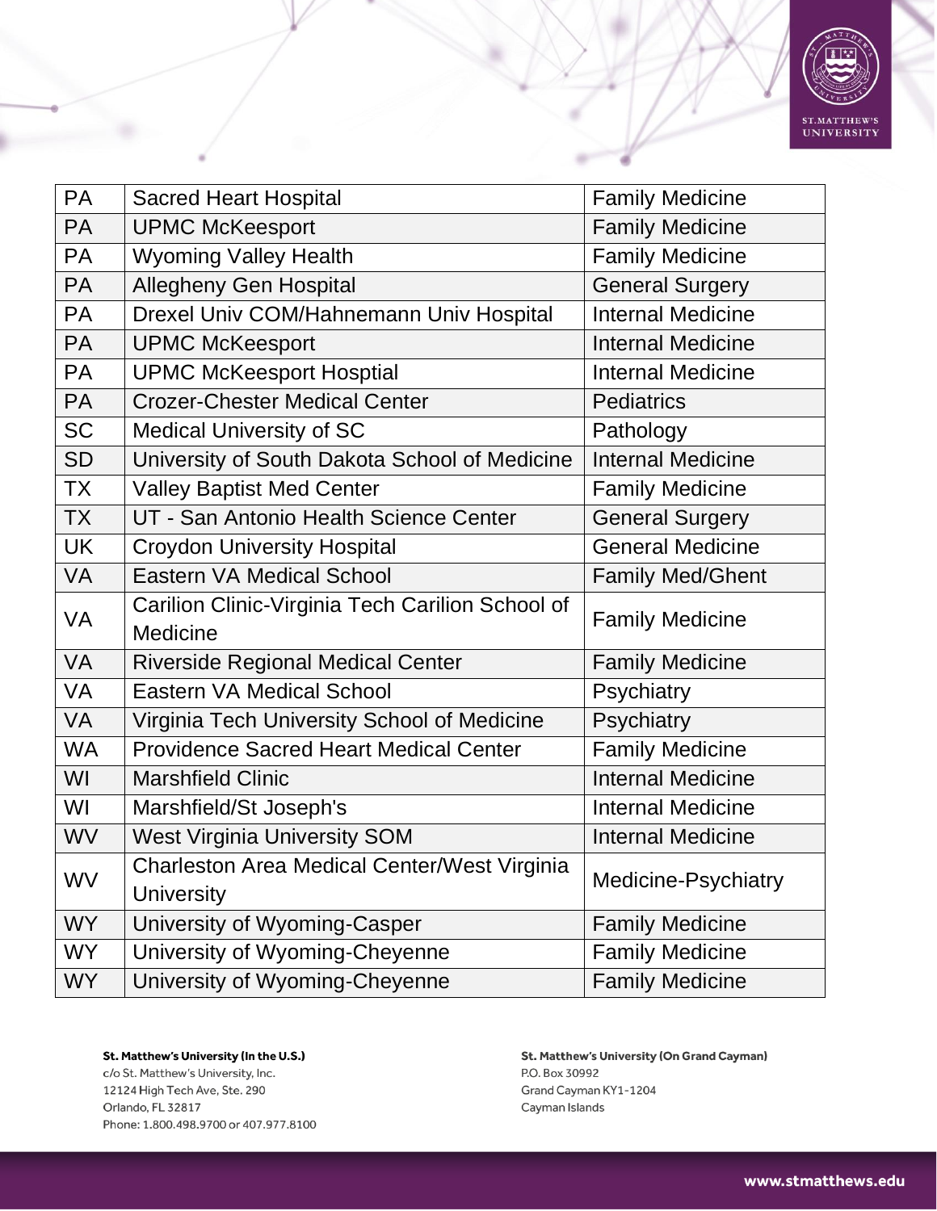| PA | Sacred Heart Hospital | Family Medicine |
|---|---|---|
| PA | UPMC McKeesport | Family Medicine |
| PA | Wyoming Valley Health | Family Medicine |
| PA | Allegheny Gen Hospital | General Surgery |
| PA | Drexel Univ COM/Hahnemann Univ Hospital | Internal Medicine |
| PA | UPMC McKeesport | Internal Medicine |
| PA | UPMC McKeesport Hosptial | Internal Medicine |
| PA | Crozer-Chester Medical Center | Pediatrics |
| SC | Medical University of SC | Pathology |
| SD | University of South Dakota School of Medicine | Internal Medicine |
| TX | Valley Baptist Med Center | Family Medicine |
| TX | UT - San Antonio Health Science Center | General Surgery |
| UK | Croydon University Hospital | General Medicine |
| VA | Eastern VA Medical School | Family Med/Ghent |
| VA | Carilion Clinic-Virginia Tech Carilion School of Medicine | Family Medicine |
| VA | Riverside Regional Medical Center | Family Medicine |
| VA | Eastern VA Medical School | Psychiatry |
| VA | Virginia Tech University School of Medicine | Psychiatry |
| WA | Providence Sacred Heart Medical Center | Family Medicine |
| WI | Marshfield Clinic | Internal Medicine |
| WI | Marshfield/St Joseph's | Internal Medicine |
| WV | West Virginia University SOM | Internal Medicine |
| WV | Charleston Area Medical Center/West Virginia University | Medicine-Psychiatry |
| WY | University of Wyoming-Casper | Family Medicine |
| WY | University of Wyoming-Cheyenne | Family Medicine |
| WY | University of Wyoming-Cheyenne | Family Medicine |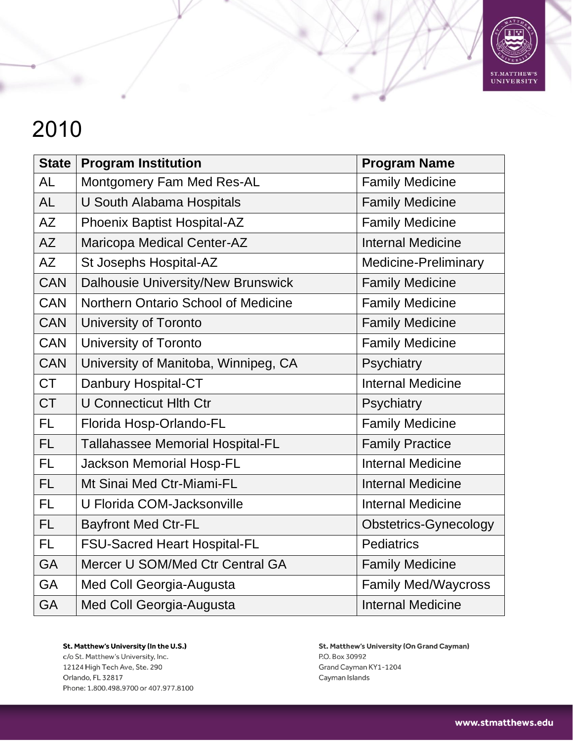# 2010

| State | Program Institution | Program Name |
|---|---|---|
| AL | Montgomery Fam Med Res-AL | Family Medicine |
| AL | U South Alabama Hospitals | Family Medicine |
| AZ | Phoenix Baptist Hospital-AZ | Family Medicine |
| AZ | Maricopa Medical Center-AZ | Internal Medicine |
| AZ | St Josephs Hospital-AZ | Medicine-Preliminary |
| CAN | Dalhousie University/New Brunswick | Family Medicine |
| CAN | Northern Ontario School of Medicine | Family Medicine |
| CAN | University of Toronto | Family Medicine |
| CAN | University of Toronto | Family Medicine |
| CAN | University of Manitoba, Winnipeg, CA | Psychiatry |
| CT | Danbury Hospital-CT | Internal Medicine |
| CT | U Connecticut Hlth Ctr | Psychiatry |
| FL | Florida Hosp-Orlando-FL | Family Medicine |
| FL | Tallahassee Memorial Hospital-FL | Family Practice |
| FL | Jackson Memorial Hosp-FL | Internal Medicine |
| FL | Mt Sinai Med Ctr-Miami-FL | Internal Medicine |
| FL | U Florida COM-Jacksonville | Internal Medicine |
| FL | Bayfront Med Ctr-FL | Obstetrics-Gynecology |
| FL | FSU-Sacred Heart Hospital-FL | Pediatrics |
| GA | Mercer U SOM/Med Ctr Central GA | Family Medicine |
| GA | Med Coll Georgia-Augusta | Family Med/Waycross |
| GA | Med Coll Georgia-Augusta | Internal Medicine |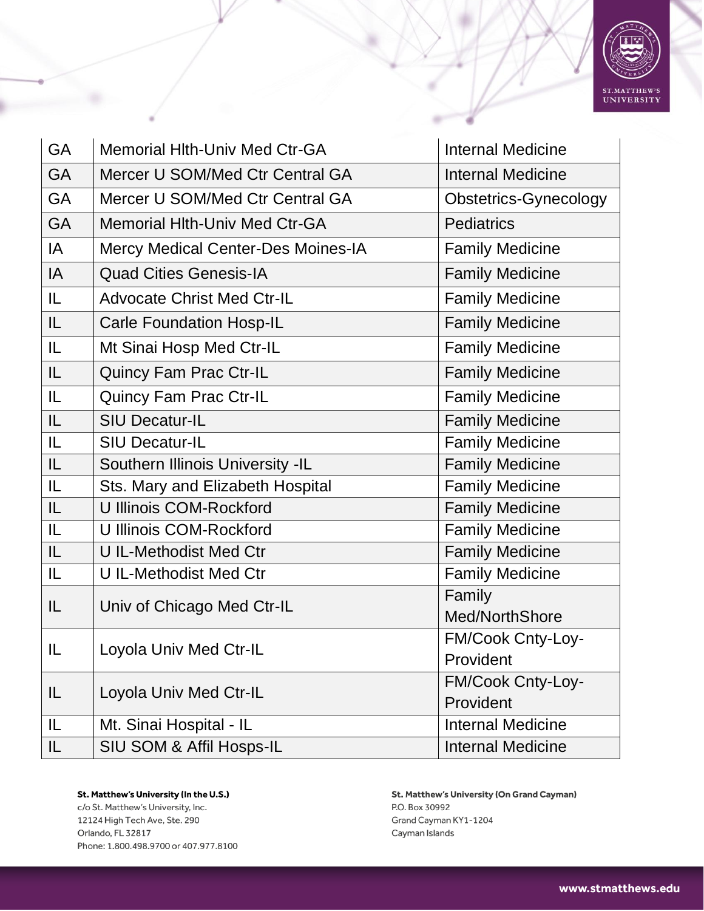| GA | Memorial Hlth-Univ Med Ctr-GA | Internal Medicine |
|---|---|---|
| GA | Mercer U SOM/Med Ctr Central GA | Internal Medicine |
| GA | Mercer U SOM/Med Ctr Central GA | Obstetrics-Gynecology |
| GA | Memorial Hlth-Univ Med Ctr-GA | Pediatrics |
| IA | Mercy Medical Center-Des Moines-IA | Family Medicine |
| IA | Quad Cities Genesis-IA | Family Medicine |
| IL | Advocate Christ Med Ctr-IL | Family Medicine |
| IL | Carle Foundation Hosp-IL | Family Medicine |
| IL | Mt Sinai Hosp Med Ctr-IL | Family Medicine |
| IL | Quincy Fam Prac Ctr-IL | Family Medicine |
| IL | Quincy Fam Prac Ctr-IL | Family Medicine |
| IL | SIU Decatur-IL | Family Medicine |
| IL | SIU Decatur-IL | Family Medicine |
| IL | Southern Illinois University -IL | Family Medicine |
| IL | Sts. Mary and Elizabeth Hospital | Family Medicine |
| IL | U Illinois COM-Rockford | Family Medicine |
| IL | U Illinois COM-Rockford | Family Medicine |
| IL | U IL-Methodist Med Ctr | Family Medicine |
| IL | U IL-Methodist Med Ctr | Family Medicine |
| IL | Univ of Chicago Med Ctr-IL | Family Med/NorthShore |
| IL | Loyola Univ Med Ctr-IL | FM/Cook Cnty-Loy-Provident |
| IL | Loyola Univ Med Ctr-IL | FM/Cook Cnty-Loy-Provident |
| IL | Mt. Sinai Hospital - IL | Internal Medicine |
| IL | SIU SOM & Affil Hosps-IL | Internal Medicine |

**St. Matthew's University (In the U.S.)**
c/o St. Matthew's University, Inc.
12124 High Tech Ave, Ste. 290
Orlando, FL 32817
Phone: 1.800.498.9700 or 407.977.8100

**St. Matthew's University (On Grand Cayman)**
P.O. Box 30992
Grand Cayman KY1-1204
Cayman Islands

www.stmatthews.edu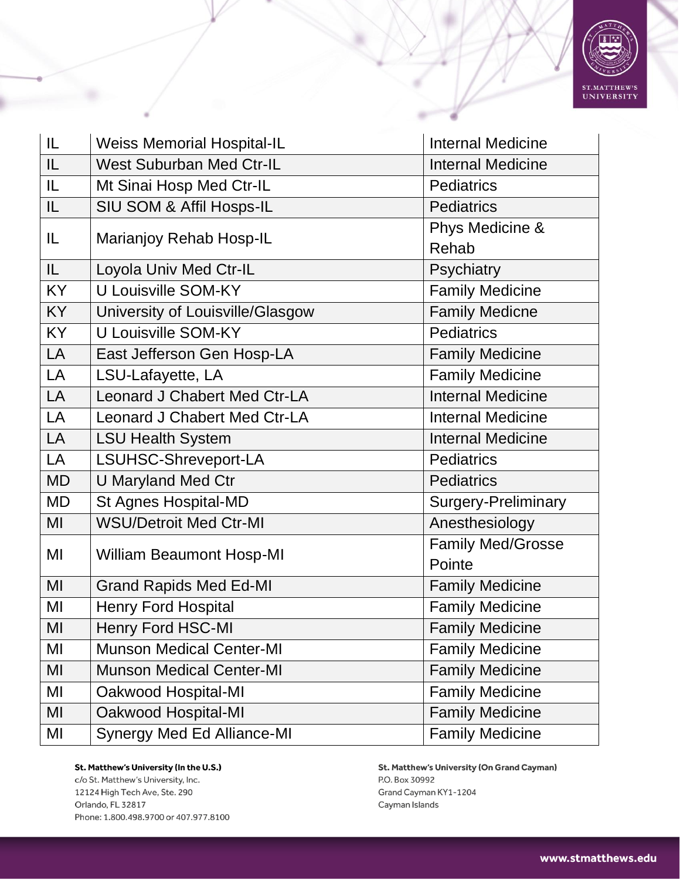| IL | Weiss Memorial Hospital-IL | Internal Medicine |
|---|---|---|
| IL | West Suburban Med Ctr-IL | Internal Medicine |
| IL | Mt Sinai Hosp Med Ctr-IL | Pediatrics |
| IL | SIU SOM & Affil Hosps-IL | Pediatrics |
| IL | Marianjoy Rehab Hosp-IL | Phys Medicine & Rehab |
| IL | Loyola Univ Med Ctr-IL | Psychiatry |
| KY | U Louisville SOM-KY | Family Medicine |
| KY | University of Louisville/Glasgow | Family Medicne |
| KY | U Louisville SOM-KY | Pediatrics |
| LA | East Jefferson Gen Hosp-LA | Family Medicine |
| LA | LSU-Lafayette, LA | Family Medicine |
| LA | Leonard J Chabert Med Ctr-LA | Internal Medicine |
| LA | Leonard J Chabert Med Ctr-LA | Internal Medicine |
| LA | LSU Health System | Internal Medicine |
| LA | LSUHSC-Shreveport-LA | Pediatrics |
| MD | U Maryland Med Ctr | Pediatrics |
| MD | St Agnes Hospital-MD | Surgery-Preliminary |
| MI | WSU/Detroit Med Ctr-MI | Anesthesiology |
| MI | William Beaumont Hosp-MI | Family Med/Grosse Pointe |
| MI | Grand Rapids Med Ed-MI | Family Medicine |
| MI | Henry Ford Hospital | Family Medicine |
| MI | Henry Ford HSC-MI | Family Medicine |
| MI | Munson Medical Center-MI | Family Medicine |
| MI | Munson Medical Center-MI | Family Medicine |
| MI | Oakwood Hospital-MI | Family Medicine |
| MI | Oakwood Hospital-MI | Family Medicine |
| MI | Synergy Med Ed Alliance-MI | Family Medicine |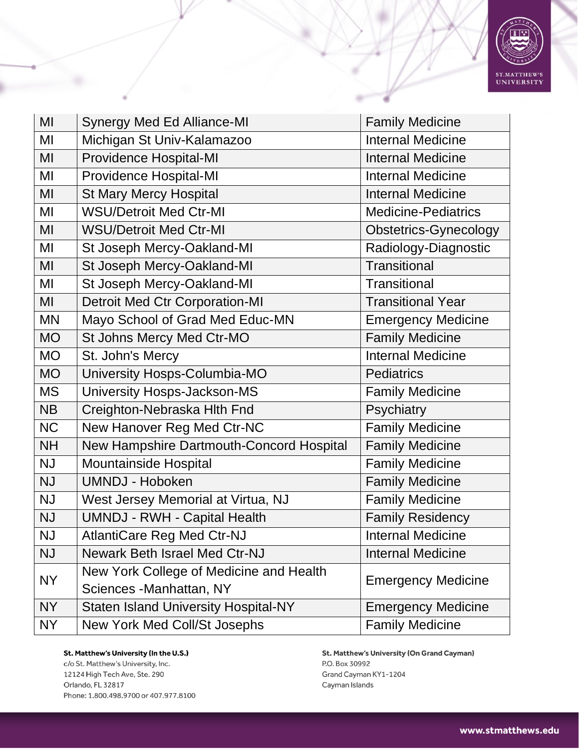| MI | Synergy Med Ed Alliance-MI | Family Medicine |
|---|---|---|
| MI | Michigan St Univ-Kalamazoo | Internal Medicine |
| MI | Providence Hospital-MI | Internal Medicine |
| MI | Providence Hospital-MI | Internal Medicine |
| MI | St Mary Mercy Hospital | Internal Medicine |
| MI | WSU/Detroit Med Ctr-MI | Medicine-Pediatrics |
| MI | WSU/Detroit Med Ctr-MI | Obstetrics-Gynecology |
| MI | St Joseph Mercy-Oakland-MI | Radiology-Diagnostic |
| MI | St Joseph Mercy-Oakland-MI | Transitional |
| MI | St Joseph Mercy-Oakland-MI | Transitional |
| MI | Detroit Med Ctr Corporation-MI | Transitional Year |
| MN | Mayo School of Grad Med Educ-MN | Emergency Medicine |
| MO | St Johns Mercy Med Ctr-MO | Family Medicine |
| MO | St. John's Mercy | Internal Medicine |
| MO | University Hosps-Columbia-MO | Pediatrics |
| MS | University Hosps-Jackson-MS | Family Medicine |
| NB | Creighton-Nebraska Hlth Fnd | Psychiatry |
| NC | New Hanover Reg Med Ctr-NC | Family Medicine |
| NH | New Hampshire Dartmouth-Concord Hospital | Family Medicine |
| NJ | Mountainside Hospital | Family Medicine |
| NJ | UMNDJ - Hoboken | Family Medicine |
| NJ | West Jersey Memorial at Virtua, NJ | Family Medicine |
| NJ | UMNDJ - RWH - Capital Health | Family Residency |
| NJ | AtlantiCare Reg Med Ctr-NJ | Internal Medicine |
| NJ | Newark Beth Israel Med Ctr-NJ | Internal Medicine |
| NY | New York College of Medicine and Health Sciences -Manhattan, NY | Emergency Medicine |
| NY | Staten Island University Hospital-NY | Emergency Medicine |
| NY | New York Med Coll/St Josephs | Family Medicine |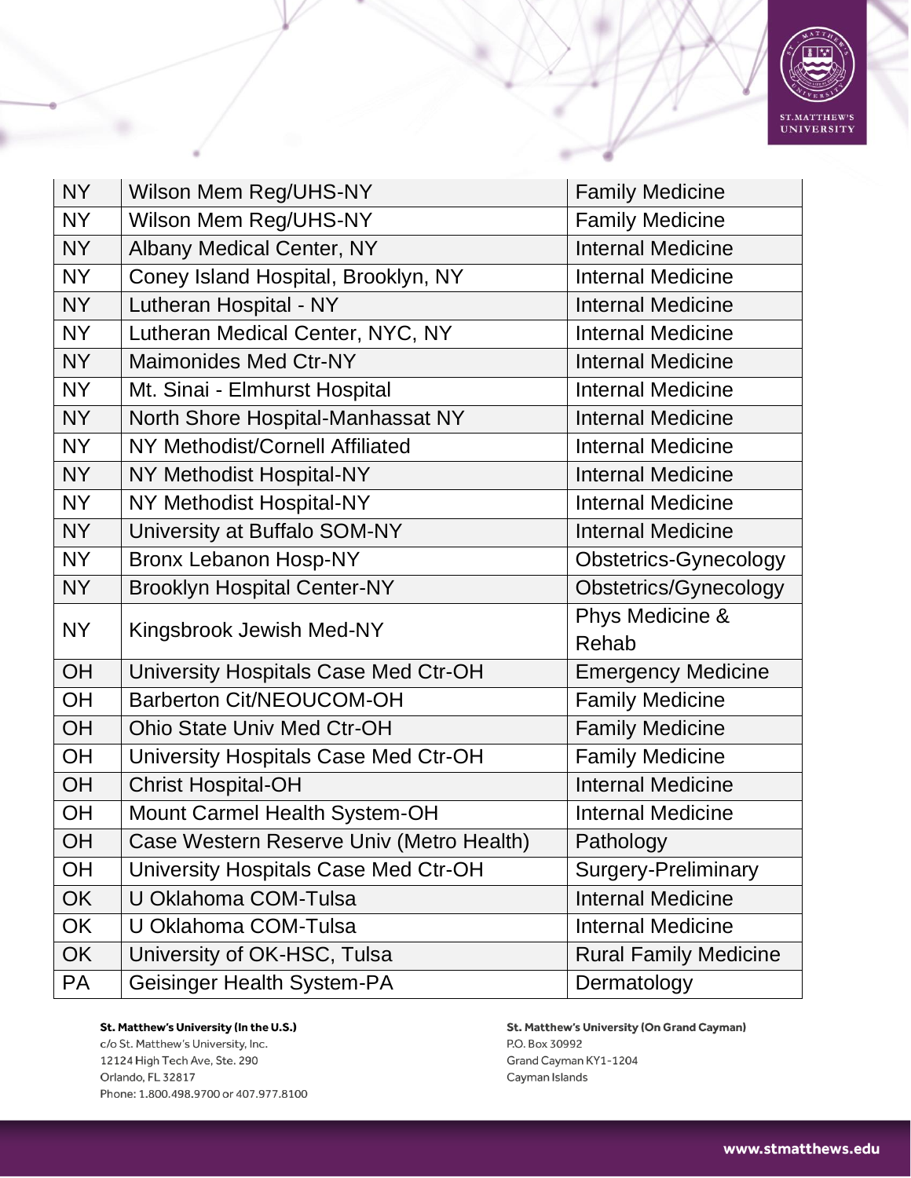| | | |
|---|---|---|
| NY | Wilson Mem Reg/UHS-NY | Family Medicine |
| NY | Wilson Mem Reg/UHS-NY | Family Medicine |
| NY | Albany Medical Center, NY | Internal Medicine |
| NY | Coney Island Hospital, Brooklyn, NY | Internal Medicine |
| NY | Lutheran Hospital - NY | Internal Medicine |
| NY | Lutheran Medical Center, NYC, NY | Internal Medicine |
| NY | Maimonides Med Ctr-NY | Internal Medicine |
| NY | Mt. Sinai - Elmhurst Hospital | Internal Medicine |
| NY | North Shore Hospital-Manhassat NY | Internal Medicine |
| NY | NY Methodist/Cornell Affiliated | Internal Medicine |
| NY | NY Methodist Hospital-NY | Internal Medicine |
| NY | NY Methodist Hospital-NY | Internal Medicine |
| NY | University at Buffalo SOM-NY | Internal Medicine |
| NY | Bronx Lebanon Hosp-NY | Obstetrics-Gynecology |
| NY | Brooklyn Hospital Center-NY | Obstetrics/Gynecology |
| NY | Kingsbrook Jewish Med-NY | Phys Medicine & Rehab |
| OH | University Hospitals Case Med Ctr-OH | Emergency Medicine |
| OH | Barberton Cit/NEOUCOM-OH | Family Medicine |
| OH | Ohio State Univ Med Ctr-OH | Family Medicine |
| OH | University Hospitals Case Med Ctr-OH | Family Medicine |
| OH | Christ Hospital-OH | Internal Medicine |
| OH | Mount Carmel Health System-OH | Internal Medicine |
| OH | Case Western Reserve Univ (Metro Health) | Pathology |
| OH | University Hospitals Case Med Ctr-OH | Surgery-Preliminary |
| OK | U Oklahoma COM-Tulsa | Internal Medicine |
| OK | U Oklahoma COM-Tulsa | Internal Medicine |
| OK | University of OK-HSC, Tulsa | Rural Family Medicine |
| PA | Geisinger Health System-PA | Dermatology |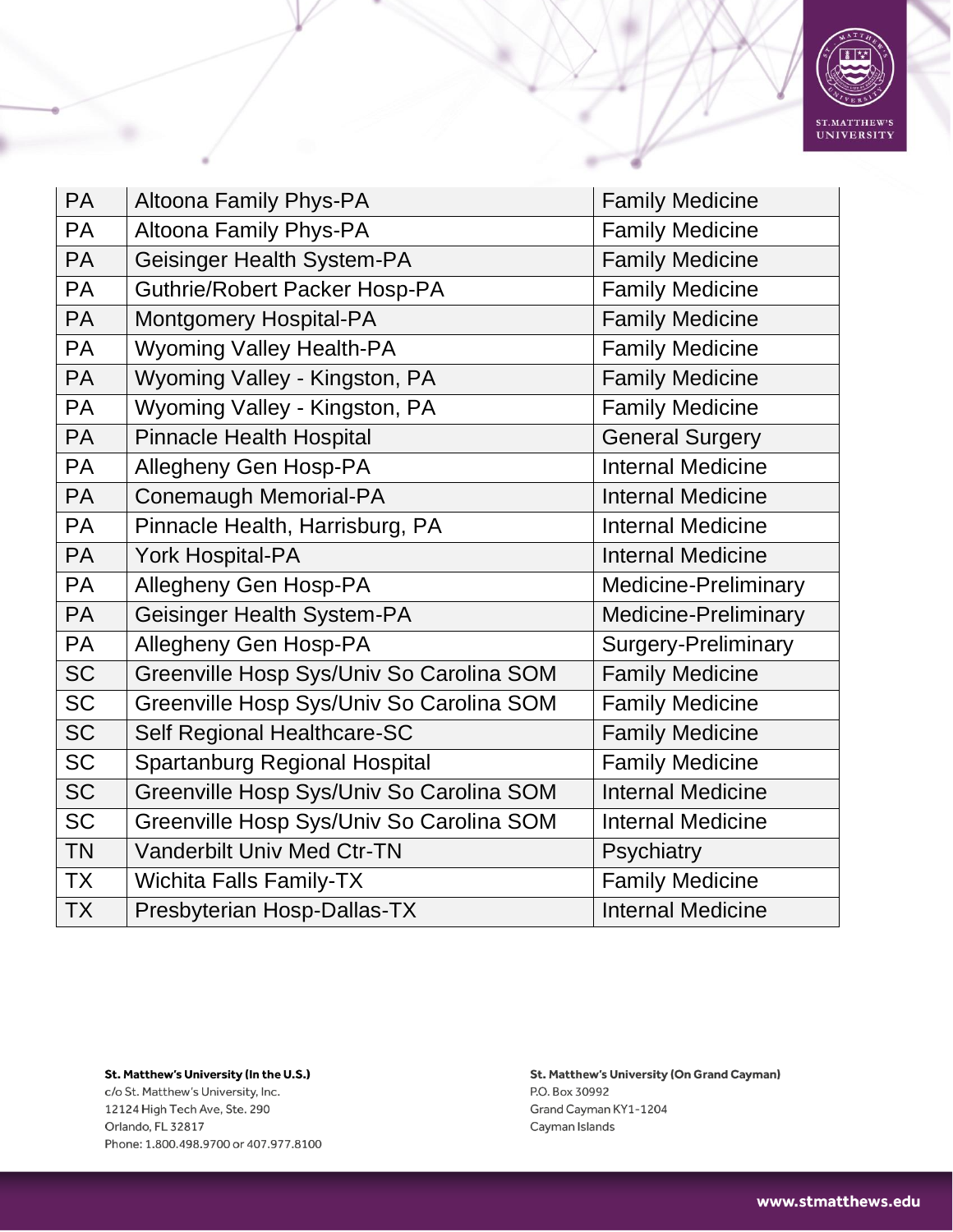| | | |
|---|---|---|
| PA | Altoona Family Phys-PA | Family Medicine |
| PA | Altoona Family Phys-PA | Family Medicine |
| PA | Geisinger Health System-PA | Family Medicine |
| PA | Guthrie/Robert Packer Hosp-PA | Family Medicine |
| PA | Montgomery Hospital-PA | Family Medicine |
| PA | Wyoming Valley Health-PA | Family Medicine |
| PA | Wyoming Valley - Kingston, PA | Family Medicine |
| PA | Wyoming Valley - Kingston, PA | Family Medicine |
| PA | Pinnacle Health Hospital | General Surgery |
| PA | Allegheny Gen Hosp-PA | Internal Medicine |
| PA | Conemaugh Memorial-PA | Internal Medicine |
| PA | Pinnacle Health, Harrisburg, PA | Internal Medicine |
| PA | York Hospital-PA | Internal Medicine |
| PA | Allegheny Gen Hosp-PA | Medicine-Preliminary |
| PA | Geisinger Health System-PA | Medicine-Preliminary |
| PA | Allegheny Gen Hosp-PA | Surgery-Preliminary |
| SC | Greenville Hosp Sys/Univ So Carolina SOM | Family Medicine |
| SC | Greenville Hosp Sys/Univ So Carolina SOM | Family Medicine |
| SC | Self Regional Healthcare-SC | Family Medicine |
| SC | Spartanburg Regional Hospital | Family Medicine |
| SC | Greenville Hosp Sys/Univ So Carolina SOM | Internal Medicine |
| SC | Greenville Hosp Sys/Univ So Carolina SOM | Internal Medicine |
| TN | Vanderbilt Univ Med Ctr-TN | Psychiatry |
| TX | Wichita Falls Family-TX | Family Medicine |
| TX | Presbyterian Hosp-Dallas-TX | Internal Medicine |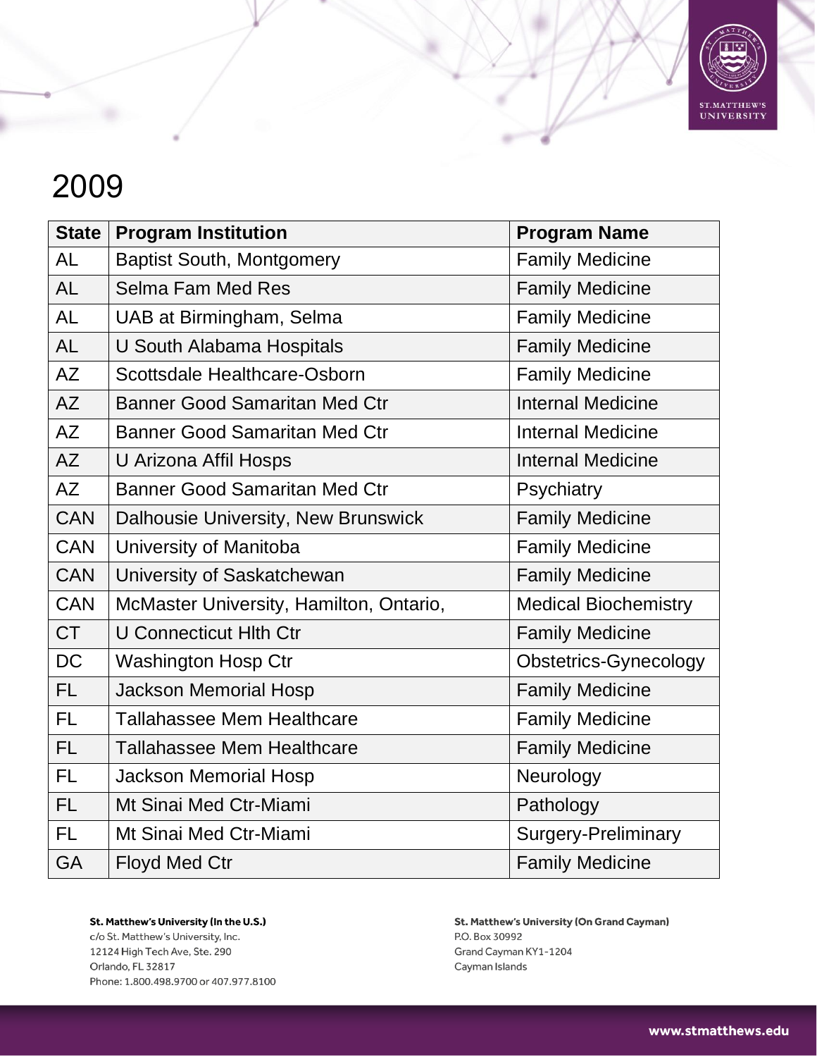# 2009

| State | Program Institution | Program Name |
|---|---|---|
| AL | Baptist South, Montgomery | Family Medicine |
| AL | Selma Fam Med Res | Family Medicine |
| AL | UAB at Birmingham, Selma | Family Medicine |
| AL | U South Alabama Hospitals | Family Medicine |
| AZ | Scottsdale Healthcare-Osborn | Family Medicine |
| AZ | Banner Good Samaritan Med Ctr | Internal Medicine |
| AZ | Banner Good Samaritan Med Ctr | Internal Medicine |
| AZ | U Arizona Affil Hosps | Internal Medicine |
| AZ | Banner Good Samaritan Med Ctr | Psychiatry |
| CAN | Dalhousie University, New Brunswick | Family Medicine |
| CAN | University of Manitoba | Family Medicine |
| CAN | University of Saskatchewan | Family Medicine |
| CAN | McMaster University, Hamilton, Ontario, | Medical Biochemistry |
| CT | U Connecticut Hlth Ctr | Family Medicine |
| DC | Washington Hosp Ctr | Obstetrics-Gynecology |
| FL | Jackson Memorial Hosp | Family Medicine |
| FL | Tallahassee Mem Healthcare | Family Medicine |
| FL | Tallahassee Mem Healthcare | Family Medicine |
| FL | Jackson Memorial Hosp | Neurology |
| FL | Mt Sinai Med Ctr-Miami | Pathology |
| FL | Mt Sinai Med Ctr-Miami | Surgery-Preliminary |
| GA | Floyd Med Ctr | Family Medicine |

**St. Matthew's University (In the U.S.)**
c/o St. Matthew's University, Inc.
12124 High Tech Ave, Ste. 290
Orlando, FL 32817
Phone: 1.800.498.9700 or 407.977.8100

**St. Matthew's University (On Grand Cayman)**
P.O. Box 30992
Grand Cayman KY1-1204
Cayman Islands

www.stmatthews.edu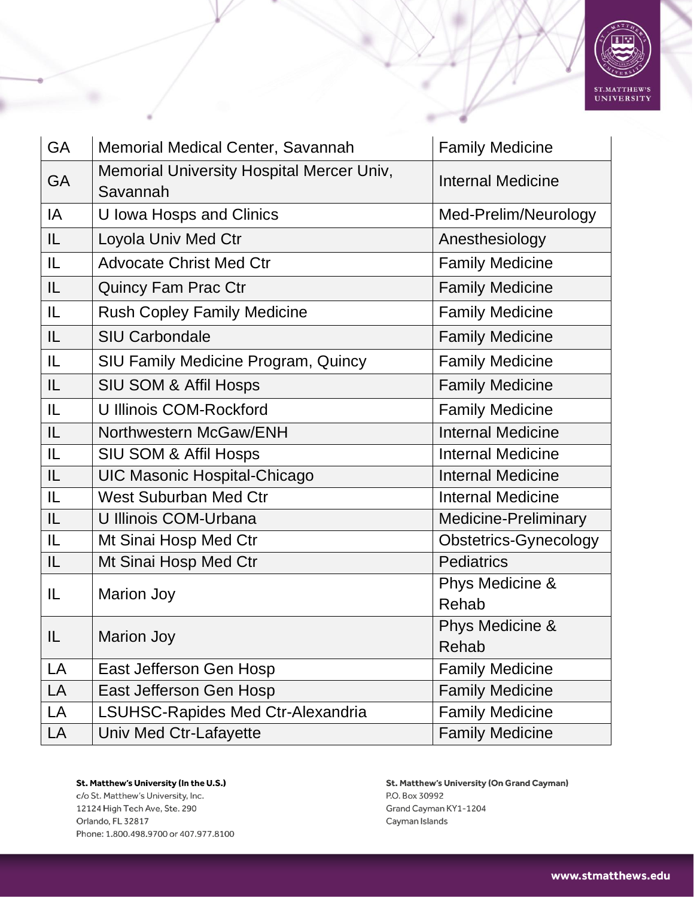| GA | Memorial Medical Center, Savannah | Family Medicine |
|---|---|---|
| GA | Memorial University Hospital Mercer Univ, Savannah | Internal Medicine |
| IA | U Iowa Hosps and Clinics | Med-Prelim/Neurology |
| IL | Loyola Univ Med Ctr | Anesthesiology |
| IL | Advocate Christ Med Ctr | Family Medicine |
| IL | Quincy Fam Prac Ctr | Family Medicine |
| IL | Rush Copley Family Medicine | Family Medicine |
| IL | SIU Carbondale | Family Medicine |
| IL | SIU Family Medicine Program, Quincy | Family Medicine |
| IL | SIU SOM & Affil Hosps | Family Medicine |
| IL | U Illinois COM-Rockford | Family Medicine |
| IL | Northwestern McGaw/ENH | Internal Medicine |
| IL | SIU SOM & Affil Hosps | Internal Medicine |
| IL | UIC Masonic Hospital-Chicago | Internal Medicine |
| IL | West Suburban Med Ctr | Internal Medicine |
| IL | U Illinois COM-Urbana | Medicine-Preliminary |
| IL | Mt Sinai Hosp Med Ctr | Obstetrics-Gynecology |
| IL | Mt Sinai Hosp Med Ctr | Pediatrics |
| IL | Marion Joy | Phys Medicine & Rehab |
| IL | Marion Joy | Phys Medicine & Rehab |
| LA | East Jefferson Gen Hosp | Family Medicine |
| LA | East Jefferson Gen Hosp | Family Medicine |
| LA | LSUHSC-Rapides Med Ctr-Alexandria | Family Medicine |
| LA | Univ Med Ctr-Lafayette | Family Medicine |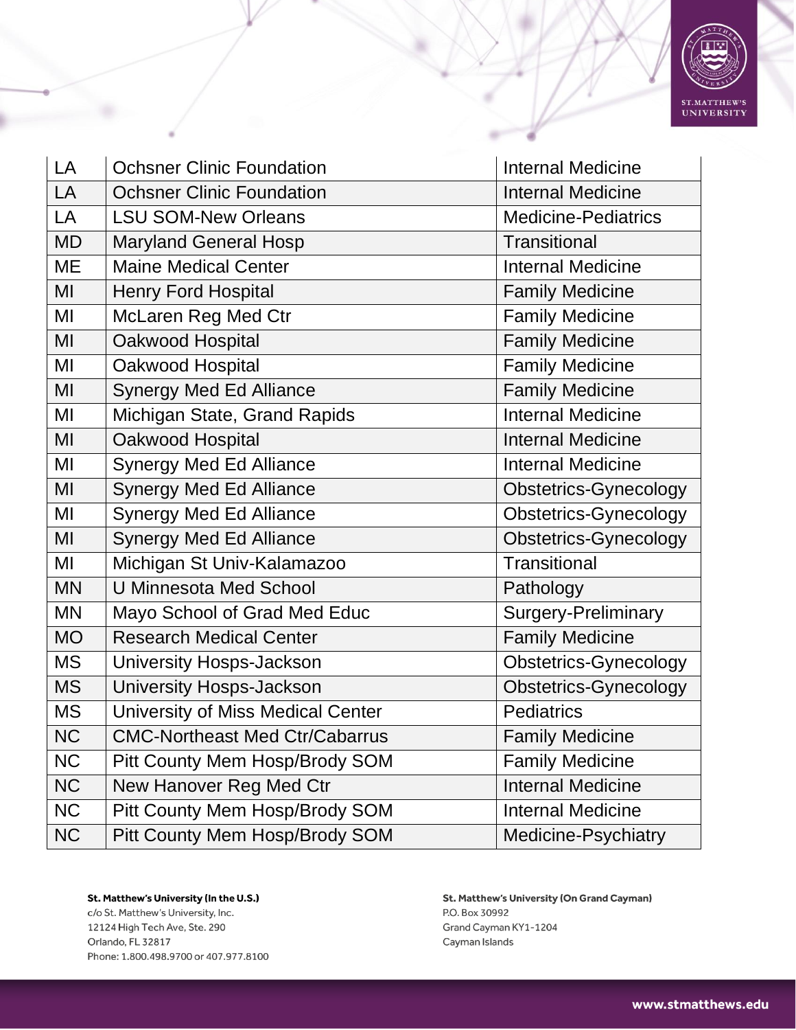| | | |
|---|---|---|
| LA | Ochsner Clinic Foundation | Internal Medicine |
| LA | Ochsner Clinic Foundation | Internal Medicine |
| LA | LSU SOM-New Orleans | Medicine-Pediatrics |
| MD | Maryland General Hosp | Transitional |
| ME | Maine Medical Center | Internal Medicine |
| MI | Henry Ford Hospital | Family Medicine |
| MI | McLaren Reg Med Ctr | Family Medicine |
| MI | Oakwood Hospital | Family Medicine |
| MI | Oakwood Hospital | Family Medicine |
| MI | Synergy Med Ed Alliance | Family Medicine |
| MI | Michigan State, Grand Rapids | Internal Medicine |
| MI | Oakwood Hospital | Internal Medicine |
| MI | Synergy Med Ed Alliance | Internal Medicine |
| MI | Synergy Med Ed Alliance | Obstetrics-Gynecology |
| MI | Synergy Med Ed Alliance | Obstetrics-Gynecology |
| MI | Synergy Med Ed Alliance | Obstetrics-Gynecology |
| MI | Michigan St Univ-Kalamazoo | Transitional |
| MN | U Minnesota Med School | Pathology |
| MN | Mayo School of Grad Med Educ | Surgery-Preliminary |
| MO | Research Medical Center | Family Medicine |
| MS | University Hosps-Jackson | Obstetrics-Gynecology |
| MS | University Hosps-Jackson | Obstetrics-Gynecology |
| MS | University of Miss Medical Center | Pediatrics |
| NC | CMC-Northeast Med Ctr/Cabarrus | Family Medicine |
| NC | Pitt County Mem Hosp/Brody SOM | Family Medicine |
| NC | New Hanover Reg Med Ctr | Internal Medicine |
| NC | Pitt County Mem Hosp/Brody SOM | Internal Medicine |
| NC | Pitt County Mem Hosp/Brody SOM | Medicine-Psychiatry |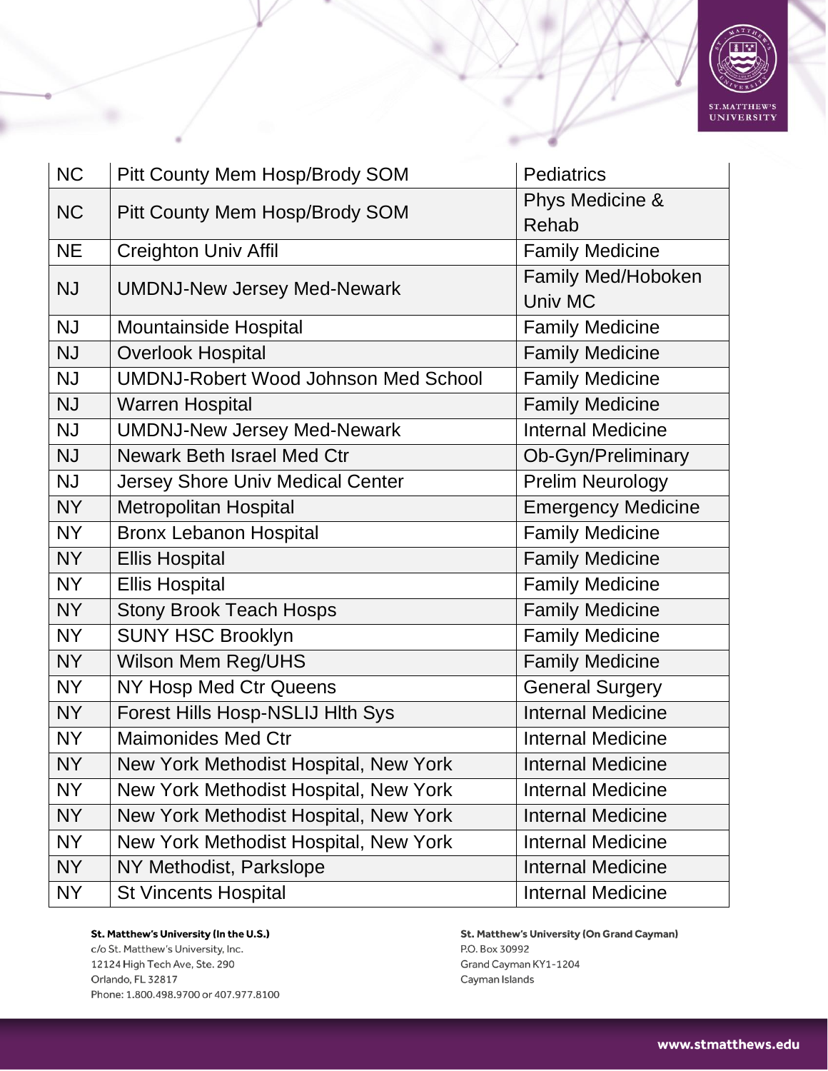| NC | Pitt County Mem Hosp/Brody SOM | Pediatrics |
|---|---|---|
| NC | Pitt County Mem Hosp/Brody SOM | Phys Medicine & Rehab |
| NE | Creighton Univ Affil | Family Medicine |
| NJ | UMDNJ-New Jersey Med-Newark | Family Med/Hoboken Univ MC |
| NJ | Mountainside Hospital | Family Medicine |
| NJ | Overlook Hospital | Family Medicine |
| NJ | UMDNJ-Robert Wood Johnson Med School | Family Medicine |
| NJ | Warren Hospital | Family Medicine |
| NJ | UMDNJ-New Jersey Med-Newark | Internal Medicine |
| NJ | Newark Beth Israel Med Ctr | Ob-Gyn/Preliminary |
| NJ | Jersey Shore Univ Medical Center | Prelim Neurology |
| NY | Metropolitan Hospital | Emergency Medicine |
| NY | Bronx Lebanon Hospital | Family Medicine |
| NY | Ellis Hospital | Family Medicine |
| NY | Ellis Hospital | Family Medicine |
| NY | Stony Brook Teach Hosps | Family Medicine |
| NY | SUNY HSC Brooklyn | Family Medicine |
| NY | Wilson Mem Reg/UHS | Family Medicine |
| NY | NY Hosp Med Ctr Queens | General Surgery |
| NY | Forest Hills Hosp-NSLIJ Hlth Sys | Internal Medicine |
| NY | Maimonides Med Ctr | Internal Medicine |
| NY | New York Methodist Hospital, New York | Internal Medicine |
| NY | New York Methodist Hospital, New York | Internal Medicine |
| NY | New York Methodist Hospital, New York | Internal Medicine |
| NY | New York Methodist Hospital, New York | Internal Medicine |
| NY | NY Methodist, Parkslope | Internal Medicine |
| NY | St Vincents Hospital | Internal Medicine |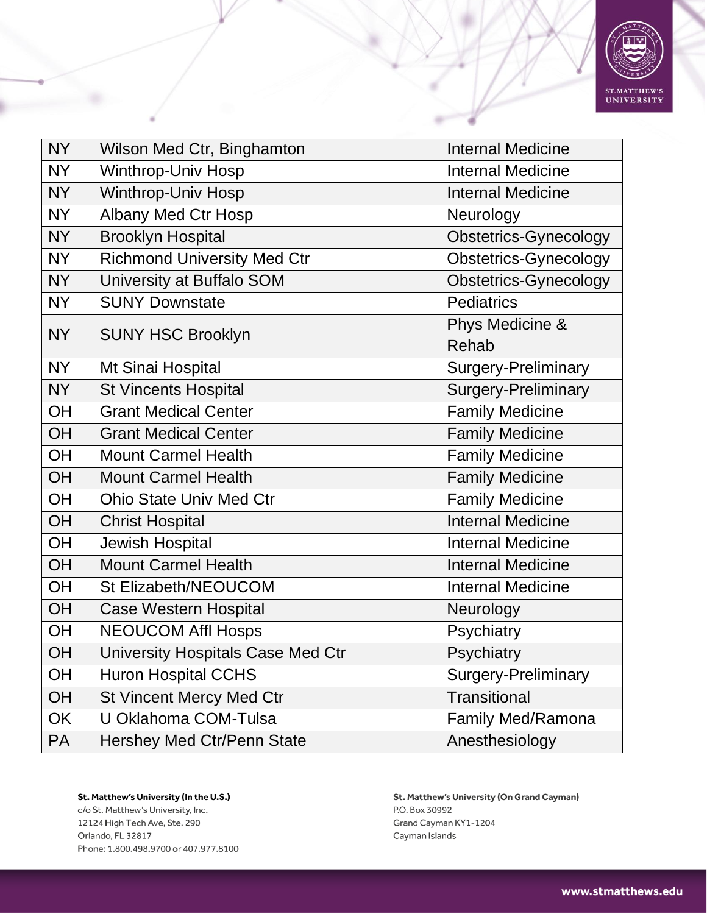| | | |
|---|---|---|
| NY | Wilson Med Ctr, Binghamton | Internal Medicine |
| NY | Winthrop-Univ Hosp | Internal Medicine |
| NY | Winthrop-Univ Hosp | Internal Medicine |
| NY | Albany Med Ctr Hosp | Neurology |
| NY | Brooklyn Hospital | Obstetrics-Gynecology |
| NY | Richmond University Med Ctr | Obstetrics-Gynecology |
| NY | University at Buffalo SOM | Obstetrics-Gynecology |
| NY | SUNY Downstate | Pediatrics |
| NY | SUNY HSC Brooklyn | Phys Medicine & Rehab |
| NY | Mt Sinai Hospital | Surgery-Preliminary |
| NY | St Vincents Hospital | Surgery-Preliminary |
| OH | Grant Medical Center | Family Medicine |
| OH | Grant Medical Center | Family Medicine |
| OH | Mount Carmel Health | Family Medicine |
| OH | Mount Carmel Health | Family Medicine |
| OH | Ohio State Univ Med Ctr | Family Medicine |
| OH | Christ Hospital | Internal Medicine |
| OH | Jewish Hospital | Internal Medicine |
| OH | Mount Carmel Health | Internal Medicine |
| OH | St Elizabeth/NEOUCOM | Internal Medicine |
| OH | Case Western Hospital | Neurology |
| OH | NEOUCOM Affl Hosps | Psychiatry |
| OH | University Hospitals Case Med Ctr | Psychiatry |
| OH | Huron Hospital CCHS | Surgery-Preliminary |
| OH | St Vincent Mercy Med Ctr | Transitional |
| OK | U Oklahoma COM-Tulsa | Family Med/Ramona |
| PA | Hershey Med Ctr/Penn State | Anesthesiology |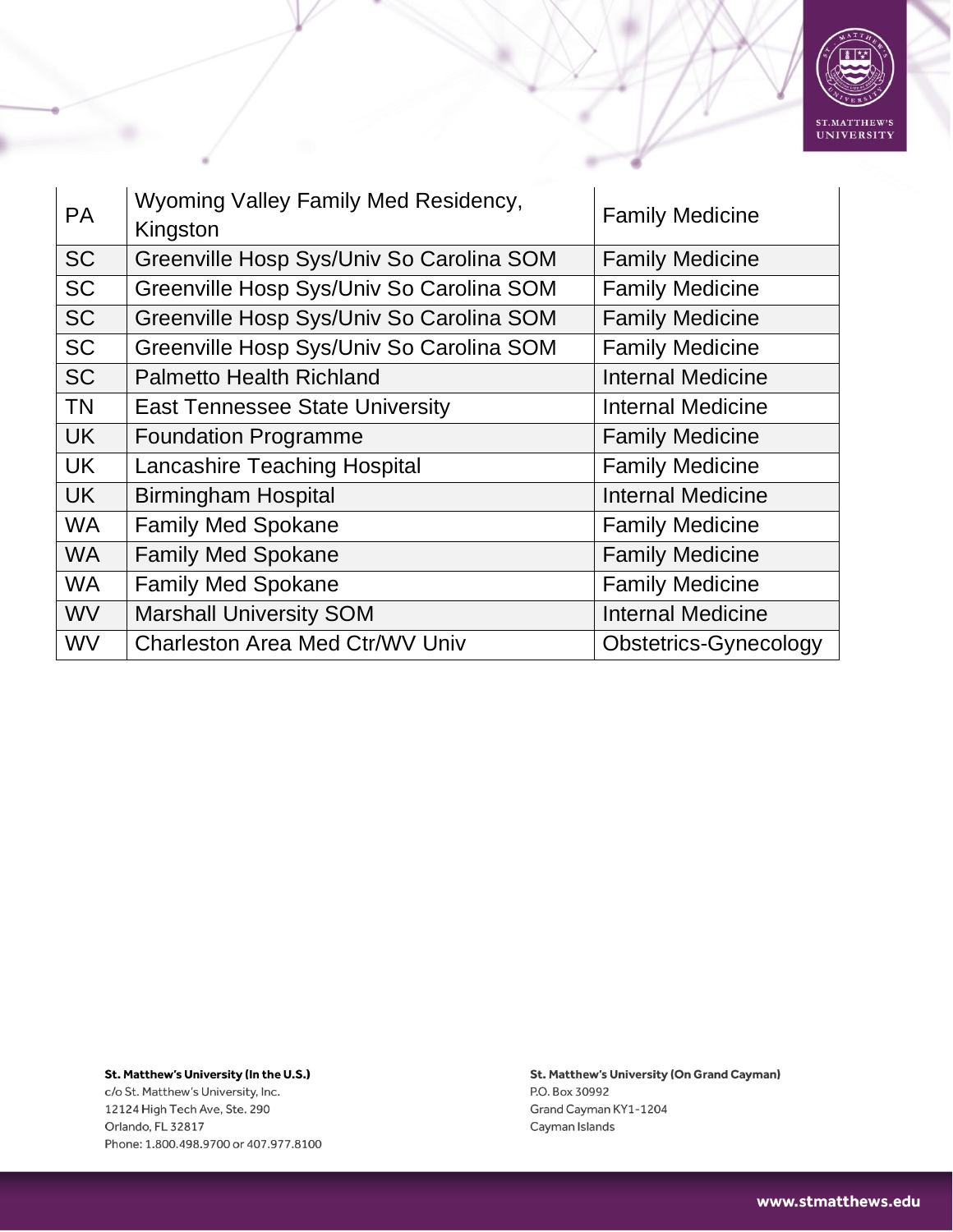| PA | Wyoming Valley Family Med Residency, Kingston | Family Medicine |
|---|---|---|
| SC | Greenville Hosp Sys/Univ So Carolina SOM | Family Medicine |
| SC | Greenville Hosp Sys/Univ So Carolina SOM | Family Medicine |
| SC | Greenville Hosp Sys/Univ So Carolina SOM | Family Medicine |
| SC | Greenville Hosp Sys/Univ So Carolina SOM | Family Medicine |
| SC | Palmetto Health Richland | Internal Medicine |
| TN | East Tennessee State University | Internal Medicine |
| UK | Foundation Programme | Family Medicine |
| UK | Lancashire Teaching Hospital | Family Medicine |
| UK | Birmingham Hospital | Internal Medicine |
| WA | Family Med Spokane | Family Medicine |
| WA | Family Med Spokane | Family Medicine |
| WA | Family Med Spokane | Family Medicine |
| WV | Marshall University SOM | Internal Medicine |
| WV | Charleston Area Med Ctr/WV Univ | Obstetrics-Gynecology |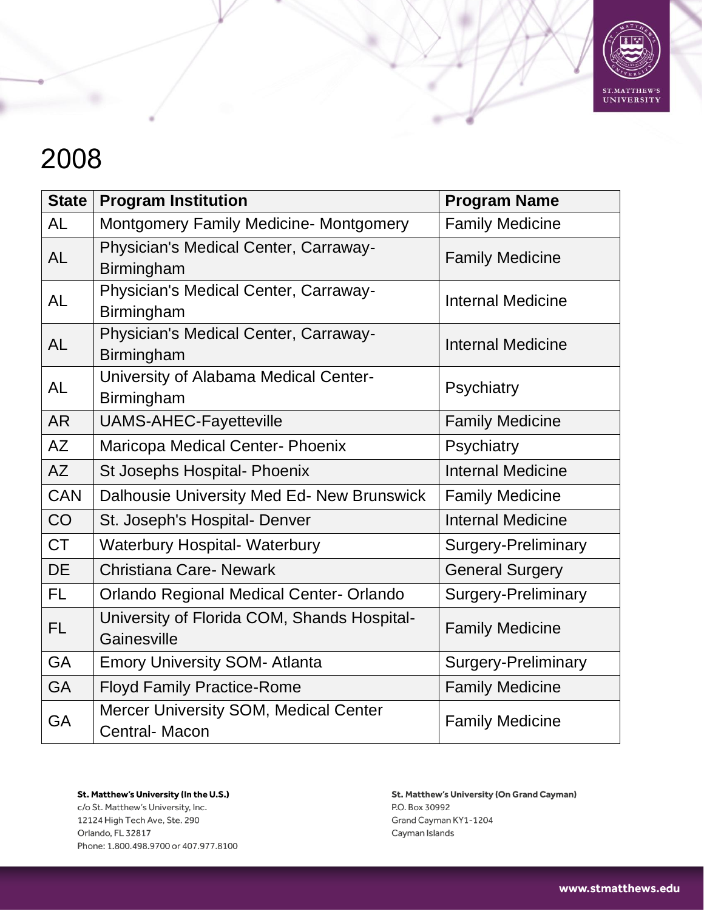# 2008

| State | Program Institution | Program Name |
|---|---|---|
| AL | Montgomery Family Medicine- Montgomery | Family Medicine |
| AL | Physician's Medical Center, Carraway-Birmingham | Family Medicine |
| AL | Physician's Medical Center, Carraway-Birmingham | Internal Medicine |
| AL | Physician's Medical Center, Carraway-Birmingham | Internal Medicine |
| AL | University of Alabama Medical Center-Birmingham | Psychiatry |
| AR | UAMS-AHEC-Fayetteville | Family Medicine |
| AZ | Maricopa Medical Center- Phoenix | Psychiatry |
| AZ | St Josephs Hospital- Phoenix | Internal Medicine |
| CAN | Dalhousie University Med Ed- New Brunswick | Family Medicine |
| CO | St. Joseph's Hospital- Denver | Internal Medicine |
| CT | Waterbury Hospital- Waterbury | Surgery-Preliminary |
| DE | Christiana Care- Newark | General Surgery |
| FL | Orlando Regional Medical Center- Orlando | Surgery-Preliminary |
| FL | University of Florida COM, Shands Hospital-Gainesville | Family Medicine |
| GA | Emory University SOM- Atlanta | Surgery-Preliminary |
| GA | Floyd Family Practice-Rome | Family Medicine |
| GA | Mercer University SOM, Medical Center Central- Macon | Family Medicine |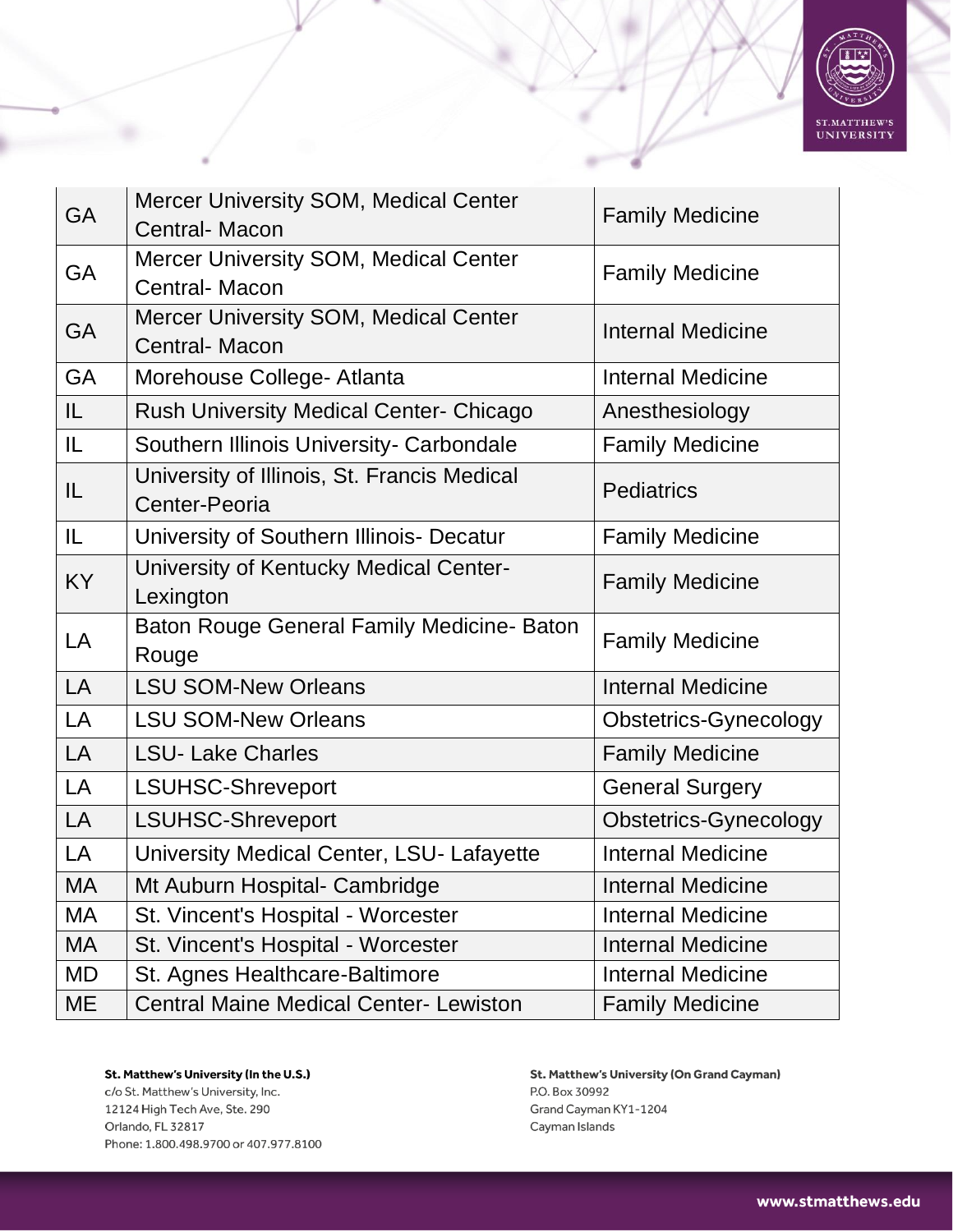| | | |
|---|---|---|
| GA | Mercer University SOM, Medical Center Central- Macon | Family Medicine |
| GA | Mercer University SOM, Medical Center Central- Macon | Family Medicine |
| GA | Mercer University SOM, Medical Center Central- Macon | Internal Medicine |
| GA | Morehouse College- Atlanta | Internal Medicine |
| IL | Rush University Medical Center- Chicago | Anesthesiology |
| IL | Southern Illinois University- Carbondale | Family Medicine |
| IL | University of Illinois, St. Francis Medical Center-Peoria | Pediatrics |
| IL | University of Southern Illinois- Decatur | Family Medicine |
| KY | University of Kentucky Medical Center- Lexington | Family Medicine |
| LA | Baton Rouge General Family Medicine- Baton Rouge | Family Medicine |
| LA | LSU SOM-New Orleans | Internal Medicine |
| LA | LSU SOM-New Orleans | Obstetrics-Gynecology |
| LA | LSU- Lake Charles | Family Medicine |
| LA | LSUHSC-Shreveport | General Surgery |
| LA | LSUHSC-Shreveport | Obstetrics-Gynecology |
| LA | University Medical Center, LSU- Lafayette | Internal Medicine |
| MA | Mt Auburn Hospital- Cambridge | Internal Medicine |
| MA | St. Vincent's Hospital - Worcester | Internal Medicine |
| MA | St. Vincent's Hospital - Worcester | Internal Medicine |
| MD | St. Agnes Healthcare-Baltimore | Internal Medicine |
| ME | Central Maine Medical Center- Lewiston | Family Medicine |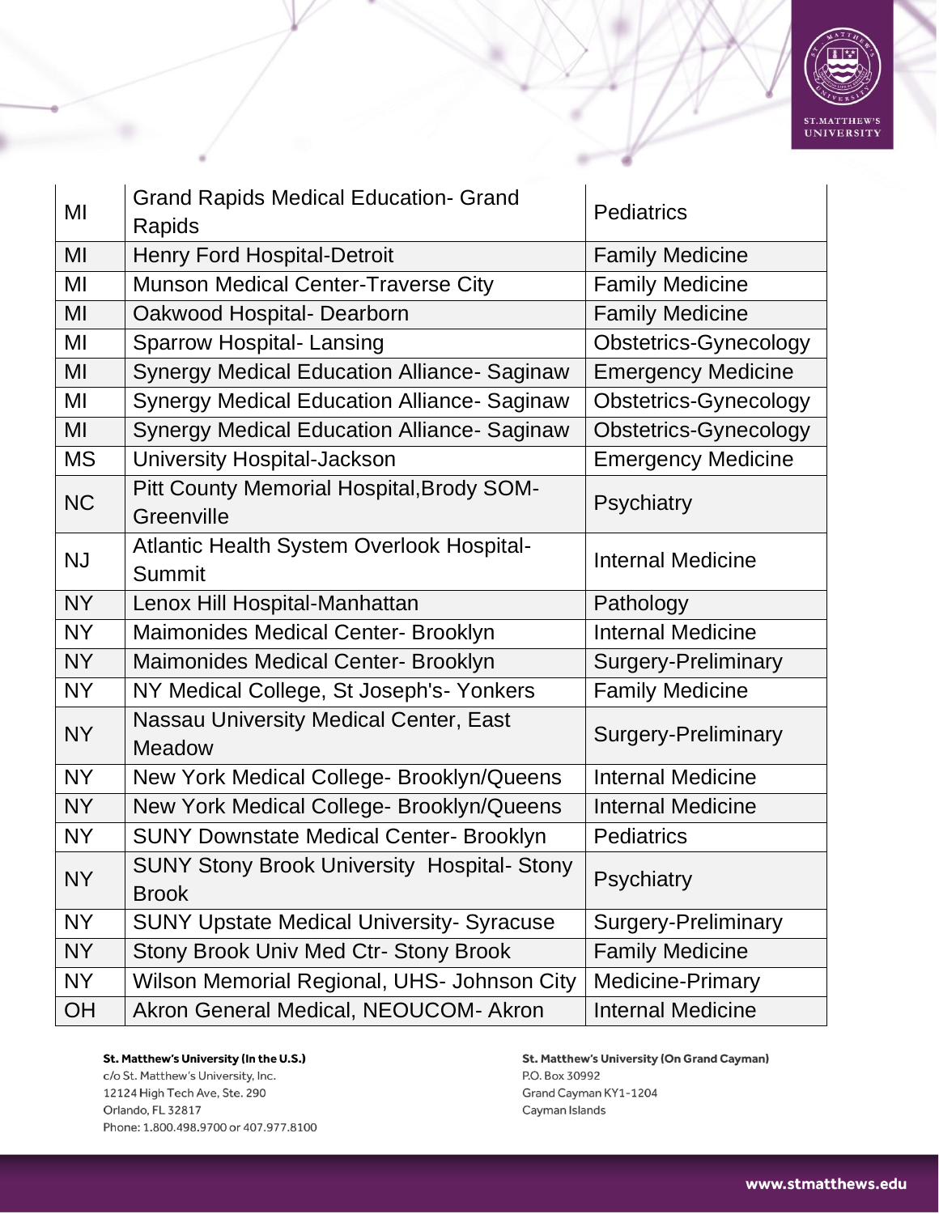| MI | Grand Rapids Medical Education- Grand Rapids | Pediatrics |
|---|---|---|
| MI | Henry Ford Hospital-Detroit | Family Medicine |
| MI | Munson Medical Center-Traverse City | Family Medicine |
| MI | Oakwood Hospital- Dearborn | Family Medicine |
| MI | Sparrow Hospital- Lansing | Obstetrics-Gynecology |
| MI | Synergy Medical Education Alliance- Saginaw | Emergency Medicine |
| MI | Synergy Medical Education Alliance- Saginaw | Obstetrics-Gynecology |
| MI | Synergy Medical Education Alliance- Saginaw | Obstetrics-Gynecology |
| MS | University Hospital-Jackson | Emergency Medicine |
| NC | Pitt County Memorial Hospital,Brody SOM-Greenville | Psychiatry |
| NJ | Atlantic Health System Overlook Hospital-Summit | Internal Medicine |
| NY | Lenox Hill Hospital-Manhattan | Pathology |
| NY | Maimonides Medical Center- Brooklyn | Internal Medicine |
| NY | Maimonides Medical Center- Brooklyn | Surgery-Preliminary |
| NY | NY Medical College, St Joseph's- Yonkers | Family Medicine |
| NY | Nassau University Medical Center, East Meadow | Surgery-Preliminary |
| NY | New York Medical College- Brooklyn/Queens | Internal Medicine |
| NY | New York Medical College- Brooklyn/Queens | Internal Medicine |
| NY | SUNY Downstate Medical Center- Brooklyn | Pediatrics |
| NY | SUNY Stony Brook University Hospital- Stony Brook | Psychiatry |
| NY | SUNY Upstate Medical University- Syracuse | Surgery-Preliminary |
| NY | Stony Brook Univ Med Ctr- Stony Brook | Family Medicine |
| NY | Wilson Memorial Regional, UHS- Johnson City | Medicine-Primary |
| OH | Akron General Medical, NEOUCOM- Akron | Internal Medicine |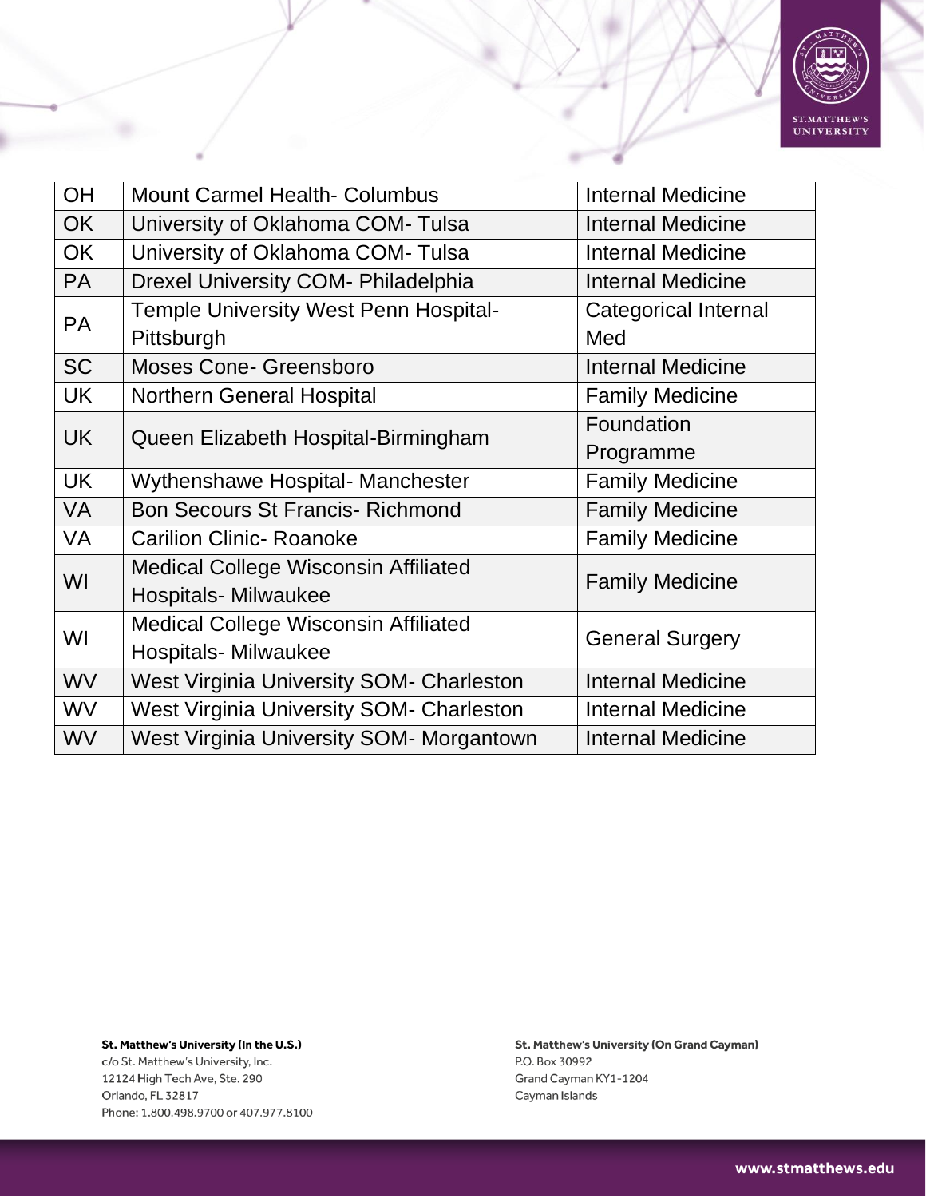| OH | Mount Carmel Health- Columbus | Internal Medicine |
|---|---|---|
| OK | University of Oklahoma COM- Tulsa | Internal Medicine |
| OK | University of Oklahoma COM- Tulsa | Internal Medicine |
| PA | Drexel University COM- Philadelphia | Internal Medicine |
| PA | Temple University West Penn Hospital- Pittsburgh | Categorical Internal Med |
| SC | Moses Cone- Greensboro | Internal Medicine |
| UK | Northern General Hospital | Family Medicine |
| UK | Queen Elizabeth Hospital-Birmingham | Foundation Programme |
| UK | Wythenshawe Hospital- Manchester | Family Medicine |
| VA | Bon Secours St Francis- Richmond | Family Medicine |
| VA | Carilion Clinic- Roanoke | Family Medicine |
| WI | Medical College Wisconsin Affiliated Hospitals- Milwaukee | Family Medicine |
| WI | Medical College Wisconsin Affiliated Hospitals- Milwaukee | General Surgery |
| WV | West Virginia University SOM- Charleston | Internal Medicine |
| WV | West Virginia University SOM- Charleston | Internal Medicine |
| WV | West Virginia University SOM- Morgantown | Internal Medicine |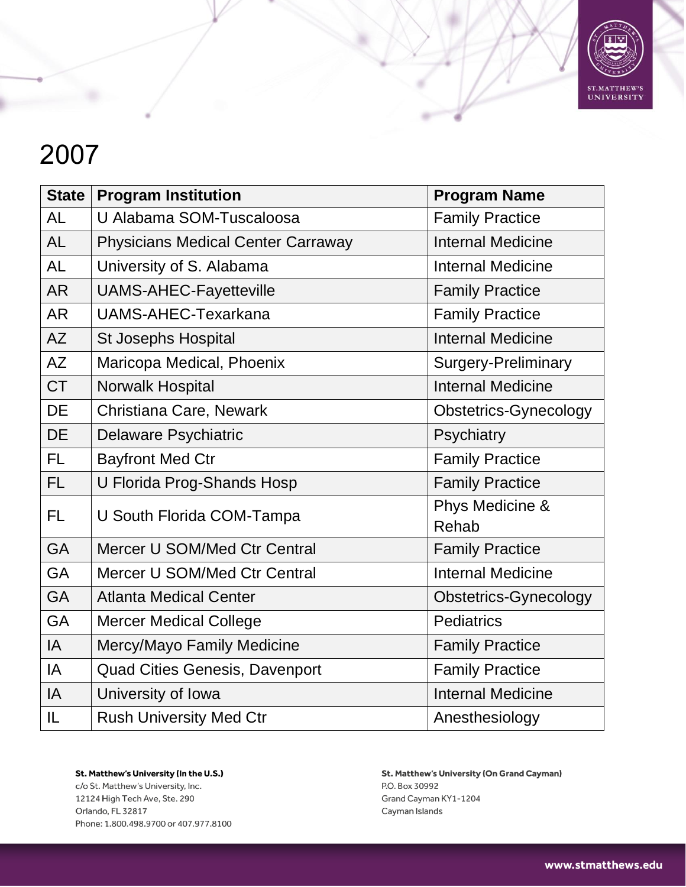# 2007

| State | Program Institution | Program Name |
|---|---|---|
| AL | U Alabama SOM-Tuscaloosa | Family Practice |
| AL | Physicians Medical Center Carraway | Internal Medicine |
| AL | University of S. Alabama | Internal Medicine |
| AR | UAMS-AHEC-Fayetteville | Family Practice |
| AR | UAMS-AHEC-Texarkana | Family Practice |
| AZ | St Josephs Hospital | Internal Medicine |
| AZ | Maricopa Medical, Phoenix | Surgery-Preliminary |
| CT | Norwalk Hospital | Internal Medicine |
| DE | Christiana Care, Newark | Obstetrics-Gynecology |
| DE | Delaware Psychiatric | Psychiatry |
| FL | Bayfront Med Ctr | Family Practice |
| FL | U Florida Prog-Shands Hosp | Family Practice |
| FL | U South Florida COM-Tampa | Phys Medicine & Rehab |
| GA | Mercer U SOM/Med Ctr Central | Family Practice |
| GA | Mercer U SOM/Med Ctr Central | Internal Medicine |
| GA | Atlanta Medical Center | Obstetrics-Gynecology |
| GA | Mercer Medical College | Pediatrics |
| IA | Mercy/Mayo Family Medicine | Family Practice |
| IA | Quad Cities Genesis, Davenport | Family Practice |
| IA | University of Iowa | Internal Medicine |
| IL | Rush University Med Ctr | Anesthesiology |

**St. Matthew's University (In the U.S.)**
c/o St. Matthew's University, Inc.
12124 High Tech Ave, Ste. 290
Orlando, FL 32817
Phone: 1.800.498.9700 or 407.977.8100

**St. Matthew's University (On Grand Cayman)**
P.O. Box 30992
Grand Cayman KY1-1204
Cayman Islands

www.stmatthews.edu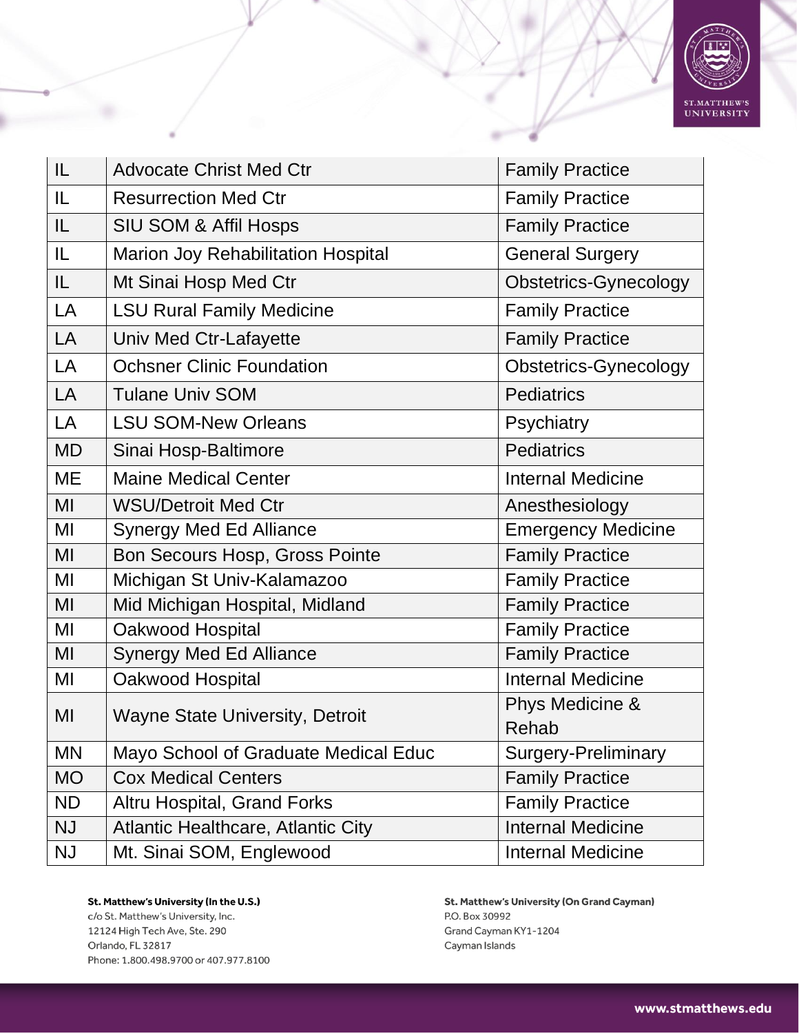| IL | Advocate Christ Med Ctr | Family Practice |
|---|---|---|
| IL | Resurrection Med Ctr | Family Practice |
| IL | SIU SOM & Affil Hosps | Family Practice |
| IL | Marion Joy Rehabilitation Hospital | General Surgery |
| IL | Mt Sinai Hosp Med Ctr | Obstetrics-Gynecology |
| LA | LSU Rural Family Medicine | Family Practice |
| LA | Univ Med Ctr-Lafayette | Family Practice |
| LA | Ochsner Clinic Foundation | Obstetrics-Gynecology |
| LA | Tulane Univ SOM | Pediatrics |
| LA | LSU SOM-New Orleans | Psychiatry |
| MD | Sinai Hosp-Baltimore | Pediatrics |
| ME | Maine Medical Center | Internal Medicine |
| MI | WSU/Detroit Med Ctr | Anesthesiology |
| MI | Synergy Med Ed Alliance | Emergency Medicine |
| MI | Bon Secours Hosp, Gross Pointe | Family Practice |
| MI | Michigan St Univ-Kalamazoo | Family Practice |
| MI | Mid Michigan Hospital, Midland | Family Practice |
| MI | Oakwood Hospital | Family Practice |
| MI | Synergy Med Ed Alliance | Family Practice |
| MI | Oakwood Hospital | Internal Medicine |
| MI | Wayne State University, Detroit | Phys Medicine & Rehab |
| MN | Mayo School of Graduate Medical Educ | Surgery-Preliminary |
| MO | Cox Medical Centers | Family Practice |
| ND | Altru Hospital, Grand Forks | Family Practice |
| NJ | Atlantic Healthcare, Atlantic City | Internal Medicine |
| NJ | Mt. Sinai SOM, Englewood | Internal Medicine |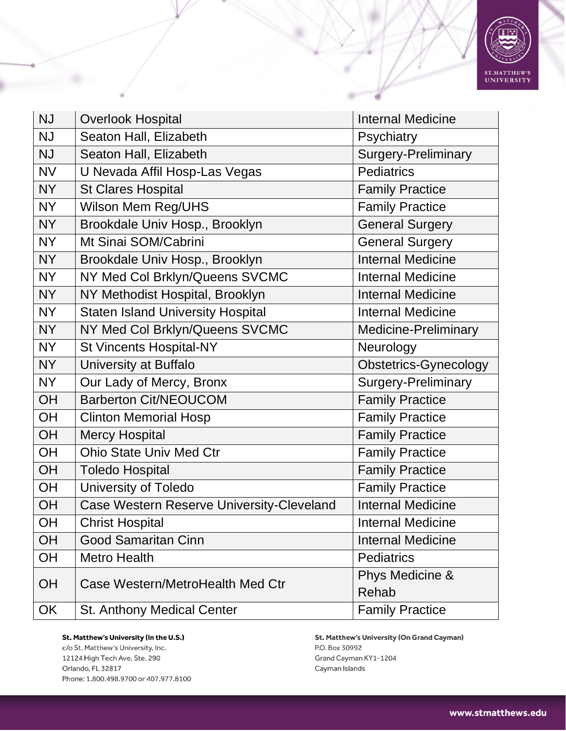| NJ | Overlook Hospital | Internal Medicine |
|---|---|---|
| NJ | Seaton Hall, Elizabeth | Psychiatry |
| NJ | Seaton Hall, Elizabeth | Surgery-Preliminary |
| NV | U Nevada Affil Hosp-Las Vegas | Pediatrics |
| NY | St Clares Hospital | Family Practice |
| NY | Wilson Mem Reg/UHS | Family Practice |
| NY | Brookdale Univ Hosp., Brooklyn | General Surgery |
| NY | Mt Sinai SOM/Cabrini | General Surgery |
| NY | Brookdale Univ Hosp., Brooklyn | Internal Medicine |
| NY | NY Med Col Brklyn/Queens SVCMC | Internal Medicine |
| NY | NY Methodist Hospital, Brooklyn | Internal Medicine |
| NY | Staten Island University Hospital | Internal Medicine |
| NY | NY Med Col Brklyn/Queens SVCMC | Medicine-Preliminary |
| NY | St Vincents Hospital-NY | Neurology |
| NY | University at Buffalo | Obstetrics-Gynecology |
| NY | Our Lady of Mercy, Bronx | Surgery-Preliminary |
| OH | Barberton Cit/NEOUCOM | Family Practice |
| OH | Clinton Memorial Hosp | Family Practice |
| OH | Mercy Hospital | Family Practice |
| OH | Ohio State Univ Med Ctr | Family Practice |
| OH | Toledo Hospital | Family Practice |
| OH | University of Toledo | Family Practice |
| OH | Case Western Reserve University-Cleveland | Internal Medicine |
| OH | Christ Hospital | Internal Medicine |
| OH | Good Samaritan Cinn | Internal Medicine |
| OH | Metro Health | Pediatrics |
| OH | Case Western/MetroHealth Med Ctr | Phys Medicine & Rehab |
| OK | St. Anthony Medical Center | Family Practice |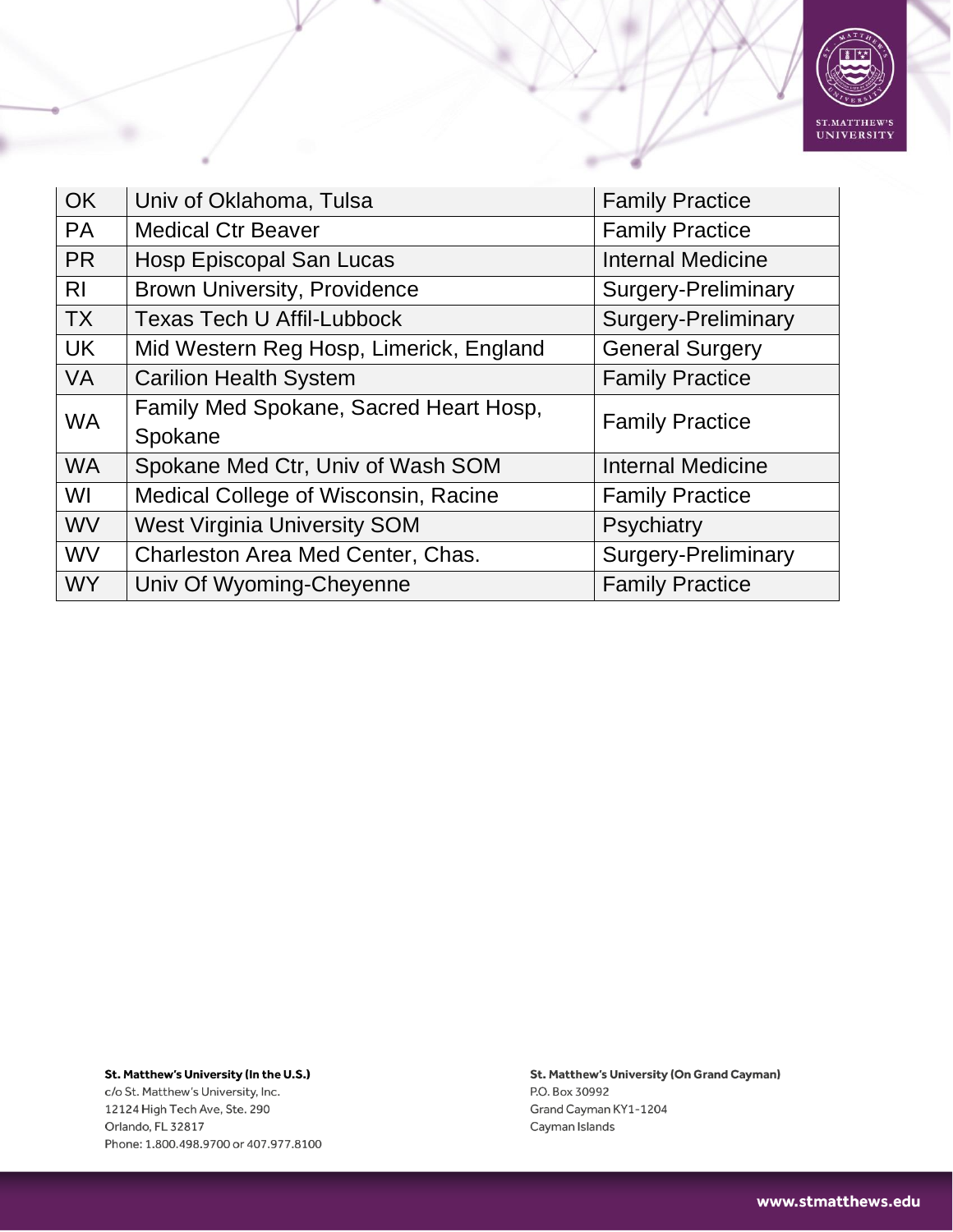| | | |
|---|---|---|
| OK | Univ of Oklahoma, Tulsa | Family Practice |
| PA | Medical Ctr Beaver | Family Practice |
| PR | Hosp Episcopal San Lucas | Internal Medicine |
| RI | Brown University, Providence | Surgery-Preliminary |
| TX | Texas Tech U Affil-Lubbock | Surgery-Preliminary |
| UK | Mid Western Reg Hosp, Limerick, England | General Surgery |
| VA | Carilion Health System | Family Practice |
| WA | Family Med Spokane, Sacred Heart Hosp, Spokane | Family Practice |
| WA | Spokane Med Ctr, Univ of Wash SOM | Internal Medicine |
| WI | Medical College of Wisconsin, Racine | Family Practice |
| WV | West Virginia University SOM | Psychiatry |
| WV | Charleston Area Med Center, Chas. | Surgery-Preliminary |
| WY | Univ Of Wyoming-Cheyenne | Family Practice |